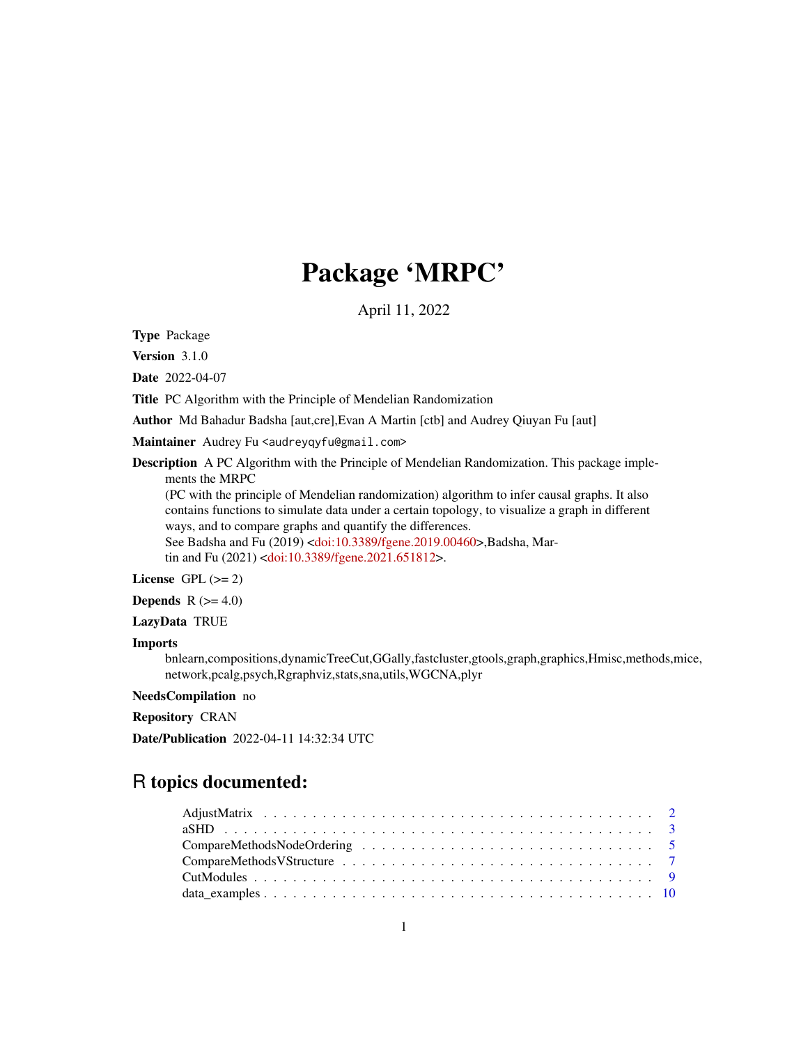# Package 'MRPC'

April 11, 2022

**Type** Package

**Version** 3.1.0

**Date** 2022-04-07

**Title** PC Algorithm with the Principle of Mendelian Randomization

**Author** Md Bahadur Badsha [aut,cre],Evan A Martin [ctb] and Audrey Qiuyan Fu [aut]

**Maintainer** Audrey Fu <audreyqyfu@gmail.com>

**Description** A PC Algorithm with the Principle of Mendelian Randomization. This package implements the MRPC
(PC with the principle of Mendelian randomization) algorithm to infer causal graphs. It also contains functions to simulate data under a certain topology, to visualize a graph in different ways, and to compare graphs and quantify the differences.
See Badsha and Fu (2019) <doi:10.3389/fgene.2019.00460>,Badsha, Martin and Fu (2021) <doi:10.3389/fgene.2021.651812>.

**License** GPL (>= 2)

**Depends** R (>= 4.0)

**LazyData** TRUE

**Imports**
bnlearn,compositions,dynamicTreeCut,GGally,fastcluster,gtools,graph,graphics,Hmisc,methods,mice, network,pcalg,psych,Rgraphviz,stats,sna,utils,WGCNA,plyr

**NeedsCompilation** no

**Repository** CRAN

**Date/Publication** 2022-04-11 14:32:34 UTC

## R topics documented:

- AdjustMatrix . . . . . . . . . . . . . . . . . . . . . . . . . . . . . . . . . . . . . . 2
- aSHD . . . . . . . . . . . . . . . . . . . . . . . . . . . . . . . . . . . . . . . . . . 3
- CompareMethodsNodeOrdering . . . . . . . . . . . . . . . . . . . . . . . . . . . . 5
- CompareMethodsVStructure . . . . . . . . . . . . . . . . . . . . . . . . . . . . . . 7
- CutModules . . . . . . . . . . . . . . . . . . . . . . . . . . . . . . . . . . . . . . 9
- data_examples . . . . . . . . . . . . . . . . . . . . . . . . . . . . . . . . . . . . 10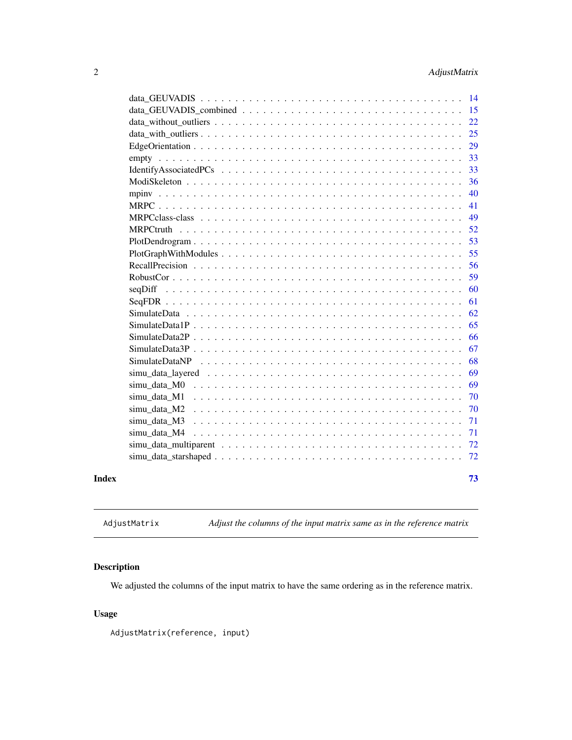data_GEUVADIS . . . . . . . . . . . . . . . . . . . . . . . . . . . . . . . . . . . 14
data_GEUVADIS_combined . . . . . . . . . . . . . . . . . . . . . . . . . . . . . . 15
data_without_outliers . . . . . . . . . . . . . . . . . . . . . . . . . . . . . . . . 22
data_with_outliers . . . . . . . . . . . . . . . . . . . . . . . . . . . . . . . . . . 25
EdgeOrientation . . . . . . . . . . . . . . . . . . . . . . . . . . . . . . . . . . . 29
empty . . . . . . . . . . . . . . . . . . . . . . . . . . . . . . . . . . . . . . . . 33
IdentifyAssociatedPCs . . . . . . . . . . . . . . . . . . . . . . . . . . . . . . . 33
ModiSkeleton . . . . . . . . . . . . . . . . . . . . . . . . . . . . . . . . . . . . 36
mpinv . . . . . . . . . . . . . . . . . . . . . . . . . . . . . . . . . . . . . . . . 40
MRPC . . . . . . . . . . . . . . . . . . . . . . . . . . . . . . . . . . . . . . . . 41
MRPCclass-class . . . . . . . . . . . . . . . . . . . . . . . . . . . . . . . . . . 49
MRPCtruth . . . . . . . . . . . . . . . . . . . . . . . . . . . . . . . . . . . . . 52
PlotDendrogram . . . . . . . . . . . . . . . . . . . . . . . . . . . . . . . . . . . 53
PlotGraphWithModules . . . . . . . . . . . . . . . . . . . . . . . . . . . . . . . 55
RecallPrecision . . . . . . . . . . . . . . . . . . . . . . . . . . . . . . . . . . . 56
RobustCor . . . . . . . . . . . . . . . . . . . . . . . . . . . . . . . . . . . . . . 59
seqDiff . . . . . . . . . . . . . . . . . . . . . . . . . . . . . . . . . . . . . . . 60
SeqFDR . . . . . . . . . . . . . . . . . . . . . . . . . . . . . . . . . . . . . . . 61
SimulateData . . . . . . . . . . . . . . . . . . . . . . . . . . . . . . . . . . . . 62
SimulateData1P . . . . . . . . . . . . . . . . . . . . . . . . . . . . . . . . . . . 65
SimulateData2P . . . . . . . . . . . . . . . . . . . . . . . . . . . . . . . . . . . 66
SimulateData3P . . . . . . . . . . . . . . . . . . . . . . . . . . . . . . . . . . . 67
SimulateDataNP . . . . . . . . . . . . . . . . . . . . . . . . . . . . . . . . . . . 68
simu_data_layered . . . . . . . . . . . . . . . . . . . . . . . . . . . . . . . . . 69
simu_data_M0 . . . . . . . . . . . . . . . . . . . . . . . . . . . . . . . . . . . . 69
simu_data_M1 . . . . . . . . . . . . . . . . . . . . . . . . . . . . . . . . . . . . 70
simu_data_M2 . . . . . . . . . . . . . . . . . . . . . . . . . . . . . . . . . . . . 70
simu_data_M3 . . . . . . . . . . . . . . . . . . . . . . . . . . . . . . . . . . . . 71
simu_data_M4 . . . . . . . . . . . . . . . . . . . . . . . . . . . . . . . . . . . . 71
simu_data_multiparent . . . . . . . . . . . . . . . . . . . . . . . . . . . . . . . 72
simu_data_starshaped . . . . . . . . . . . . . . . . . . . . . . . . . . . . . . . . 72

**Index** **73**

---

`AdjustMatrix` *Adjust the columns of the input matrix same as in the reference matrix*

---

## Description

We adjusted the columns of the input matrix to have the same ordering as in the reference matrix.

## Usage

```
AdjustMatrix(reference, input)
```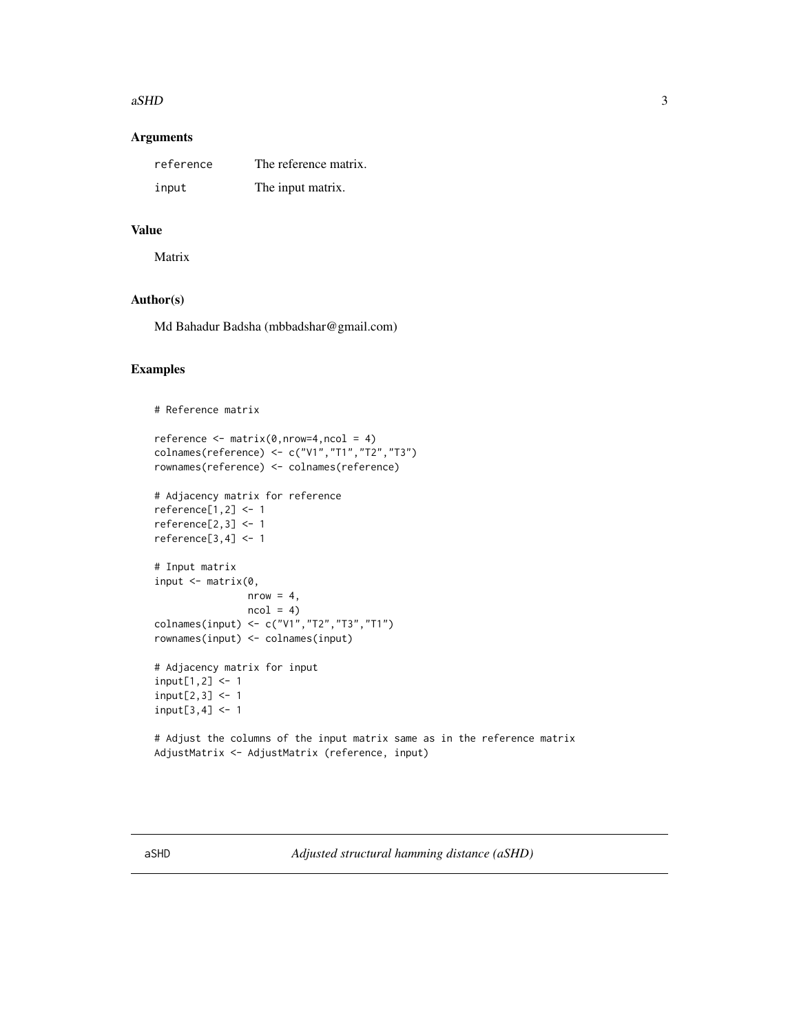## Arguments

| | |
|---|---|
| `reference` | The reference matrix. |
| `input` | The input matrix. |

## Value

Matrix

## Author(s)

Md Bahadur Badsha (mbbadshar@gmail.com)

## Examples

```
# Reference matrix

reference <- matrix(0,nrow=4,ncol = 4)
colnames(reference) <- c("V1","T1","T2","T3")
rownames(reference) <- colnames(reference)

# Adjacency matrix for reference
reference[1,2] <- 1
reference[2,3] <- 1
reference[3,4] <- 1

# Input matrix
input <- matrix(0,
                nrow = 4,
                ncol = 4)
colnames(input) <- c("V1","T2","T3","T1")
rownames(input) <- colnames(input)

# Adjacency matrix for input
input[1,2] <- 1
input[2,3] <- 1
input[3,4] <- 1

# Adjust the columns of the input matrix same as in the reference matrix
AdjustMatrix <- AdjustMatrix (reference, input)
```

---

aSHD *Adjusted structural hamming distance (aSHD)*

---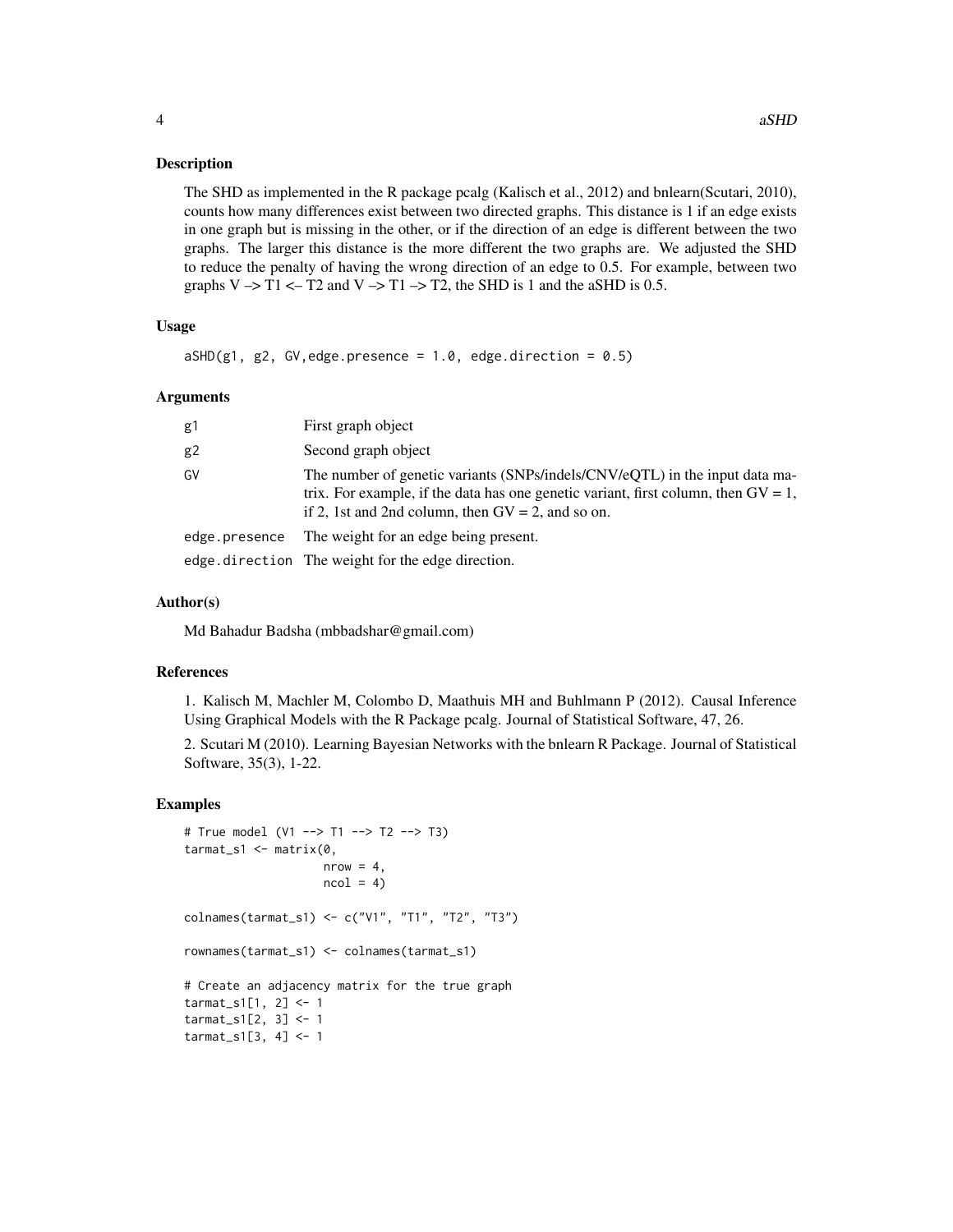## Description

The SHD as implemented in the R package pcalg (Kalisch et al., 2012) and bnlearn(Scutari, 2010), counts how many differences exist between two directed graphs. This distance is 1 if an edge exists in one graph but is missing in the other, or if the direction of an edge is different between the two graphs. The larger this distance is the more different the two graphs are. We adjusted the SHD to reduce the penalty of having the wrong direction of an edge to 0.5. For example, between two graphs V –> T1 <– T2 and V –> T1 –> T2, the SHD is 1 and the aSHD is 0.5.

## Usage

```
aSHD(g1, g2, GV,edge.presence = 1.0, edge.direction = 0.5)
```

## Arguments

| | |
|---|---|
| g1 | First graph object |
| g2 | Second graph object |
| GV | The number of genetic variants (SNPs/indels/CNV/eQTL) in the input data matrix. For example, if the data has one genetic variant, first column, then GV = 1, if 2, 1st and 2nd column, then GV = 2, and so on. |
| edge.presence | The weight for an edge being present. |
| edge.direction | The weight for the edge direction. |

## Author(s)

Md Bahadur Badsha (mbbadshar@gmail.com)

## References

1. Kalisch M, Machler M, Colombo D, Maathuis MH and Buhlmann P (2012). Causal Inference Using Graphical Models with the R Package pcalg. Journal of Statistical Software, 47, 26.

2. Scutari M (2010). Learning Bayesian Networks with the bnlearn R Package. Journal of Statistical Software, 35(3), 1-22.

## Examples

```
# True model (V1 --> T1 --> T2 --> T3)
tarmat_s1 <- matrix(0,
                    nrow = 4,
                    ncol = 4)

colnames(tarmat_s1) <- c("V1", "T1", "T2", "T3")

rownames(tarmat_s1) <- colnames(tarmat_s1)

# Create an adjacency matrix for the true graph
tarmat_s1[1, 2] <- 1
tarmat_s1[2, 3] <- 1
tarmat_s1[3, 4] <- 1
```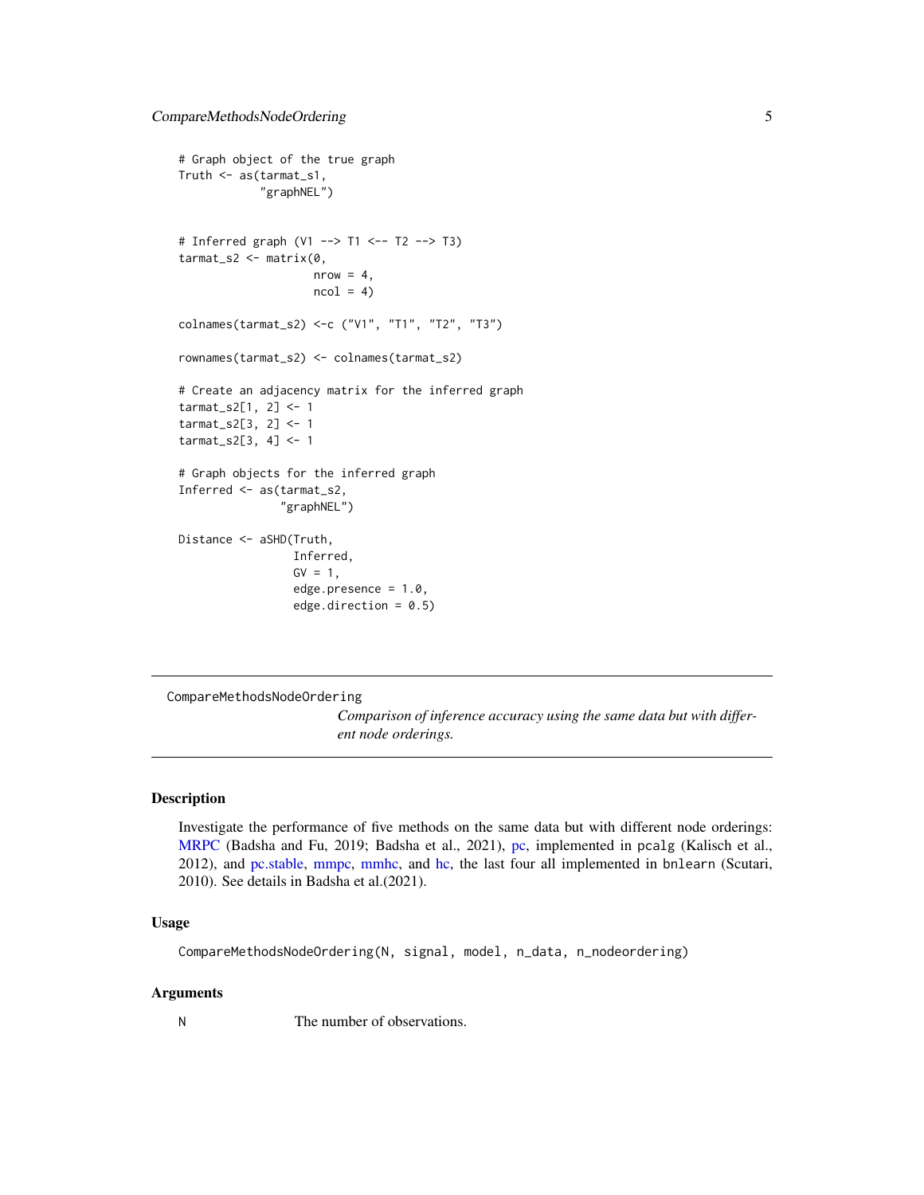```
# Graph object of the true graph
Truth <- as(tarmat_s1,
            "graphNEL")


# Inferred graph (V1 --> T1 <-- T2 --> T3)
tarmat_s2 <- matrix(0,
                    nrow = 4,
                    ncol = 4)

colnames(tarmat_s2) <-c ("V1", "T1", "T2", "T3")

rownames(tarmat_s2) <- colnames(tarmat_s2)

# Create an adjacency matrix for the inferred graph
tarmat_s2[1, 2] <- 1
tarmat_s2[3, 2] <- 1
tarmat_s2[3, 4] <- 1

# Graph objects for the inferred graph
Inferred <- as(tarmat_s2,
               "graphNEL")

Distance <- aSHD(Truth,
                 Inferred,
                 GV = 1,
                 edge.presence = 1.0,
                 edge.direction = 0.5)
```

---

`CompareMethodsNodeOrdering`

*Comparison of inference accuracy using the same data but with different node orderings.*

---

## Description

Investigate the performance of five methods on the same data but with different node orderings: MRPC (Badsha and Fu, 2019; Badsha et al., 2021), pc, implemented in pcalg (Kalisch et al., 2012), and pc.stable, mmpc, mmhc, and hc, the last four all implemented in bnlearn (Scutari, 2010). See details in Badsha et al.(2021).

## Usage

```
CompareMethodsNodeOrdering(N, signal, model, n_data, n_nodeordering)
```

## Arguments

| | |
|---|---|
| N | The number of observations. |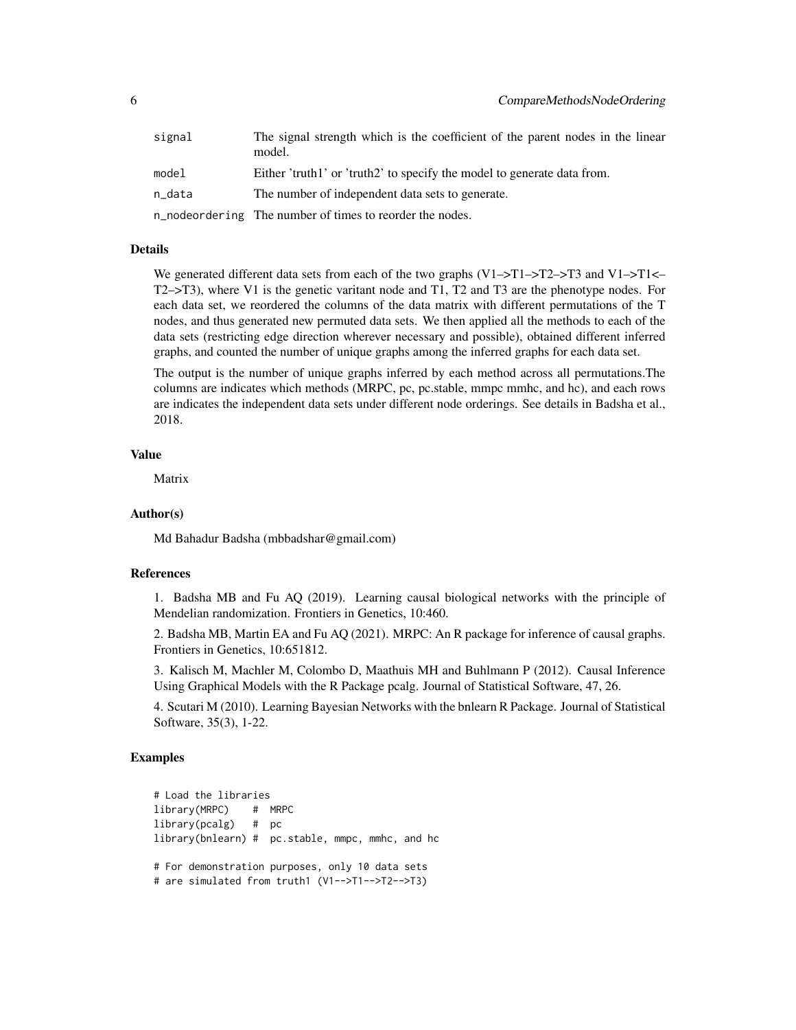| | |
|---|---|
| signal | The signal strength which is the coefficient of the parent nodes in the linear model. |
| model | Either 'truth1' or 'truth2' to specify the model to generate data from. |
| n_data | The number of independent data sets to generate. |
| n_nodeordering | The number of times to reorder the nodes. |

### Details

We generated different data sets from each of the two graphs (V1–>T1–>T2–>T3 and V1–>T1<–T2–>T3), where V1 is the genetic varitant node and T1, T2 and T3 are the phenotype nodes. For each data set, we reordered the columns of the data matrix with different permutations of the T nodes, and thus generated new permuted data sets. We then applied all the methods to each of the data sets (restricting edge direction wherever necessary and possible), obtained different inferred graphs, and counted the number of unique graphs among the inferred graphs for each data set.

The output is the number of unique graphs inferred by each method across all permutations.The columns are indicates which methods (MRPC, pc, pc.stable, mmpc mmhc, and hc), and each rows are indicates the independent data sets under different node orderings. See details in Badsha et al., 2018.

### Value

Matrix

### Author(s)

Md Bahadur Badsha (mbbadshar@gmail.com)

### References

1. Badsha MB and Fu AQ (2019). Learning causal biological networks with the principle of Mendelian randomization. Frontiers in Genetics, 10:460.

2. Badsha MB, Martin EA and Fu AQ (2021). MRPC: An R package for inference of causal graphs. Frontiers in Genetics, 10:651812.

3. Kalisch M, Machler M, Colombo D, Maathuis MH and Buhlmann P (2012). Causal Inference Using Graphical Models with the R Package pcalg. Journal of Statistical Software, 47, 26.

4. Scutari M (2010). Learning Bayesian Networks with the bnlearn R Package. Journal of Statistical Software, 35(3), 1-22.

### Examples

```
# Load the libraries
library(MRPC)    #  MRPC
library(pcalg)   #  pc
library(bnlearn) #  pc.stable, mmpc, mmhc, and hc

# For demonstration purposes, only 10 data sets
# are simulated from truth1 (V1-->T1-->T2-->T3)
```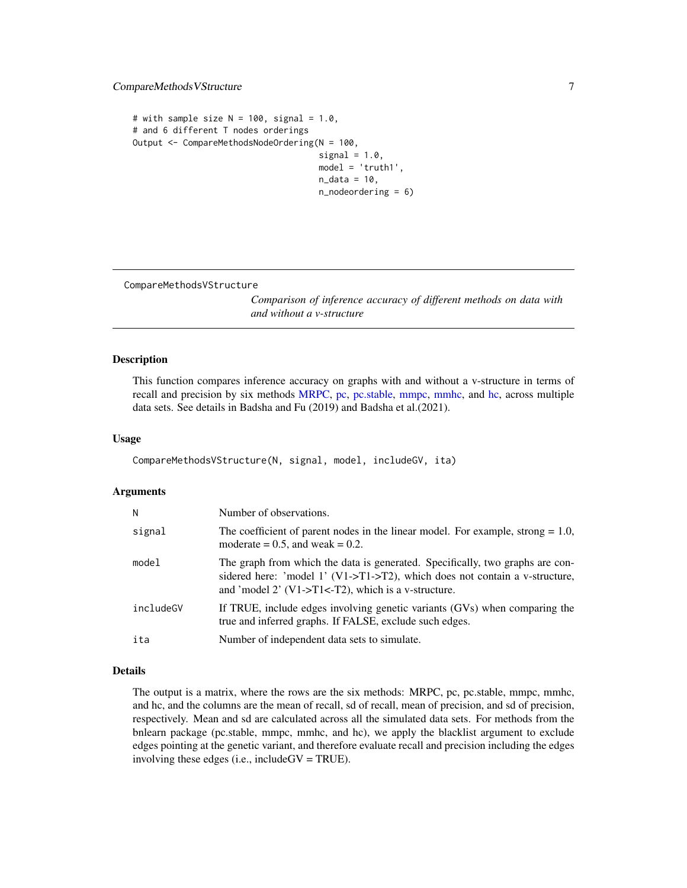```
# with sample size N = 100, signal = 1.0,
# and 6 different T nodes orderings
Output <- CompareMethodsNodeOrdering(N = 100,
                                     signal = 1.0,
                                     model = 'truth1',
                                     n_data = 10,
                                     n_nodeordering = 6)
```

---

CompareMethodsVStructure

*Comparison of inference accuracy of different methods on data with and without a v-structure*

---

## Description

This function compares inference accuracy on graphs with and without a v-structure in terms of recall and precision by six methods MRPC, pc, pc.stable, mmpc, mmhc, and hc, across multiple data sets. See details in Badsha and Fu (2019) and Badsha et al.(2021).

## Usage

```
CompareMethodsVStructure(N, signal, model, includeGV, ita)
```

## Arguments

| | |
|---|---|
| N | Number of observations. |
| signal | The coefficient of parent nodes in the linear model. For example, strong = 1.0, moderate = 0.5, and weak = 0.2. |
| model | The graph from which the data is generated. Specifically, two graphs are considered here: 'model 1' (V1->T1->T2), which does not contain a v-structure, and 'model 2' (V1->T1<-T2), which is a v-structure. |
| includeGV | If TRUE, include edges involving genetic variants (GVs) when comparing the true and inferred graphs. If FALSE, exclude such edges. |
| ita | Number of independent data sets to simulate. |

## Details

The output is a matrix, where the rows are the six methods: MRPC, pc, pc.stable, mmpc, mmhc, and hc, and the columns are the mean of recall, sd of recall, mean of precision, and sd of precision, respectively. Mean and sd are calculated across all the simulated data sets. For methods from the bnlearn package (pc.stable, mmpc, mmhc, and hc), we apply the blacklist argument to exclude edges pointing at the genetic variant, and therefore evaluate recall and precision including the edges involving these edges (i.e., includeGV = TRUE).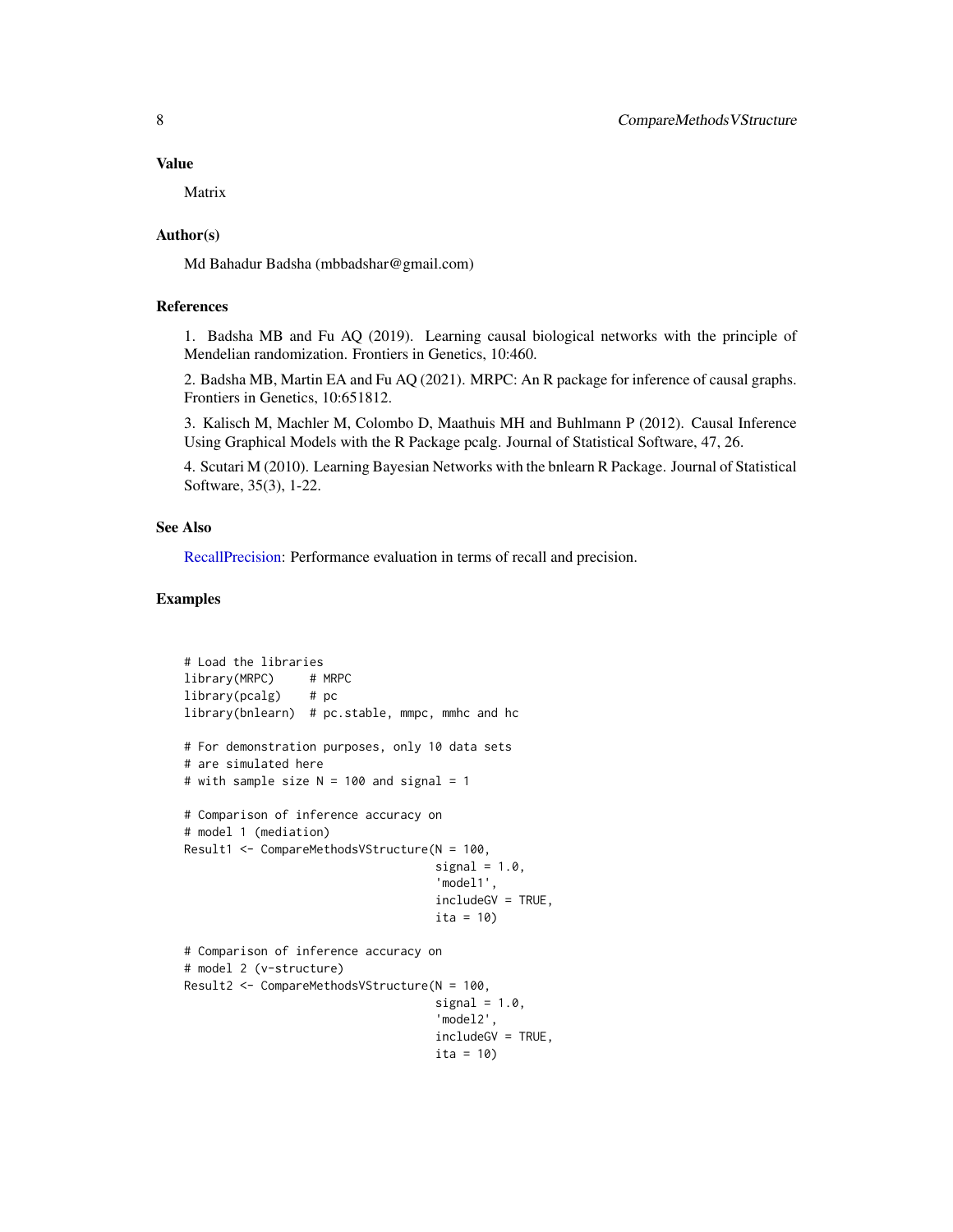### Value

Matrix

### Author(s)

Md Bahadur Badsha (mbbadshar@gmail.com)

### References

1. Badsha MB and Fu AQ (2019). Learning causal biological networks with the principle of Mendelian randomization. Frontiers in Genetics, 10:460.

2. Badsha MB, Martin EA and Fu AQ (2021). MRPC: An R package for inference of causal graphs. Frontiers in Genetics, 10:651812.

3. Kalisch M, Machler M, Colombo D, Maathuis MH and Buhlmann P (2012). Causal Inference Using Graphical Models with the R Package pcalg. Journal of Statistical Software, 47, 26.

4. Scutari M (2010). Learning Bayesian Networks with the bnlearn R Package. Journal of Statistical Software, 35(3), 1-22.

### See Also

RecallPrecision: Performance evaluation in terms of recall and precision.

### Examples

```
# Load the libraries
library(MRPC)     # MRPC
library(pcalg)    # pc
library(bnlearn)  # pc.stable, mmpc, mmhc and hc

# For demonstration purposes, only 10 data sets
# are simulated here
# with sample size N = 100 and signal = 1

# Comparison of inference accuracy on
# model 1 (mediation)
Result1 <- CompareMethodsVStructure(N = 100,
                                    signal = 1.0,
                                    'model1',
                                    includeGV = TRUE,
                                    ita = 10)

# Comparison of inference accuracy on
# model 2 (v-structure)
Result2 <- CompareMethodsVStructure(N = 100,
                                    signal = 1.0,
                                    'model2',
                                    includeGV = TRUE,
                                    ita = 10)
```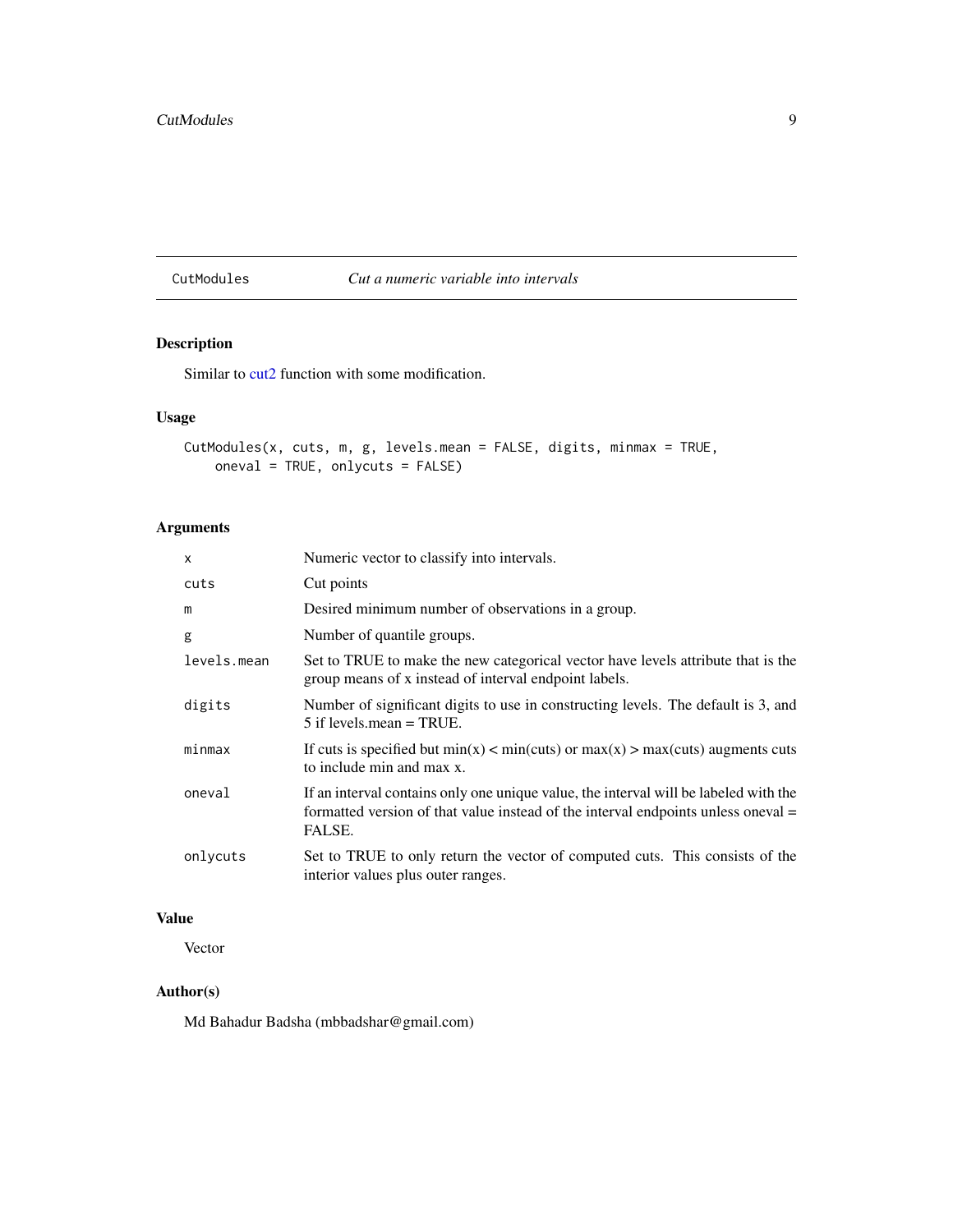# CutModules — *Cut a numeric variable into intervals*

## Description

Similar to cut2 function with some modification.

## Usage

```
CutModules(x, cuts, m, g, levels.mean = FALSE, digits, minmax = TRUE,
    oneval = TRUE, onlycuts = FALSE)
```

## Arguments

| Argument | Description |
|---|---|
| `x` | Numeric vector to classify into intervals. |
| `cuts` | Cut points |
| `m` | Desired minimum number of observations in a group. |
| `g` | Number of quantile groups. |
| `levels.mean` | Set to TRUE to make the new categorical vector have levels attribute that is the group means of x instead of interval endpoint labels. |
| `digits` | Number of significant digits to use in constructing levels. The default is 3, and 5 if levels.mean = TRUE. |
| `minmax` | If cuts is specified but min(x) < min(cuts) or max(x) > max(cuts) augments cuts to include min and max x. |
| `oneval` | If an interval contains only one unique value, the interval will be labeled with the formatted version of that value instead of the interval endpoints unless oneval = FALSE. |
| `onlycuts` | Set to TRUE to only return the vector of computed cuts. This consists of the interior values plus outer ranges. |

## Value

Vector

## Author(s)

Md Bahadur Badsha (mbbadshar@gmail.com)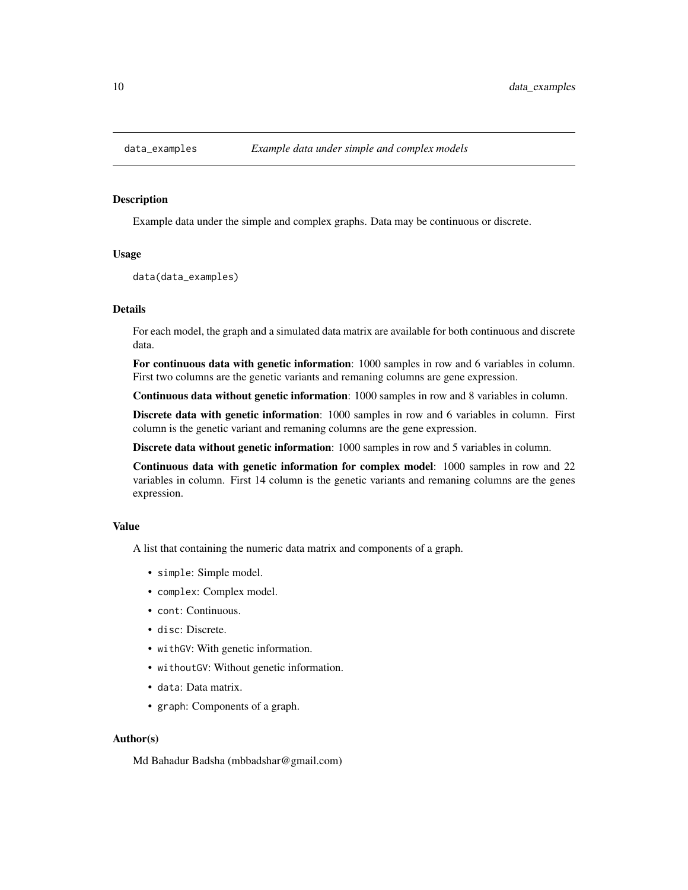## data_examples — *Example data under simple and complex models*

### Description

Example data under the simple and complex graphs. Data may be continuous or discrete.

### Usage

```
data(data_examples)
```

### Details

For each model, the graph and a simulated data matrix are available for both continuous and discrete data.

**For continuous data with genetic information**: 1000 samples in row and 6 variables in column. First two columns are the genetic variants and remaning columns are gene expression.

**Continuous data without genetic information**: 1000 samples in row and 8 variables in column.

**Discrete data with genetic information**: 1000 samples in row and 6 variables in column. First column is the genetic variant and remaning columns are the gene expression.

**Discrete data without genetic information**: 1000 samples in row and 5 variables in column.

**Continuous data with genetic information for complex model**: 1000 samples in row and 22 variables in column. First 14 column is the genetic variants and remaning columns are the genes expression.

### Value

A list that containing the numeric data matrix and components of a graph.

- `simple`: Simple model.
- `complex`: Complex model.
- `cont`: Continuous.
- `disc`: Discrete.
- `withGV`: With genetic information.
- `withoutGV`: Without genetic information.
- `data`: Data matrix.
- `graph`: Components of a graph.

### Author(s)

Md Bahadur Badsha (mbbadshar@gmail.com)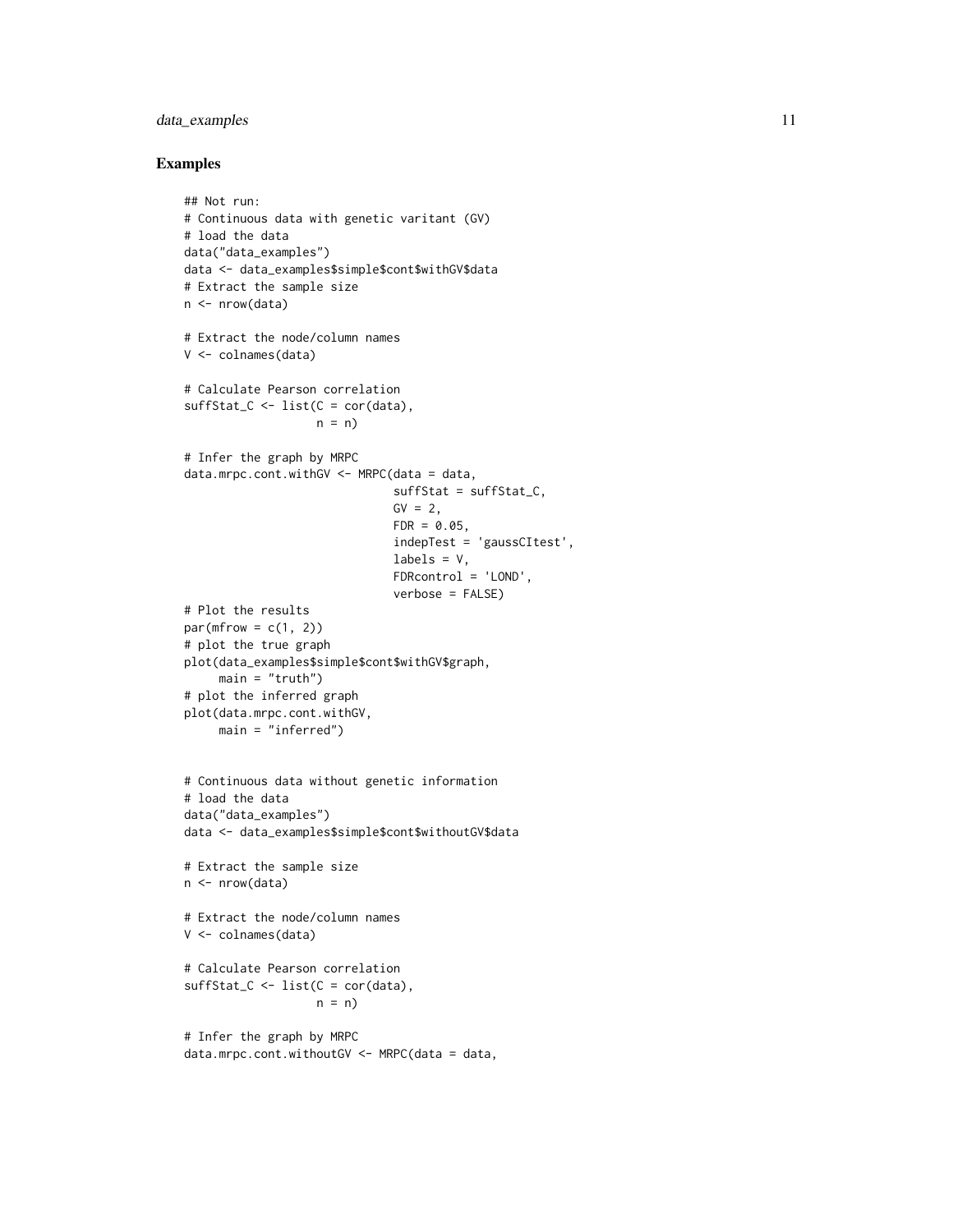## Examples

```
## Not run:
# Continuous data with genetic varitant (GV)
# load the data
data("data_examples")
data <- data_examples$simple$cont$withGV$data
# Extract the sample size
n <- nrow(data)

# Extract the node/column names
V <- colnames(data)

# Calculate Pearson correlation
suffStat_C <- list(C = cor(data),
                   n = n)

# Infer the graph by MRPC
data.mrpc.cont.withGV <- MRPC(data = data,
                              suffStat = suffStat_C,
                              GV = 2,
                              FDR = 0.05,
                              indepTest = 'gaussCItest',
                              labels = V,
                              FDRcontrol = 'LOND',
                              verbose = FALSE)
# Plot the results
par(mfrow = c(1, 2))
# plot the true graph
plot(data_examples$simple$cont$withGV$graph,
     main = "truth")
# plot the inferred graph
plot(data.mrpc.cont.withGV,
     main = "inferred")


# Continuous data without genetic information
# load the data
data("data_examples")
data <- data_examples$simple$cont$withoutGV$data

# Extract the sample size
n <- nrow(data)

# Extract the node/column names
V <- colnames(data)

# Calculate Pearson correlation
suffStat_C <- list(C = cor(data),
                   n = n)

# Infer the graph by MRPC
data.mrpc.cont.withoutGV <- MRPC(data = data,
```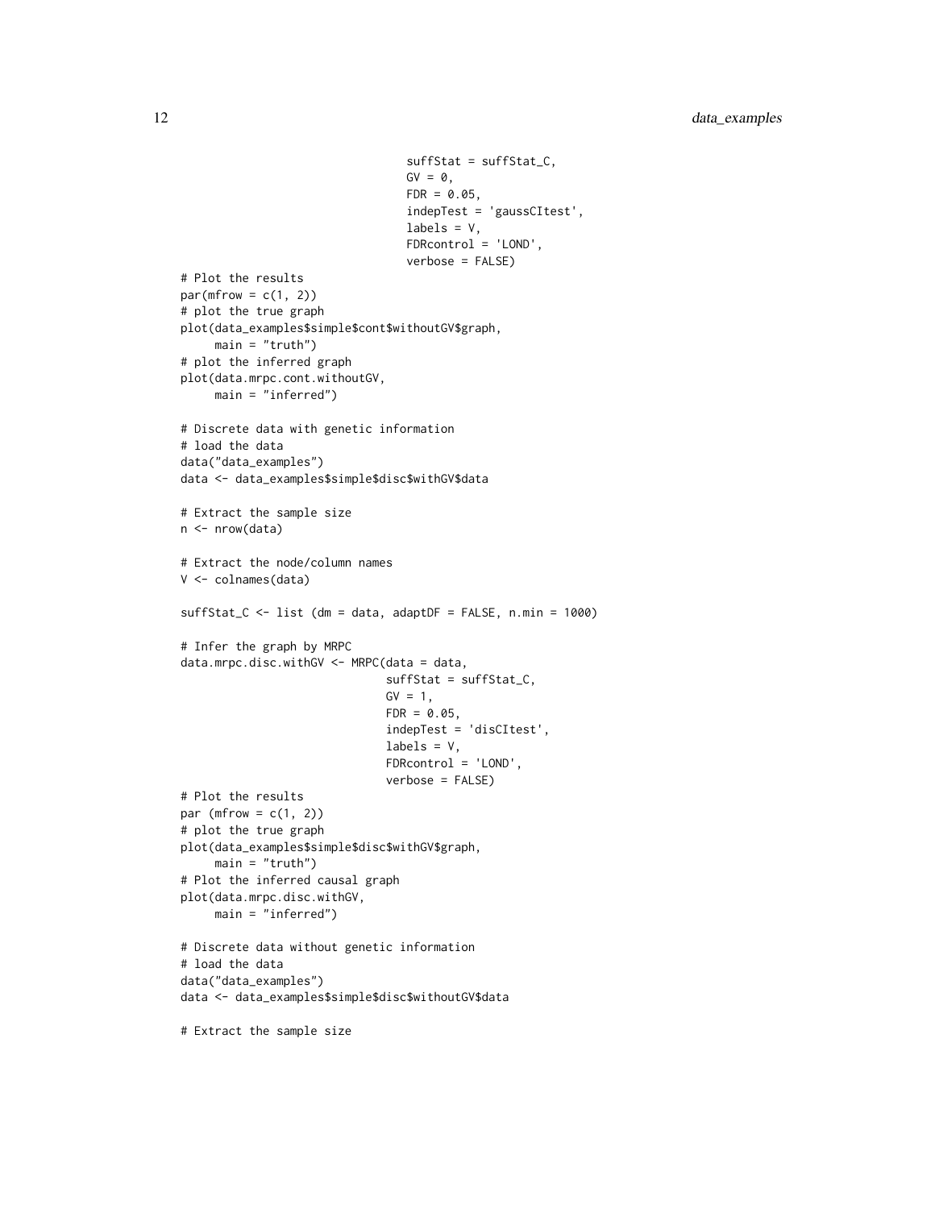```
                                  suffStat = suffStat_C,
                                  GV = 0,
                                  FDR = 0.05,
                                  indepTest = 'gaussCItest',
                                  labels = V,
                                  FDRcontrol = 'LOND',
                                  verbose = FALSE)
# Plot the results
par(mfrow = c(1, 2))
# plot the true graph
plot(data_examples$simple$cont$withoutGV$graph,
     main = "truth")
# plot the inferred graph
plot(data.mrpc.cont.withoutGV,
     main = "inferred")

# Discrete data with genetic information
# load the data
data("data_examples")
data <- data_examples$simple$disc$withGV$data

# Extract the sample size
n <- nrow(data)

# Extract the node/column names
V <- colnames(data)

suffStat_C <- list (dm = data, adaptDF = FALSE, n.min = 1000)

# Infer the graph by MRPC
data.mrpc.disc.withGV <- MRPC(data = data,
                              suffStat = suffStat_C,
                              GV = 1,
                              FDR = 0.05,
                              indepTest = 'disCItest',
                              labels = V,
                              FDRcontrol = 'LOND',
                              verbose = FALSE)
# Plot the results
par (mfrow = c(1, 2))
# plot the true graph
plot(data_examples$simple$disc$withGV$graph,
     main = "truth")
# Plot the inferred causal graph
plot(data.mrpc.disc.withGV,
     main = "inferred")

# Discrete data without genetic information
# load the data
data("data_examples")
data <- data_examples$simple$disc$withoutGV$data

# Extract the sample size
```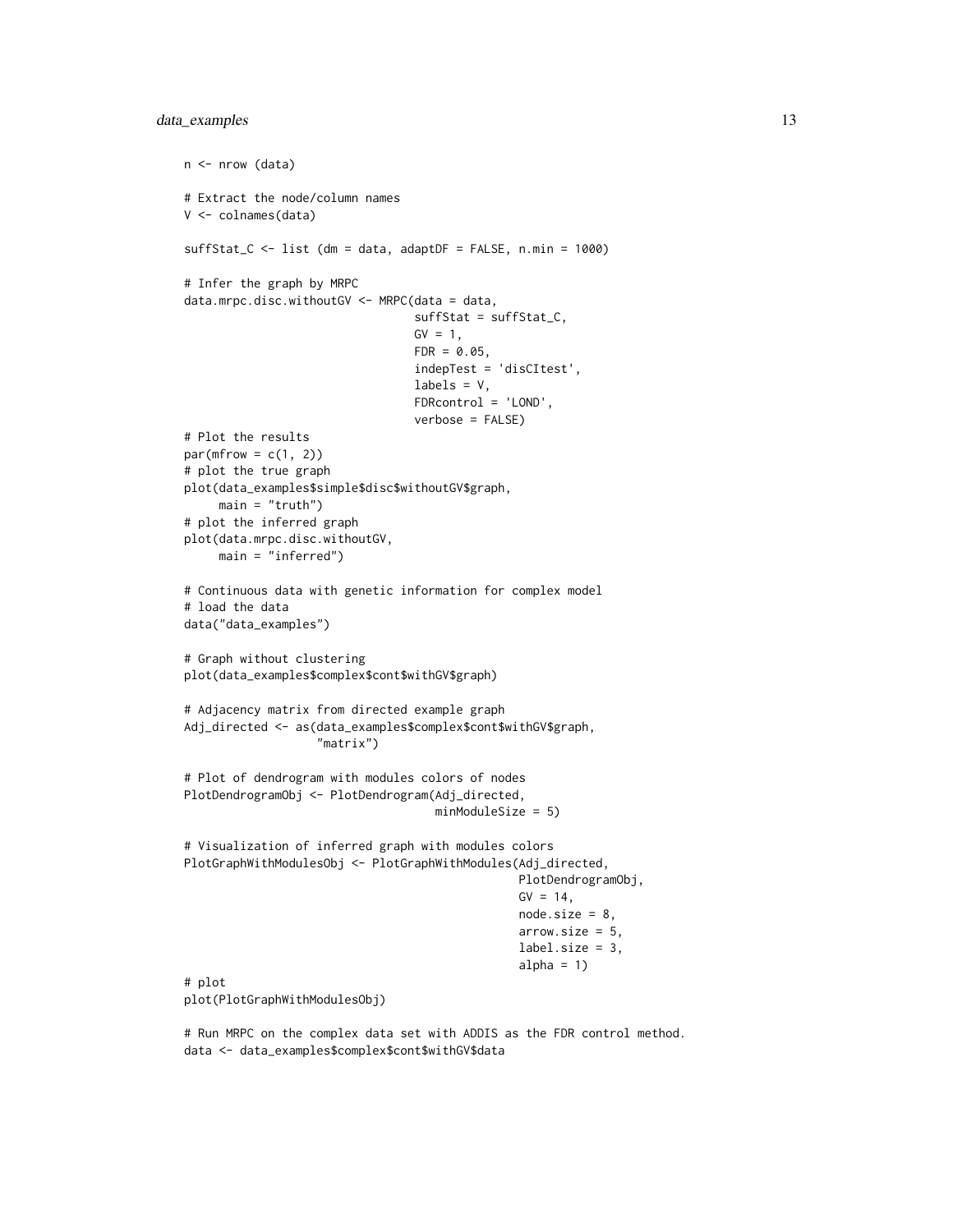```
n <- nrow (data)

# Extract the node/column names
V <- colnames(data)

suffStat_C <- list (dm = data, adaptDF = FALSE, n.min = 1000)

# Infer the graph by MRPC
data.mrpc.disc.withoutGV <- MRPC(data = data,
                                 suffStat = suffStat_C,
                                 GV = 1,
                                 FDR = 0.05,
                                 indepTest = 'disCItest',
                                 labels = V,
                                 FDRcontrol = 'LOND',
                                 verbose = FALSE)
# Plot the results
par(mfrow = c(1, 2))
# plot the true graph
plot(data_examples$simple$disc$withoutGV$graph,
     main = "truth")
# plot the inferred graph
plot(data.mrpc.disc.withoutGV,
     main = "inferred")

# Continuous data with genetic information for complex model
# load the data
data("data_examples")

# Graph without clustering
plot(data_examples$complex$cont$withGV$graph)

# Adjacency matrix from directed example graph
Adj_directed <- as(data_examples$complex$cont$withGV$graph,
                   "matrix")

# Plot of dendrogram with modules colors of nodes
PlotDendrogramObj <- PlotDendrogram(Adj_directed,
                                    minModuleSize = 5)

# Visualization of inferred graph with modules colors
PlotGraphWithModulesObj <- PlotGraphWithModules(Adj_directed,
                                                PlotDendrogramObj,
                                                GV = 14,
                                                node.size = 8,
                                                arrow.size = 5,
                                                label.size = 3,
                                                alpha = 1)
# plot
plot(PlotGraphWithModulesObj)

# Run MRPC on the complex data set with ADDIS as the FDR control method.
data <- data_examples$complex$cont$withGV$data
```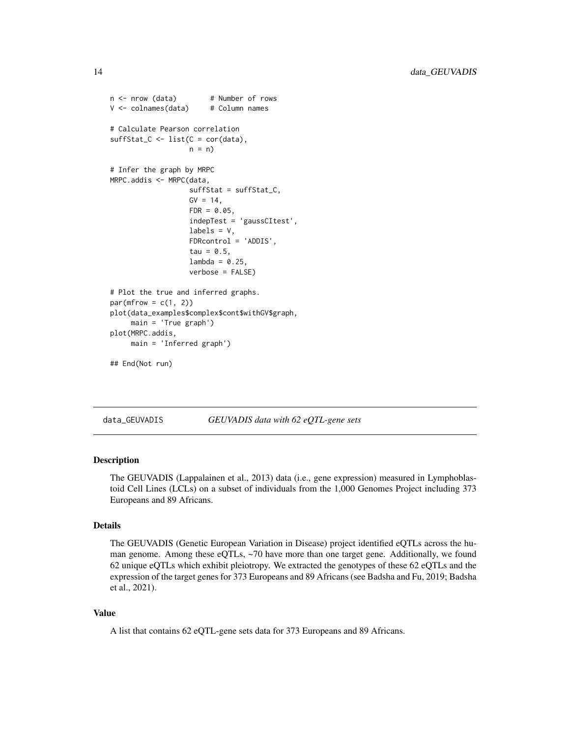```
n <- nrow (data)        # Number of rows
V <- colnames(data)     # Column names

# Calculate Pearson correlation
suffStat_C <- list(C = cor(data),
                   n = n)

# Infer the graph by MRPC
MRPC.addis <- MRPC(data,
                   suffStat = suffStat_C,
                   GV = 14,
                   FDR = 0.05,
                   indepTest = 'gaussCItest',
                   labels = V,
                   FDRcontrol = 'ADDIS',
                   tau = 0.5,
                   lambda = 0.25,
                   verbose = FALSE)

# Plot the true and inferred graphs.
par(mfrow = c(1, 2))
plot(data_examples$complex$cont$withGV$graph,
     main = 'True graph')
plot(MRPC.addis,
     main = 'Inferred graph')

## End(Not run)
```

---

data_GEUVADIS    *GEUVADIS data with 62 eQTL-gene sets*

---

## Description

The GEUVADIS (Lappalainen et al., 2013) data (i.e., gene expression) measured in Lymphoblastoid Cell Lines (LCLs) on a subset of individuals from the 1,000 Genomes Project including 373 Europeans and 89 Africans.

## Details

The GEUVADIS (Genetic European Variation in Disease) project identified eQTLs across the human genome. Among these eQTLs, ~70 have more than one target gene. Additionally, we found 62 unique eQTLs which exhibit pleiotropy. We extracted the genotypes of these 62 eQTLs and the expression of the target genes for 373 Europeans and 89 Africans (see Badsha and Fu, 2019; Badsha et al., 2021).

## Value

A list that contains 62 eQTL-gene sets data for 373 Europeans and 89 Africans.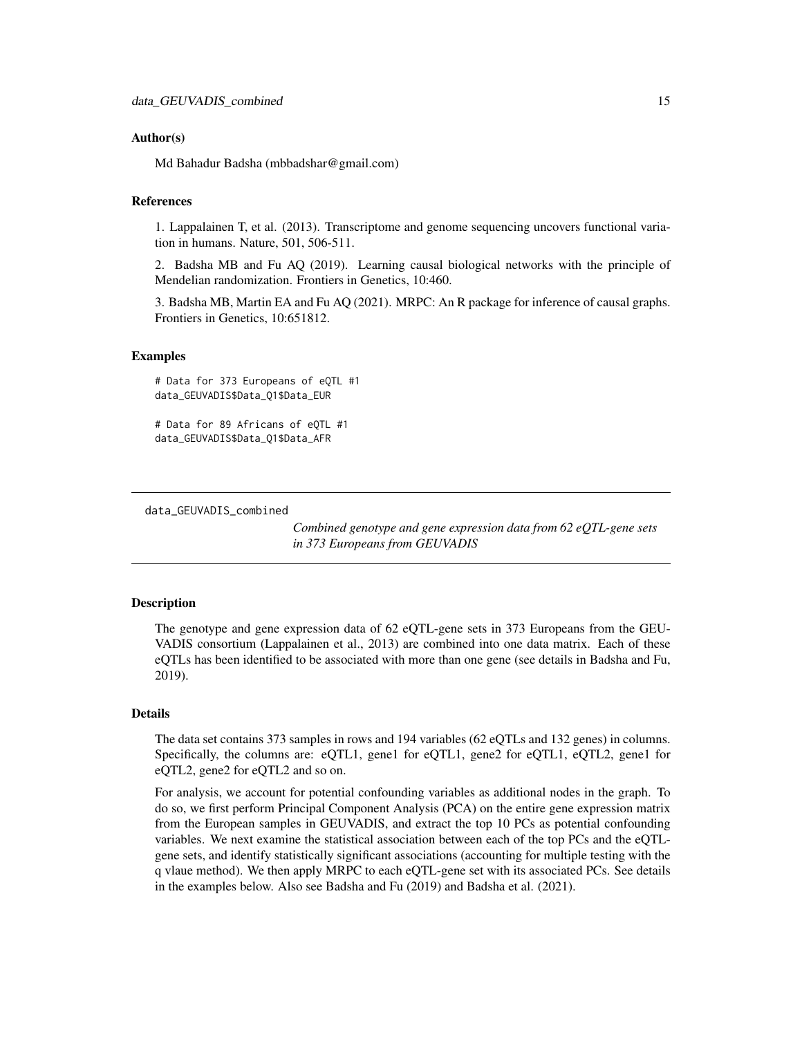### Author(s)

Md Bahadur Badsha (mbbadshar@gmail.com)

### References

1. Lappalainen T, et al. (2013). Transcriptome and genome sequencing uncovers functional variation in humans. Nature, 501, 506-511.

2. Badsha MB and Fu AQ (2019). Learning causal biological networks with the principle of Mendelian randomization. Frontiers in Genetics, 10:460.

3. Badsha MB, Martin EA and Fu AQ (2021). MRPC: An R package for inference of causal graphs. Frontiers in Genetics, 10:651812.

### Examples

```
# Data for 373 Europeans of eQTL #1
data_GEUVADIS$Data_Q1$Data_EUR

# Data for 89 Africans of eQTL #1
data_GEUVADIS$Data_Q1$Data_AFR
```

---

## data_GEUVADIS_combined

*Combined genotype and gene expression data from 62 eQTL-gene sets in 373 Europeans from GEUVADIS*

---

### Description

The genotype and gene expression data of 62 eQTL-gene sets in 373 Europeans from the GEUVADIS consortium (Lappalainen et al., 2013) are combined into one data matrix. Each of these eQTLs has been identified to be associated with more than one gene (see details in Badsha and Fu, 2019).

### Details

The data set contains 373 samples in rows and 194 variables (62 eQTLs and 132 genes) in columns. Specifically, the columns are: eQTL1, gene1 for eQTL1, gene2 for eQTL1, eQTL2, gene1 for eQTL2, gene2 for eQTL2 and so on.

For analysis, we account for potential confounding variables as additional nodes in the graph. To do so, we first perform Principal Component Analysis (PCA) on the entire gene expression matrix from the European samples in GEUVADIS, and extract the top 10 PCs as potential confounding variables. We next examine the statistical association between each of the top PCs and the eQTL-gene sets, and identify statistically significant associations (accounting for multiple testing with the q vlaue method). We then apply MRPC to each eQTL-gene set with its associated PCs. See details in the examples below. Also see Badsha and Fu (2019) and Badsha et al. (2021).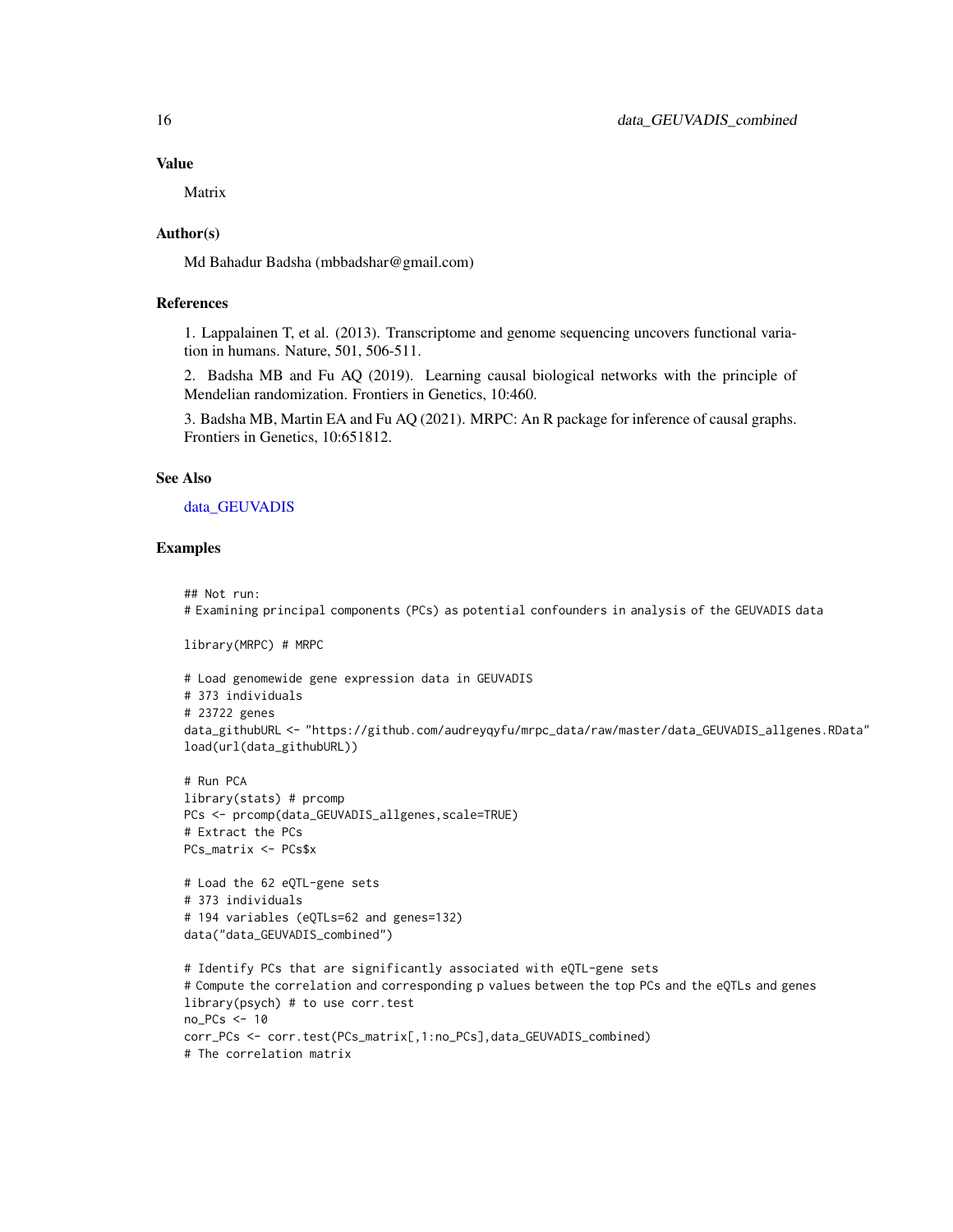### Value

Matrix

### Author(s)

Md Bahadur Badsha (mbbadshar@gmail.com)

### References

1. Lappalainen T, et al. (2013). Transcriptome and genome sequencing uncovers functional variation in humans. Nature, 501, 506-511.

2. Badsha MB and Fu AQ (2019). Learning causal biological networks with the principle of Mendelian randomization. Frontiers in Genetics, 10:460.

3. Badsha MB, Martin EA and Fu AQ (2021). MRPC: An R package for inference of causal graphs. Frontiers in Genetics, 10:651812.

### See Also

data_GEUVADIS

### Examples

```
## Not run:
# Examining principal components (PCs) as potential confounders in analysis of the GEUVADIS data

library(MRPC) # MRPC

# Load genomewide gene expression data in GEUVADIS
# 373 individuals
# 23722 genes
data_githubURL <- "https://github.com/audreyqyfu/mrpc_data/raw/master/data_GEUVADIS_allgenes.RData"
load(url(data_githubURL))

# Run PCA
library(stats) # prcomp
PCs <- prcomp(data_GEUVADIS_allgenes,scale=TRUE)
# Extract the PCs
PCs_matrix <- PCs$x

# Load the 62 eQTL-gene sets
# 373 individuals
# 194 variables (eQTLs=62 and genes=132)
data("data_GEUVADIS_combined")

# Identify PCs that are significantly associated with eQTL-gene sets
# Compute the correlation and corresponding p values between the top PCs and the eQTLs and genes
library(psych) # to use corr.test
no_PCs <- 10
corr_PCs <- corr.test(PCs_matrix[,1:no_PCs],data_GEUVADIS_combined)
# The correlation matrix
```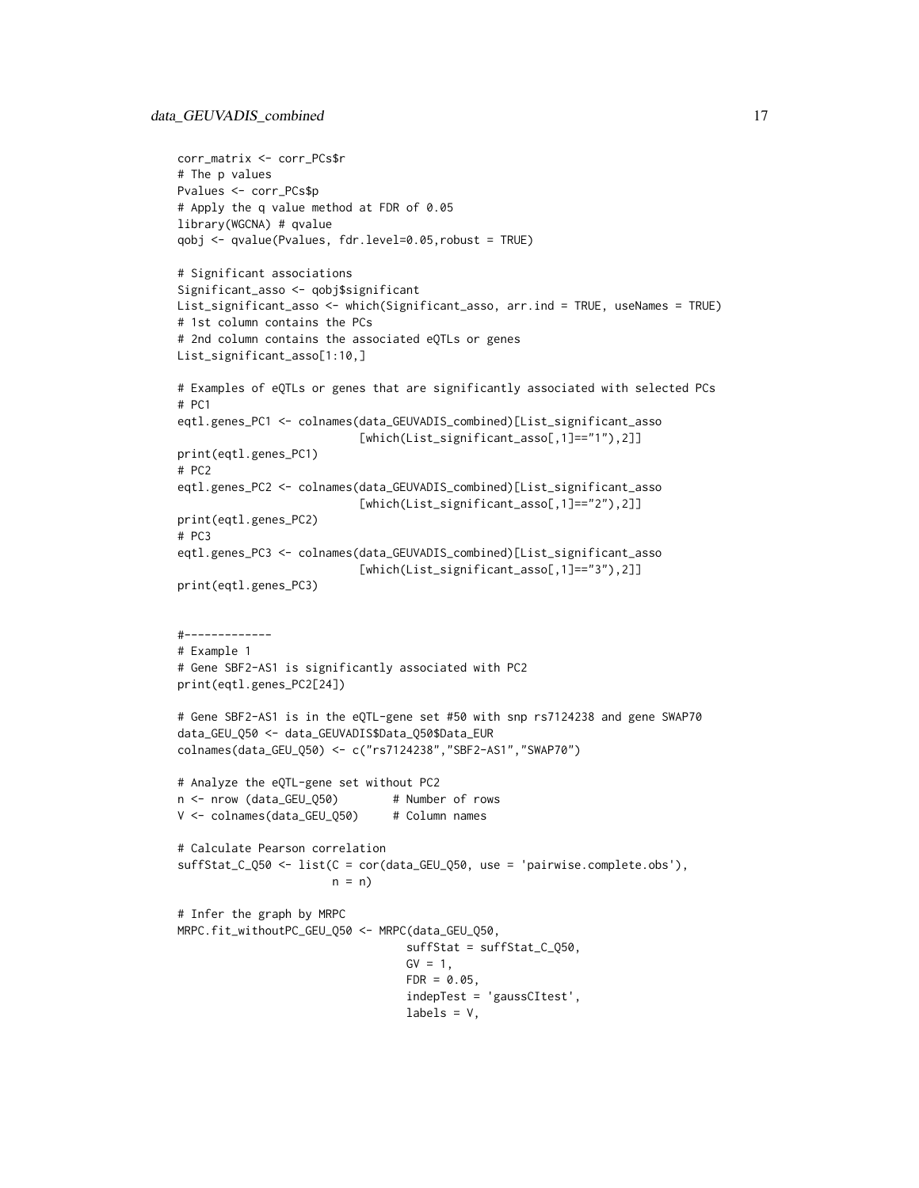```
corr_matrix <- corr_PCs$r
# The p values
Pvalues <- corr_PCs$p
# Apply the q value method at FDR of 0.05
library(WGCNA) # qvalue
qobj <- qvalue(Pvalues, fdr.level=0.05,robust = TRUE)

# Significant associations
Significant_asso <- qobj$significant
List_significant_asso <- which(Significant_asso, arr.ind = TRUE, useNames = TRUE)
# 1st column contains the PCs
# 2nd column contains the associated eQTLs or genes
List_significant_asso[1:10,]

# Examples of eQTLs or genes that are significantly associated with selected PCs
# PC1
eqtl.genes_PC1 <- colnames(data_GEUVADIS_combined)[List_significant_asso
                           [which(List_significant_asso[,1]=="1"),2]]
print(eqtl.genes_PC1)
# PC2
eqtl.genes_PC2 <- colnames(data_GEUVADIS_combined)[List_significant_asso
                           [which(List_significant_asso[,1]=="2"),2]]
print(eqtl.genes_PC2)
# PC3
eqtl.genes_PC3 <- colnames(data_GEUVADIS_combined)[List_significant_asso
                           [which(List_significant_asso[,1]=="3"),2]]
print(eqtl.genes_PC3)


#-------------
# Example 1
# Gene SBF2-AS1 is significantly associated with PC2
print(eqtl.genes_PC2[24])

# Gene SBF2-AS1 is in the eQTL-gene set #50 with snp rs7124238 and gene SWAP70
data_GEU_Q50 <- data_GEUVADIS$Data_Q50$Data_EUR
colnames(data_GEU_Q50) <- c("rs7124238","SBF2-AS1","SWAP70")

# Analyze the eQTL-gene set without PC2
n <- nrow (data_GEU_Q50)        # Number of rows
V <- colnames(data_GEU_Q50)     # Column names

# Calculate Pearson correlation
suffStat_C_Q50 <- list(C = cor(data_GEU_Q50, use = 'pairwise.complete.obs'),
                       n = n)

# Infer the graph by MRPC
MRPC.fit_withoutPC_GEU_Q50 <- MRPC(data_GEU_Q50,
                                   suffStat = suffStat_C_Q50,
                                   GV = 1,
                                   FDR = 0.05,
                                   indepTest = 'gaussCItest',
                                   labels = V,
```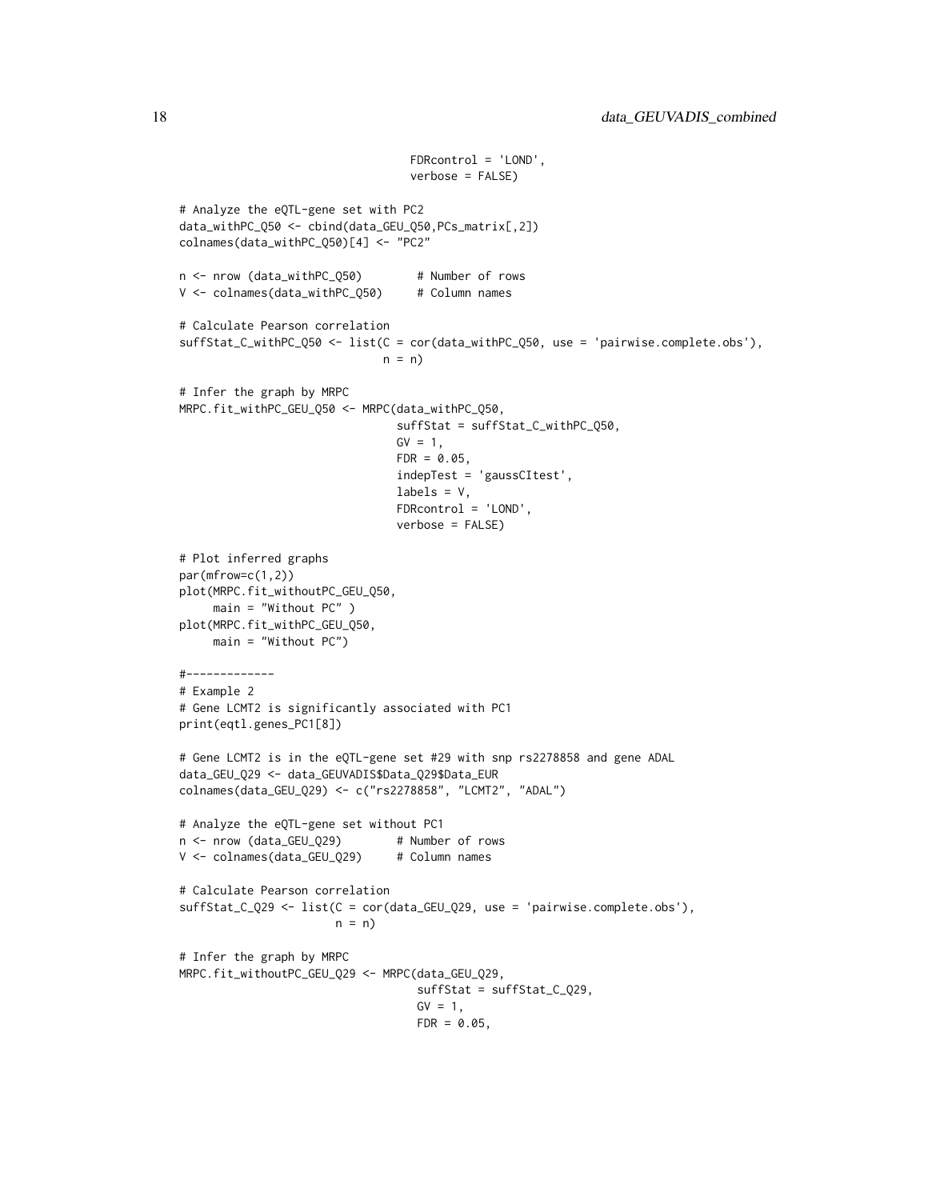```
                                FDRcontrol = 'LOND',
                                verbose = FALSE)

# Analyze the eQTL-gene set with PC2
data_withPC_Q50 <- cbind(data_GEU_Q50,PCs_matrix[,2])
colnames(data_withPC_Q50)[4] <- "PC2"

n <- nrow (data_withPC_Q50)        # Number of rows
V <- colnames(data_withPC_Q50)     # Column names

# Calculate Pearson correlation
suffStat_C_withPC_Q50 <- list(C = cor(data_withPC_Q50, use = 'pairwise.complete.obs'),
                              n = n)

# Infer the graph by MRPC
MRPC.fit_withPC_GEU_Q50 <- MRPC(data_withPC_Q50,
                                suffStat = suffStat_C_withPC_Q50,
                                GV = 1,
                                FDR = 0.05,
                                indepTest = 'gaussCItest',
                                labels = V,
                                FDRcontrol = 'LOND',
                                verbose = FALSE)

# Plot inferred graphs
par(mfrow=c(1,2))
plot(MRPC.fit_withoutPC_GEU_Q50,
     main = "Without PC" )
plot(MRPC.fit_withPC_GEU_Q50,
     main = "Without PC")

#-------------
# Example 2
# Gene LCMT2 is significantly associated with PC1
print(eqtl.genes_PC1[8])

# Gene LCMT2 is in the eQTL-gene set #29 with snp rs2278858 and gene ADAL
data_GEU_Q29 <- data_GEUVADIS$Data_Q29$Data_EUR
colnames(data_GEU_Q29) <- c("rs2278858", "LCMT2", "ADAL")

# Analyze the eQTL-gene set without PC1
n <- nrow (data_GEU_Q29)        # Number of rows
V <- colnames(data_GEU_Q29)     # Column names

# Calculate Pearson correlation
suffStat_C_Q29 <- list(C = cor(data_GEU_Q29, use = 'pairwise.complete.obs'),
                       n = n)

# Infer the graph by MRPC
MRPC.fit_withoutPC_GEU_Q29 <- MRPC(data_GEU_Q29,
                                   suffStat = suffStat_C_Q29,
                                   GV = 1,
                                   FDR = 0.05,
```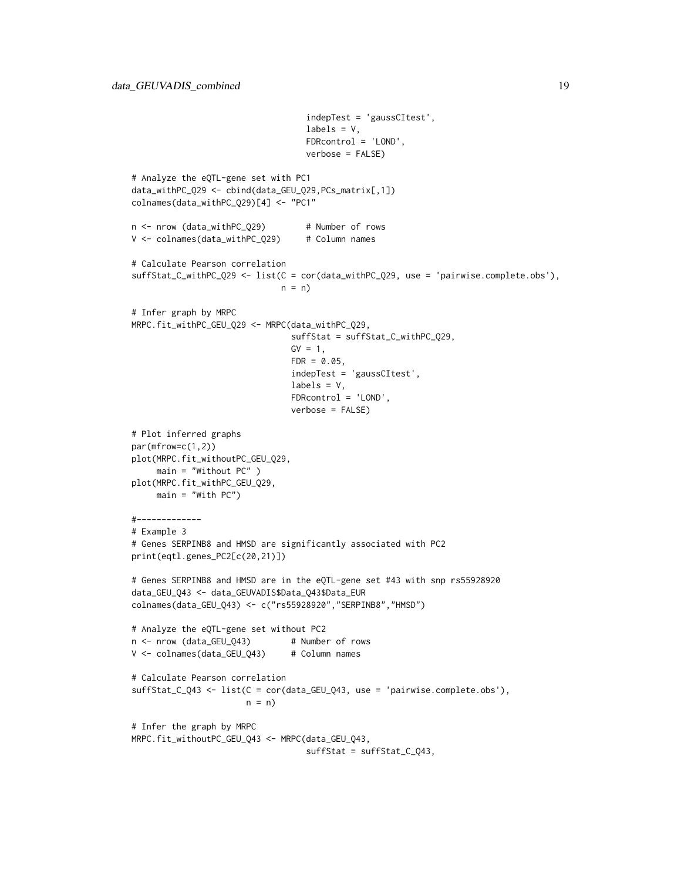```
                                    indepTest = 'gaussCItest',
                                    labels = V,
                                    FDRcontrol = 'LOND',
                                    verbose = FALSE)

# Analyze the eQTL-gene set with PC1
data_withPC_Q29 <- cbind(data_GEU_Q29,PCs_matrix[,1])
colnames(data_withPC_Q29)[4] <- "PC1"

n <- nrow (data_withPC_Q29)        # Number of rows
V <- colnames(data_withPC_Q29)     # Column names

# Calculate Pearson correlation
suffStat_C_withPC_Q29 <- list(C = cor(data_withPC_Q29, use = 'pairwise.complete.obs'),
                              n = n)

# Infer graph by MRPC
MRPC.fit_withPC_GEU_Q29 <- MRPC(data_withPC_Q29,
                                suffStat = suffStat_C_withPC_Q29,
                                GV = 1,
                                FDR = 0.05,
                                indepTest = 'gaussCItest',
                                labels = V,
                                FDRcontrol = 'LOND',
                                verbose = FALSE)

# Plot inferred graphs
par(mfrow=c(1,2))
plot(MRPC.fit_withoutPC_GEU_Q29,
     main = "Without PC" )
plot(MRPC.fit_withPC_GEU_Q29,
     main = "With PC")

#-------------
# Example 3
# Genes SERPINB8 and HMSD are significantly associated with PC2
print(eqtl.genes_PC2[c(20,21)])

# Genes SERPINB8 and HMSD are in the eQTL-gene set #43 with snp rs55928920
data_GEU_Q43 <- data_GEUVADIS$Data_Q43$Data_EUR
colnames(data_GEU_Q43) <- c("rs55928920","SERPINB8","HMSD")

# Analyze the eQTL-gene set without PC2
n <- nrow (data_GEU_Q43)        # Number of rows
V <- colnames(data_GEU_Q43)     # Column names

# Calculate Pearson correlation
suffStat_C_Q43 <- list(C = cor(data_GEU_Q43, use = 'pairwise.complete.obs'),
                       n = n)

# Infer the graph by MRPC
MRPC.fit_withoutPC_GEU_Q43 <- MRPC(data_GEU_Q43,
                                   suffStat = suffStat_C_Q43,
```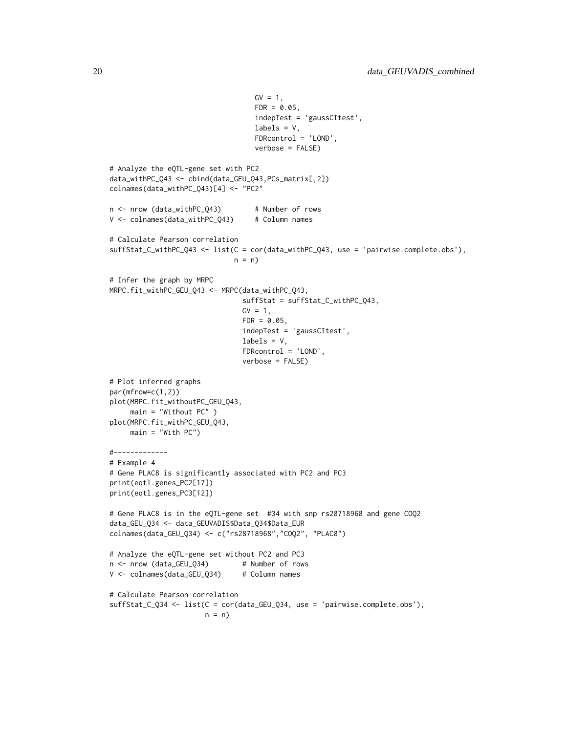```
                                    GV = 1,
                                    FDR = 0.05,
                                    indepTest = 'gaussCItest',
                                    labels = V,
                                    FDRcontrol = 'LOND',
                                    verbose = FALSE)

# Analyze the eQTL-gene set with PC2
data_withPC_Q43 <- cbind(data_GEU_Q43,PCs_matrix[,2])
colnames(data_withPC_Q43)[4] <- "PC2"

n <- nrow (data_withPC_Q43)        # Number of rows
V <- colnames(data_withPC_Q43)     # Column names

# Calculate Pearson correlation
suffStat_C_withPC_Q43 <- list(C = cor(data_withPC_Q43, use = 'pairwise.complete.obs'),
                              n = n)

# Infer the graph by MRPC
MRPC.fit_withPC_GEU_Q43 <- MRPC(data_withPC_Q43,
                                suffStat = suffStat_C_withPC_Q43,
                                GV = 1,
                                FDR = 0.05,
                                indepTest = 'gaussCItest',
                                labels = V,
                                FDRcontrol = 'LOND',
                                verbose = FALSE)

# Plot inferred graphs
par(mfrow=c(1,2))
plot(MRPC.fit_withoutPC_GEU_Q43,
     main = "Without PC" )
plot(MRPC.fit_withPC_GEU_Q43,
     main = "With PC")

#-------------
# Example 4
# Gene PLAC8 is significantly associated with PC2 and PC3
print(eqtl.genes_PC2[17])
print(eqtl.genes_PC3[12])

# Gene PLAC8 is in the eQTL-gene set  #34 with snp rs28718968 and gene COQ2
data_GEU_Q34 <- data_GEUVADIS$Data_Q34$Data_EUR
colnames(data_GEU_Q34) <- c("rs28718968","COQ2", "PLAC8")

# Analyze the eQTL-gene set without PC2 and PC3
n <- nrow (data_GEU_Q34)        # Number of rows
V <- colnames(data_GEU_Q34)     # Column names

# Calculate Pearson correlation
suffStat_C_Q34 <- list(C = cor(data_GEU_Q34, use = 'pairwise.complete.obs'),
                       n = n)
```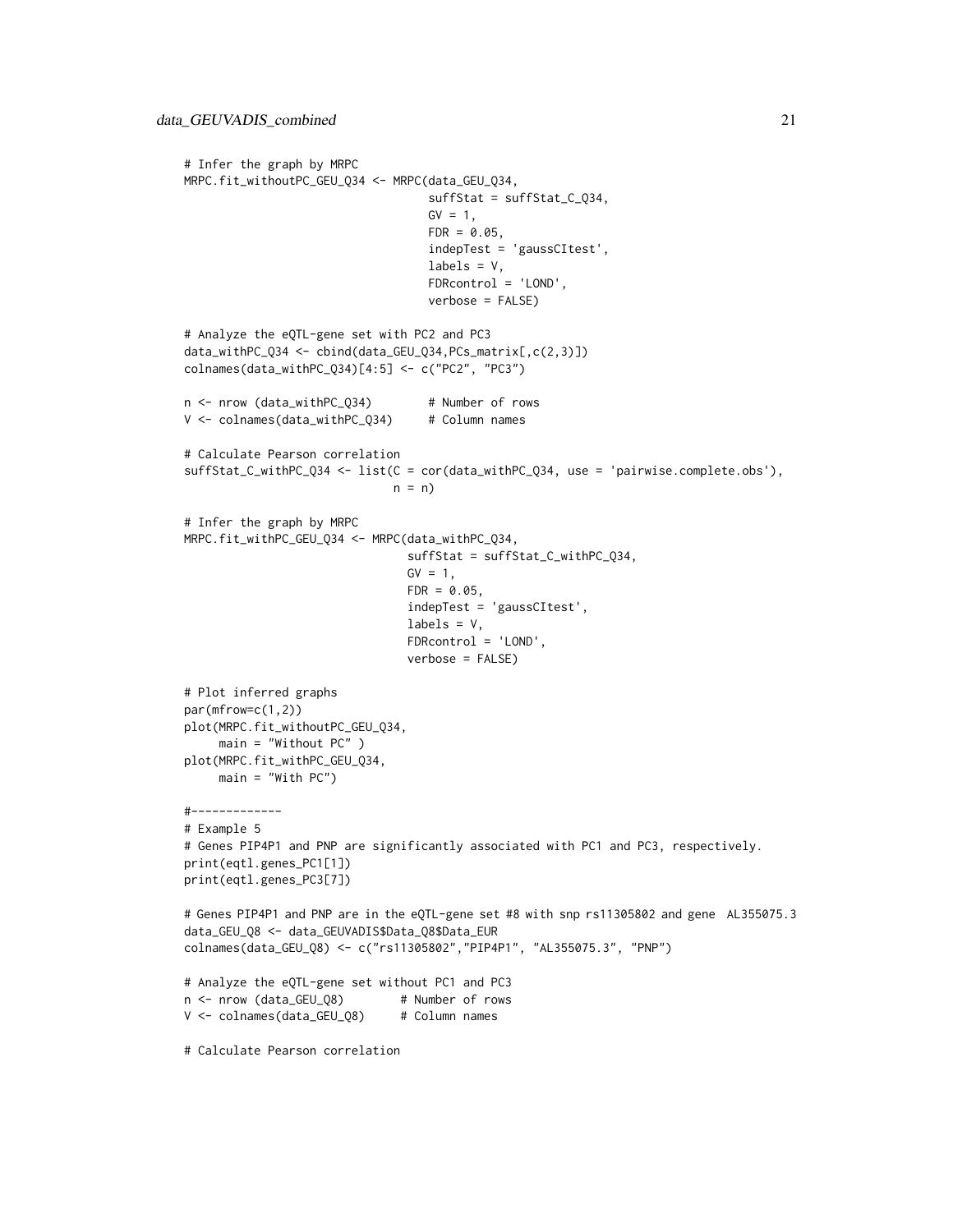```
# Infer the graph by MRPC
MRPC.fit_withoutPC_GEU_Q34 <- MRPC(data_GEU_Q34,
                                   suffStat = suffStat_C_Q34,
                                   GV = 1,
                                   FDR = 0.05,
                                   indepTest = 'gaussCItest',
                                   labels = V,
                                   FDRcontrol = 'LOND',
                                   verbose = FALSE)

# Analyze the eQTL-gene set with PC2 and PC3
data_withPC_Q34 <- cbind(data_GEU_Q34,PCs_matrix[,c(2,3)])
colnames(data_withPC_Q34)[4:5] <- c("PC2", "PC3")

n <- nrow (data_withPC_Q34)        # Number of rows
V <- colnames(data_withPC_Q34)     # Column names

# Calculate Pearson correlation
suffStat_C_withPC_Q34 <- list(C = cor(data_withPC_Q34, use = 'pairwise.complete.obs'),
                              n = n)

# Infer the graph by MRPC
MRPC.fit_withPC_GEU_Q34 <- MRPC(data_withPC_Q34,
                                suffStat = suffStat_C_withPC_Q34,
                                GV = 1,
                                FDR = 0.05,
                                indepTest = 'gaussCItest',
                                labels = V,
                                FDRcontrol = 'LOND',
                                verbose = FALSE)

# Plot inferred graphs
par(mfrow=c(1,2))
plot(MRPC.fit_withoutPC_GEU_Q34,
     main = "Without PC" )
plot(MRPC.fit_withPC_GEU_Q34,
     main = "With PC")

#-------------
# Example 5
# Genes PIP4P1 and PNP are significantly associated with PC1 and PC3, respectively.
print(eqtl.genes_PC1[1])
print(eqtl.genes_PC3[7])

# Genes PIP4P1 and PNP are in the eQTL-gene set #8 with snp rs11305802 and gene  AL355075.3
data_GEU_Q8 <- data_GEUVADIS$Data_Q8$Data_EUR
colnames(data_GEU_Q8) <- c("rs11305802","PIP4P1", "AL355075.3", "PNP")

# Analyze the eQTL-gene set without PC1 and PC3
n <- nrow (data_GEU_Q8)        # Number of rows
V <- colnames(data_GEU_Q8)     # Column names

# Calculate Pearson correlation
```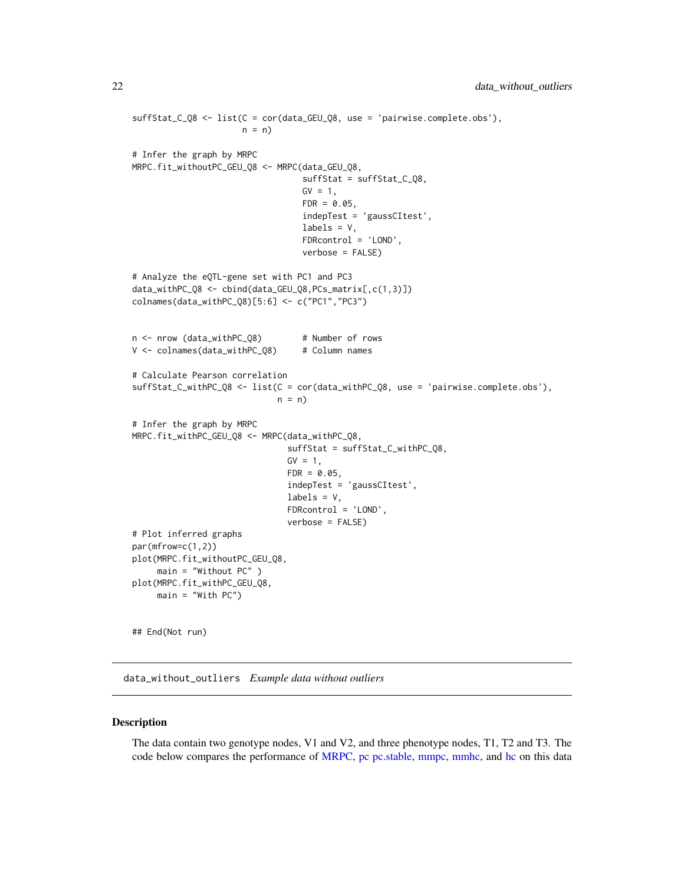```
suffStat_C_Q8 <- list(C = cor(data_GEU_Q8, use = 'pairwise.complete.obs'),
                      n = n)

# Infer the graph by MRPC
MRPC.fit_withoutPC_GEU_Q8 <- MRPC(data_GEU_Q8,
                                  suffStat = suffStat_C_Q8,
                                  GV = 1,
                                  FDR = 0.05,
                                  indepTest = 'gaussCItest',
                                  labels = V,
                                  FDRcontrol = 'LOND',
                                  verbose = FALSE)

# Analyze the eQTL-gene set with PC1 and PC3
data_withPC_Q8 <- cbind(data_GEU_Q8,PCs_matrix[,c(1,3)])
colnames(data_withPC_Q8)[5:6] <- c("PC1","PC3")


n <- nrow (data_withPC_Q8)        # Number of rows
V <- colnames(data_withPC_Q8)     # Column names

# Calculate Pearson correlation
suffStat_C_withPC_Q8 <- list(C = cor(data_withPC_Q8, use = 'pairwise.complete.obs'),
                             n = n)

# Infer the graph by MRPC
MRPC.fit_withPC_GEU_Q8 <- MRPC(data_withPC_Q8,
                               suffStat = suffStat_C_withPC_Q8,
                               GV = 1,
                               FDR = 0.05,
                               indepTest = 'gaussCItest',
                               labels = V,
                               FDRcontrol = 'LOND',
                               verbose = FALSE)
# Plot inferred graphs
par(mfrow=c(1,2))
plot(MRPC.fit_withoutPC_GEU_Q8,
     main = "Without PC" )
plot(MRPC.fit_withPC_GEU_Q8,
     main = "With PC")


## End(Not run)
```

---

## data_without_outliers *Example data without outliers*

---

### Description

The data contain two genotype nodes, V1 and V2, and three phenotype nodes, T1, T2 and T3. The code below compares the performance of MRPC, pc pc.stable, mmpc, mmhc, and hc on this data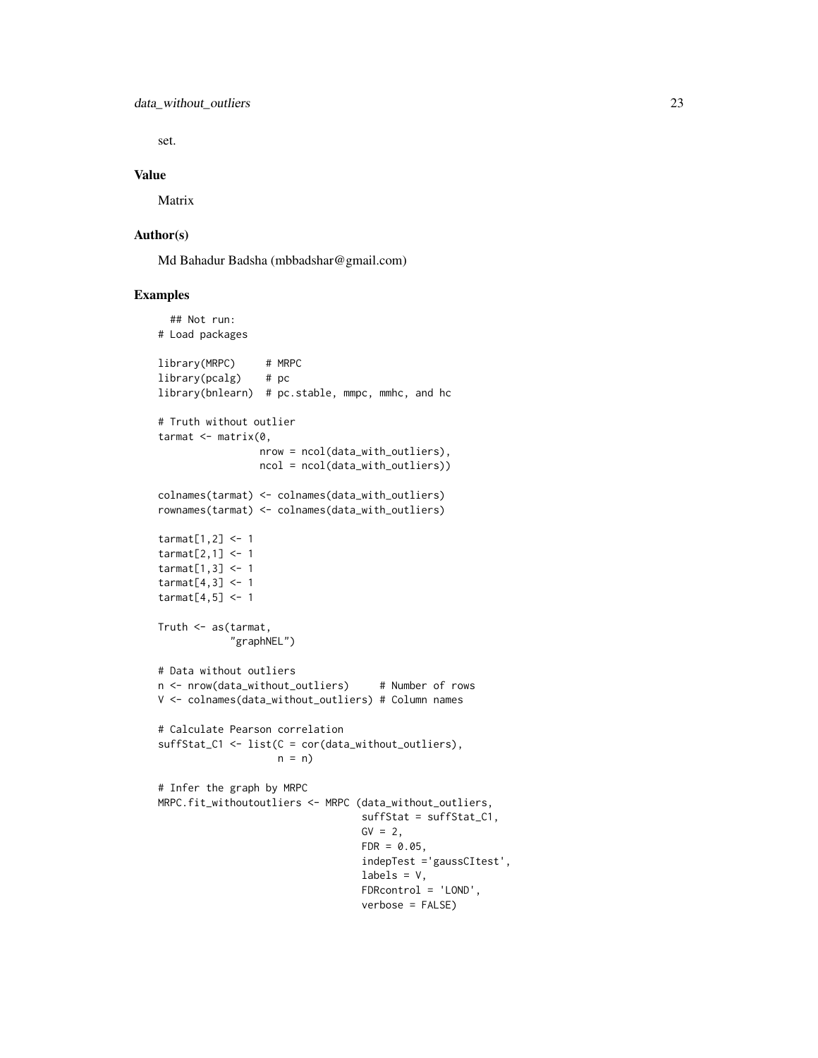set.

## Value

Matrix

## Author(s)

Md Bahadur Badsha (mbbadshar@gmail.com)

## Examples

```
  ## Not run:
# Load packages

library(MRPC)     # MRPC
library(pcalg)    # pc
library(bnlearn)  # pc.stable, mmpc, mmhc, and hc

# Truth without outlier
tarmat <- matrix(0,
                 nrow = ncol(data_with_outliers),
                 ncol = ncol(data_with_outliers))

colnames(tarmat) <- colnames(data_with_outliers)
rownames(tarmat) <- colnames(data_with_outliers)

tarmat[1,2] <- 1
tarmat[2,1] <- 1
tarmat[1,3] <- 1
tarmat[4,3] <- 1
tarmat[4,5] <- 1

Truth <- as(tarmat,
            "graphNEL")

# Data without outliers
n <- nrow(data_without_outliers)     # Number of rows
V <- colnames(data_without_outliers) # Column names

# Calculate Pearson correlation
suffStat_C1 <- list(C = cor(data_without_outliers),
                    n = n)

# Infer the graph by MRPC
MRPC.fit_withoutoutliers <- MRPC (data_without_outliers,
                                  suffStat = suffStat_C1,
                                  GV = 2,
                                  FDR = 0.05,
                                  indepTest ='gaussCItest',
                                  labels = V,
                                  FDRcontrol = 'LOND',
                                  verbose = FALSE)
```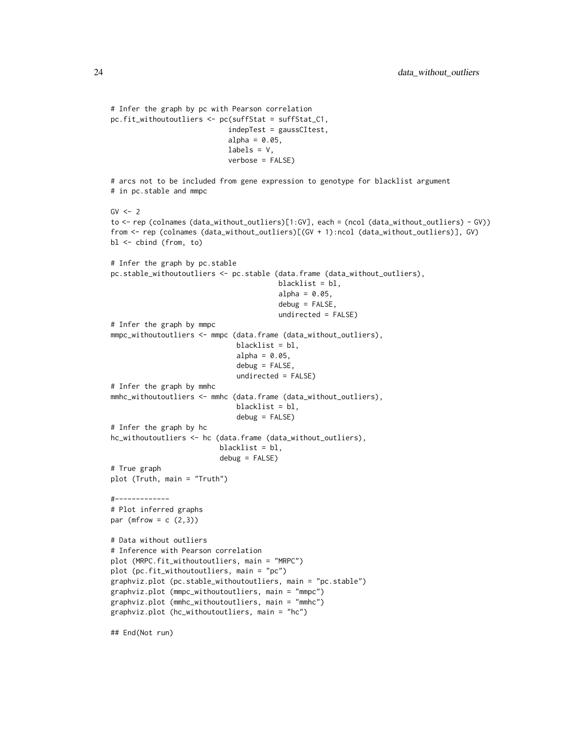```
# Infer the graph by pc with Pearson correlation
pc.fit_withoutoutliers <- pc(suffStat = suffStat_C1,
                             indepTest = gaussCItest,
                             alpha = 0.05,
                             labels = V,
                             verbose = FALSE)

# arcs not to be included from gene expression to genotype for blacklist argument
# in pc.stable and mmpc

GV <- 2
to <- rep (colnames (data_without_outliers)[1:GV], each = (ncol (data_without_outliers) - GV))
from <- rep (colnames (data_without_outliers)[(GV + 1):ncol (data_without_outliers)], GV)
bl <- cbind (from, to)

# Infer the graph by pc.stable
pc.stable_withoutoutliers <- pc.stable (data.frame (data_without_outliers),
                                        blacklist = bl,
                                        alpha = 0.05,
                                        debug = FALSE,
                                        undirected = FALSE)
# Infer the graph by mmpc
mmpc_withoutoutliers <- mmpc (data.frame (data_without_outliers),
                              blacklist = bl,
                              alpha = 0.05,
                              debug = FALSE,
                              undirected = FALSE)
# Infer the graph by mmhc
mmhc_withoutoutliers <- mmhc (data.frame (data_without_outliers),
                              blacklist = bl,
                              debug = FALSE)
# Infer the graph by hc
hc_withoutoutliers <- hc (data.frame (data_without_outliers),
                          blacklist = bl,
                          debug = FALSE)
# True graph
plot (Truth, main = "Truth")

#-------------
# Plot inferred graphs
par (mfrow = c (2,3))

# Data without outliers
# Inference with Pearson correlation
plot (MRPC.fit_withoutoutliers, main = "MRPC")
plot (pc.fit_withoutoutliers, main = "pc")
graphviz.plot (pc.stable_withoutoutliers, main = "pc.stable")
graphviz.plot (mmpc_withoutoutliers, main = "mmpc")
graphviz.plot (mmhc_withoutoutliers, main = "mmhc")
graphviz.plot (hc_withoutoutliers, main = "hc")

## End(Not run)
```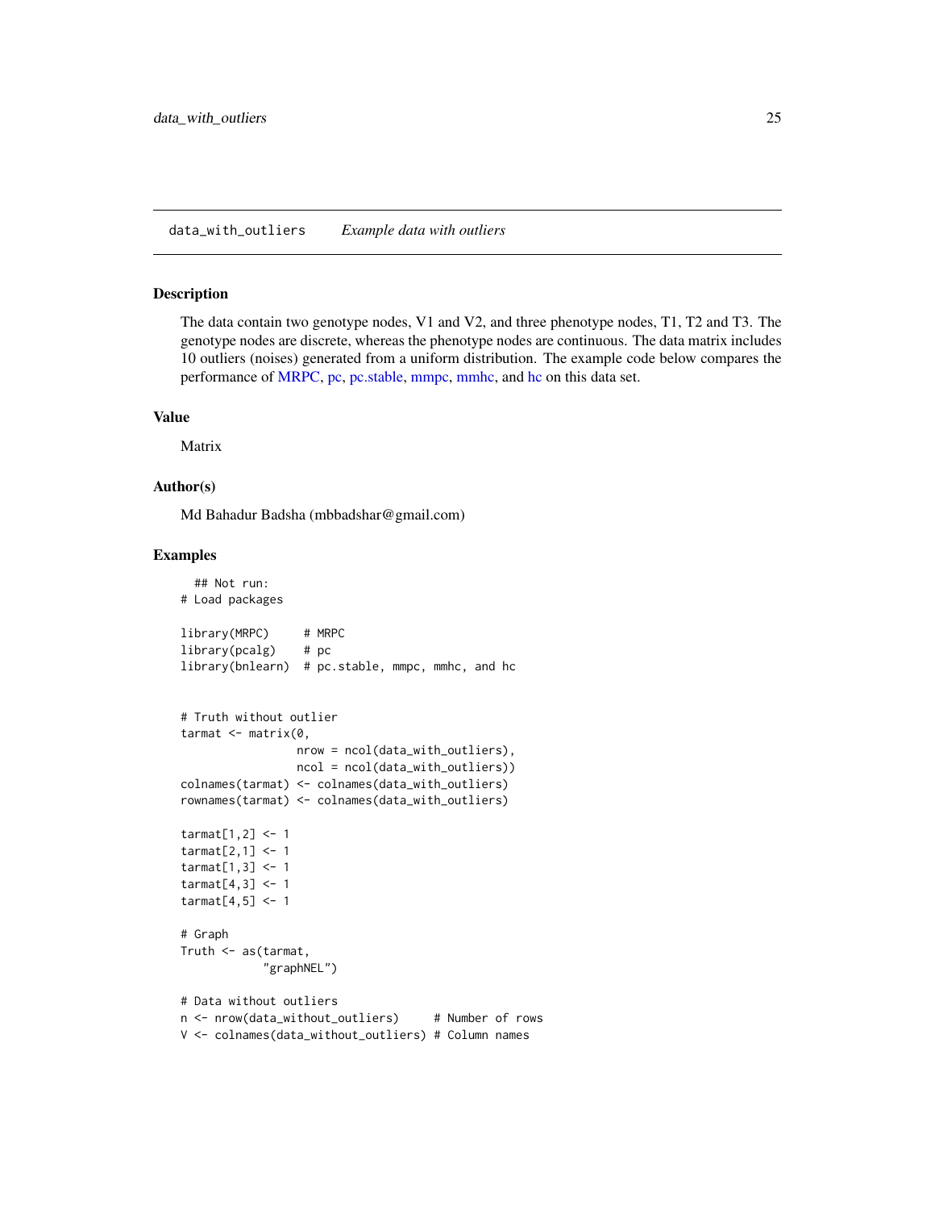## data_with_outliers *Example data with outliers*

### Description

The data contain two genotype nodes, V1 and V2, and three phenotype nodes, T1, T2 and T3. The genotype nodes are discrete, whereas the phenotype nodes are continuous. The data matrix includes 10 outliers (noises) generated from a uniform distribution. The example code below compares the performance of MRPC, pc, pc.stable, mmpc, mmhc, and hc on this data set.

### Value

Matrix

### Author(s)

Md Bahadur Badsha (mbbadshar@gmail.com)

### Examples

```
  ## Not run:
# Load packages

library(MRPC)     # MRPC
library(pcalg)    # pc
library(bnlearn)  # pc.stable, mmpc, mmhc, and hc


# Truth without outlier
tarmat <- matrix(0,
                 nrow = ncol(data_with_outliers),
                 ncol = ncol(data_with_outliers))
colnames(tarmat) <- colnames(data_with_outliers)
rownames(tarmat) <- colnames(data_with_outliers)

tarmat[1,2] <- 1
tarmat[2,1] <- 1
tarmat[1,3] <- 1
tarmat[4,3] <- 1
tarmat[4,5] <- 1

# Graph
Truth <- as(tarmat,
            "graphNEL")

# Data without outliers
n <- nrow(data_without_outliers)     # Number of rows
V <- colnames(data_without_outliers) # Column names
```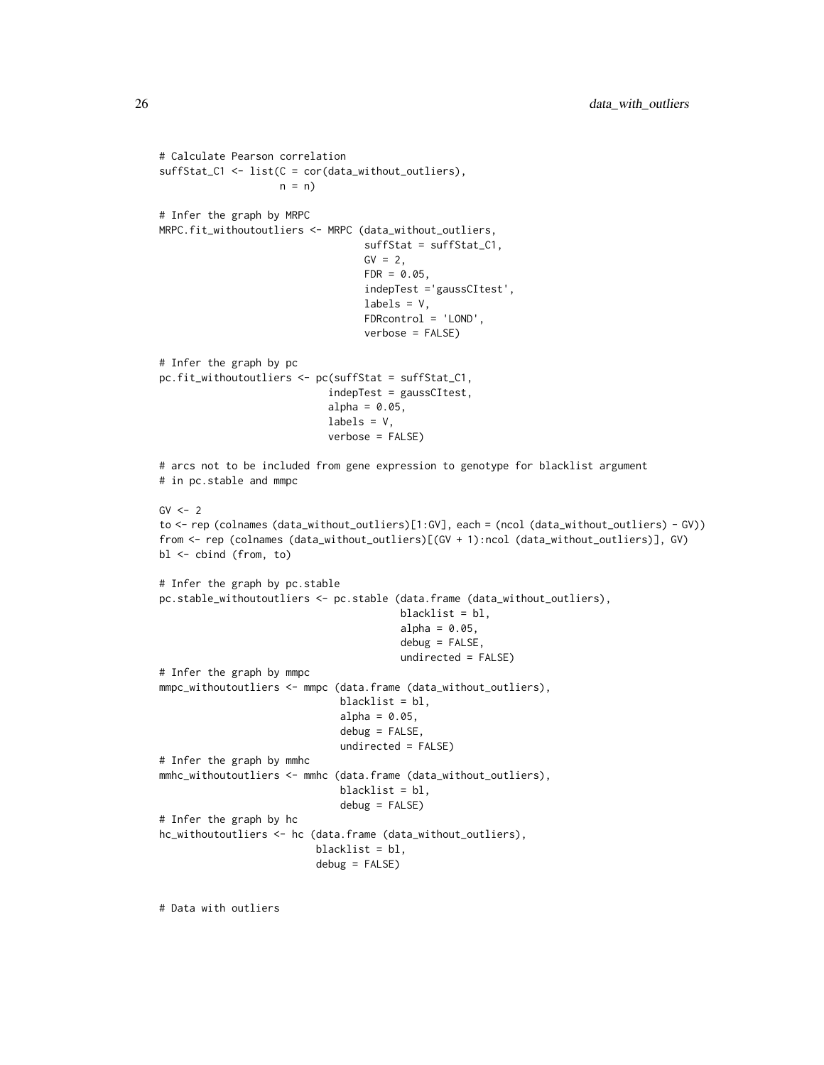```
# Calculate Pearson correlation
suffStat_C1 <- list(C = cor(data_without_outliers),
                    n = n)

# Infer the graph by MRPC
MRPC.fit_withoutoutliers <- MRPC (data_without_outliers,
                                  suffStat = suffStat_C1,
                                  GV = 2,
                                  FDR = 0.05,
                                  indepTest ='gaussCItest',
                                  labels = V,
                                  FDRcontrol = 'LOND',
                                  verbose = FALSE)

# Infer the graph by pc
pc.fit_withoutoutliers <- pc(suffStat = suffStat_C1,
                            indepTest = gaussCItest,
                            alpha = 0.05,
                            labels = V,
                            verbose = FALSE)

# arcs not to be included from gene expression to genotype for blacklist argument
# in pc.stable and mmpc

GV <- 2
to <- rep (colnames (data_without_outliers)[1:GV], each = (ncol (data_without_outliers) - GV))
from <- rep (colnames (data_without_outliers)[(GV + 1):ncol (data_without_outliers)], GV)
bl <- cbind (from, to)

# Infer the graph by pc.stable
pc.stable_withoutoutliers <- pc.stable (data.frame (data_without_outliers),
                                        blacklist = bl,
                                        alpha = 0.05,
                                        debug = FALSE,
                                        undirected = FALSE)
# Infer the graph by mmpc
mmpc_withoutoutliers <- mmpc (data.frame (data_without_outliers),
                              blacklist = bl,
                              alpha = 0.05,
                              debug = FALSE,
                              undirected = FALSE)
# Infer the graph by mmhc
mmhc_withoutoutliers <- mmhc (data.frame (data_without_outliers),
                              blacklist = bl,
                              debug = FALSE)
# Infer the graph by hc
hc_withoutoutliers <- hc (data.frame (data_without_outliers),
                          blacklist = bl,
                          debug = FALSE)


# Data with outliers
```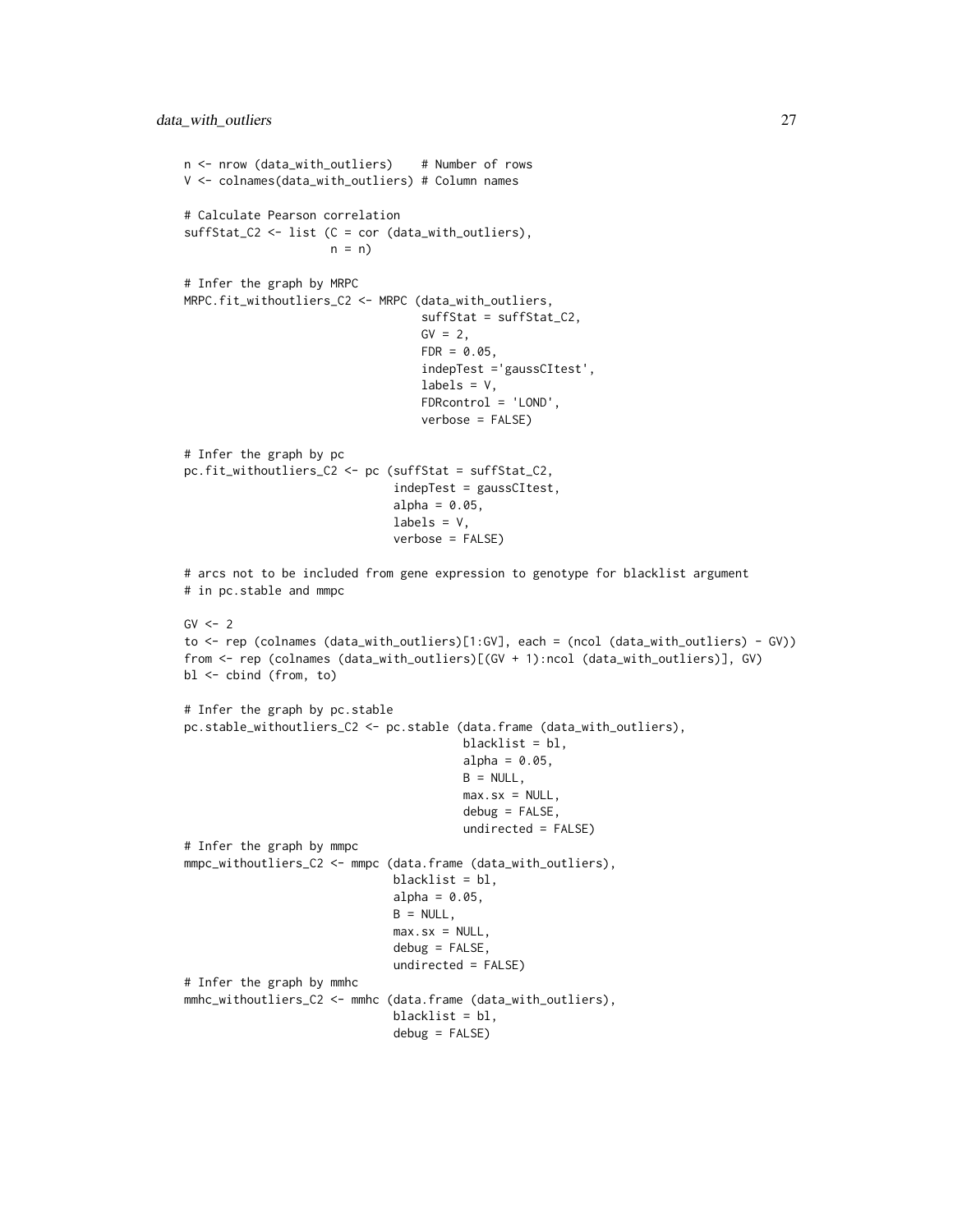```
n <- nrow (data_with_outliers)    # Number of rows
V <- colnames(data_with_outliers) # Column names

# Calculate Pearson correlation
suffStat_C2 <- list (C = cor (data_with_outliers),
                     n = n)

# Infer the graph by MRPC
MRPC.fit_withoutliers_C2 <- MRPC (data_with_outliers,
                                  suffStat = suffStat_C2,
                                  GV = 2,
                                  FDR = 0.05,
                                  indepTest ='gaussCItest',
                                  labels = V,
                                  FDRcontrol = 'LOND',
                                  verbose = FALSE)

# Infer the graph by pc
pc.fit_withoutliers_C2 <- pc (suffStat = suffStat_C2,
                              indepTest = gaussCItest,
                              alpha = 0.05,
                              labels = V,
                              verbose = FALSE)

# arcs not to be included from gene expression to genotype for blacklist argument
# in pc.stable and mmpc

GV <- 2
to <- rep (colnames (data_with_outliers)[1:GV], each = (ncol (data_with_outliers) - GV))
from <- rep (colnames (data_with_outliers)[(GV + 1):ncol (data_with_outliers)], GV)
bl <- cbind (from, to)

# Infer the graph by pc.stable
pc.stable_withoutliers_C2 <- pc.stable (data.frame (data_with_outliers),
                                        blacklist = bl,
                                        alpha = 0.05,
                                        B = NULL,
                                        max.sx = NULL,
                                        debug = FALSE,
                                        undirected = FALSE)
# Infer the graph by mmpc
mmpc_withoutliers_C2 <- mmpc (data.frame (data_with_outliers),
                              blacklist = bl,
                              alpha = 0.05,
                              B = NULL,
                              max.sx = NULL,
                              debug = FALSE,
                              undirected = FALSE)
# Infer the graph by mmhc
mmhc_withoutliers_C2 <- mmhc (data.frame (data_with_outliers),
                              blacklist = bl,
                              debug = FALSE)
```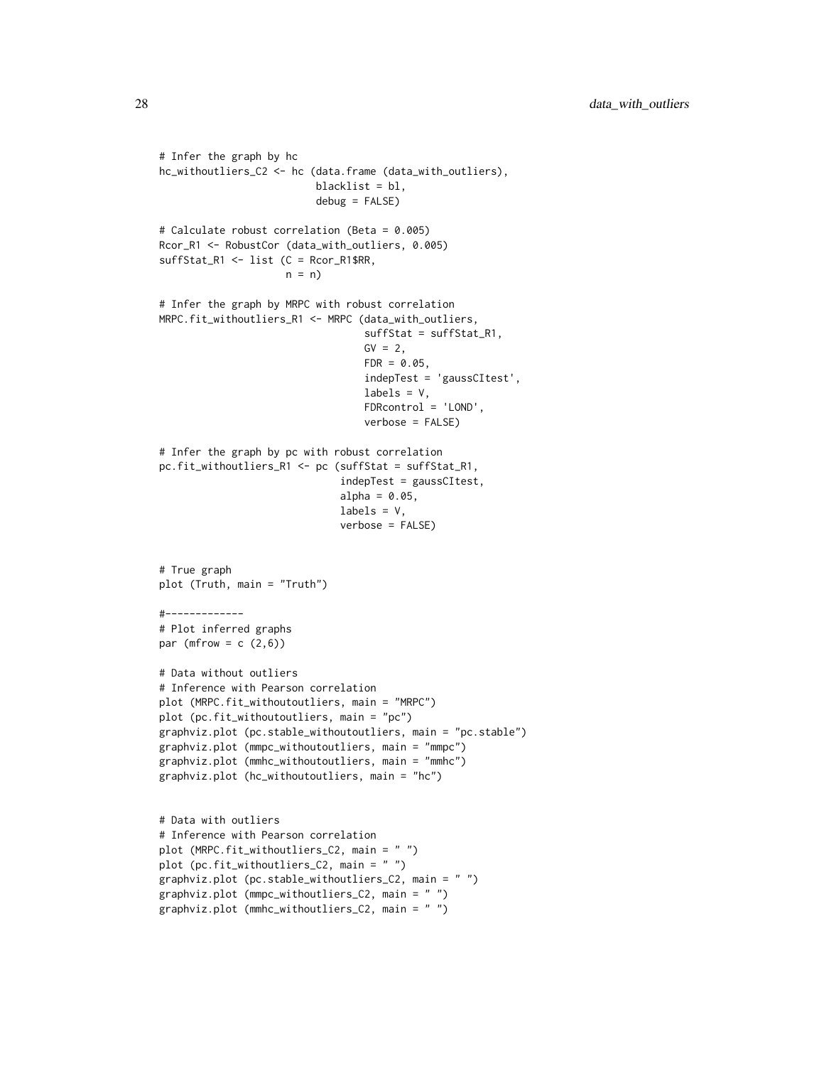```
# Infer the graph by hc
hc_withoutliers_C2 <- hc (data.frame (data_with_outliers),
                          blacklist = bl,
                          debug = FALSE)

# Calculate robust correlation (Beta = 0.005)
Rcor_R1 <- RobustCor (data_with_outliers, 0.005)
suffStat_R1 <- list (C = Rcor_R1$RR,
                     n = n)

# Infer the graph by MRPC with robust correlation
MRPC.fit_withoutliers_R1 <- MRPC (data_with_outliers,
                                  suffStat = suffStat_R1,
                                  GV = 2,
                                  FDR = 0.05,
                                  indepTest = 'gaussCItest',
                                  labels = V,
                                  FDRcontrol = 'LOND',
                                  verbose = FALSE)

# Infer the graph by pc with robust correlation
pc.fit_withoutliers_R1 <- pc (suffStat = suffStat_R1,
                              indepTest = gaussCItest,
                              alpha = 0.05,
                              labels = V,
                              verbose = FALSE)


# True graph
plot (Truth, main = "Truth")

#-------------
# Plot inferred graphs
par (mfrow = c (2,6))

# Data without outliers
# Inference with Pearson correlation
plot (MRPC.fit_withoutoutliers, main = "MRPC")
plot (pc.fit_withoutoutliers, main = "pc")
graphviz.plot (pc.stable_withoutoutliers, main = "pc.stable")
graphviz.plot (mmpc_withoutoutliers, main = "mmpc")
graphviz.plot (mmhc_withoutoutliers, main = "mmhc")
graphviz.plot (hc_withoutoutliers, main = "hc")


# Data with outliers
# Inference with Pearson correlation
plot (MRPC.fit_withoutliers_C2, main = " ")
plot (pc.fit_withoutliers_C2, main = " ")
graphviz.plot (pc.stable_withoutliers_C2, main = " ")
graphviz.plot (mmpc_withoutliers_C2, main = " ")
graphviz.plot (mmhc_withoutliers_C2, main = " ")
```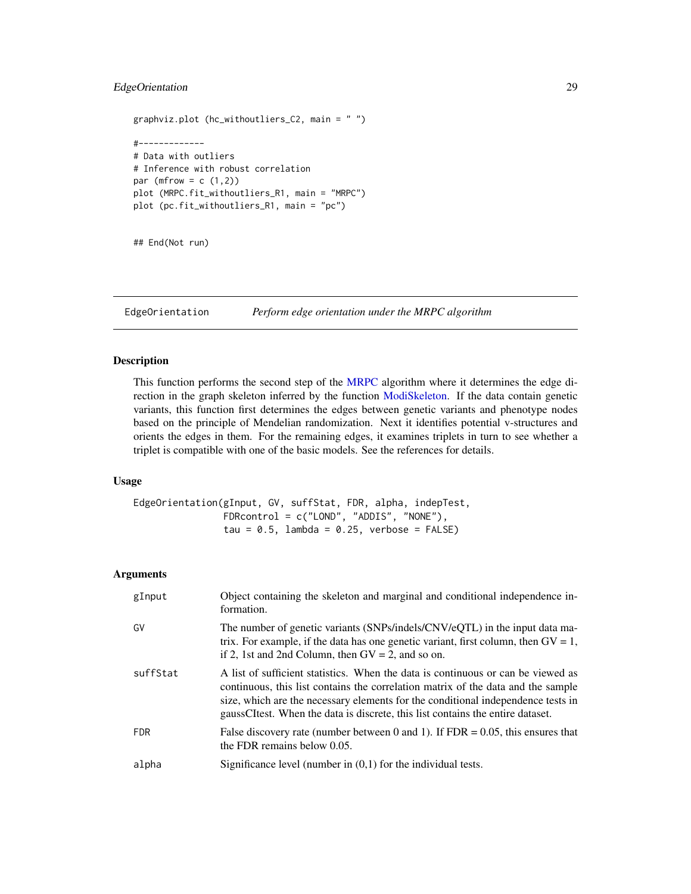```
graphviz.plot (hc_withoutliers_C2, main = " ")

#-------------
# Data with outliers
# Inference with robust correlation
par (mfrow = c (1,2))
plot (MRPC.fit_withoutliers_R1, main = "MRPC")
plot (pc.fit_withoutliers_R1, main = "pc")


## End(Not run)
```

## EdgeOrientation — *Perform edge orientation under the MRPC algorithm*

### Description

This function performs the second step of the MRPC algorithm where it determines the edge direction in the graph skeleton inferred by the function ModiSkeleton. If the data contain genetic variants, this function first determines the edges between genetic variants and phenotype nodes based on the principle of Mendelian randomization. Next it identifies potential v-structures and orients the edges in them. For the remaining edges, it examines triplets in turn to see whether a triplet is compatible with one of the basic models. See the references for details.

### Usage

```
EdgeOrientation(gInput, GV, suffStat, FDR, alpha, indepTest,
                FDRcontrol = c("LOND", "ADDIS", "NONE"),
                tau = 0.5, lambda = 0.25, verbose = FALSE)
```

### Arguments

| | |
|---|---|
| `gInput` | Object containing the skeleton and marginal and conditional independence information. |
| `GV` | The number of genetic variants (SNPs/indels/CNV/eQTL) in the input data matrix. For example, if the data has one genetic variant, first column, then GV = 1, if 2, 1st and 2nd Column, then GV = 2, and so on. |
| `suffStat` | A list of sufficient statistics. When the data is continuous or can be viewed as continuous, this list contains the correlation matrix of the data and the sample size, which are the necessary elements for the conditional independence tests in gaussCItest. When the data is discrete, this list contains the entire dataset. |
| `FDR` | False discovery rate (number between 0 and 1). If FDR = 0.05, this ensures that the FDR remains below 0.05. |
| `alpha` | Significance level (number in (0,1) for the individual tests. |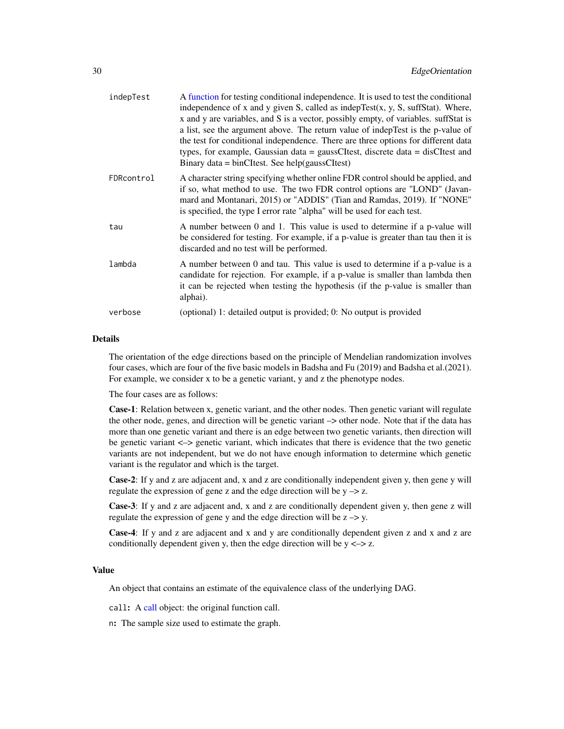| | |
|---|---|
| indepTest | A function for testing conditional independence. It is used to test the conditional independence of x and y given S, called as indepTest(x, y, S, suffStat). Where, x and y are variables, and S is a vector, possibly empty, of variables. suffStat is a list, see the argument above. The return value of indepTest is the p-value of the test for conditional independence. There are three options for different data types, for example, Gaussian data = gaussCItest, discrete data = disCItest and Binary data = binCItest. See help(gaussCItest) |
| FDRcontrol | A character string specifying whether online FDR control should be applied, and if so, what method to use. The two FDR control options are "LOND" (Javanmard and Montanari, 2015) or "ADDIS" (Tian and Ramdas, 2019). If "NONE" is specified, the type I error rate "alpha" will be used for each test. |
| tau | A number between 0 and 1. This value is used to determine if a p-value will be considered for testing. For example, if a p-value is greater than tau then it is discarded and no test will be performed. |
| lambda | A number between 0 and tau. This value is used to determine if a p-value is a candidate for rejection. For example, if a p-value is smaller than lambda then it can be rejected when testing the hypothesis (if the p-value is smaller than alphai). |
| verbose | (optional) 1: detailed output is provided; 0: No output is provided |

## Details

The orientation of the edge directions based on the principle of Mendelian randomization involves four cases, which are four of the five basic models in Badsha and Fu (2019) and Badsha et al.(2021). For example, we consider x to be a genetic variant, y and z the phenotype nodes.

The four cases are as follows:

**Case-1**: Relation between x, genetic variant, and the other nodes. Then genetic variant will regulate the other node, genes, and direction will be genetic variant –> other node. Note that if the data has more than one genetic variant and there is an edge between two genetic variants, then direction will be genetic variant <–> genetic variant, which indicates that there is evidence that the two genetic variants are not independent, but we do not have enough information to determine which genetic variant is the regulator and which is the target.

**Case-2**: If y and z are adjacent and, x and z are conditionally independent given y, then gene y will regulate the expression of gene z and the edge direction will be y –> z.

**Case-3**: If y and z are adjacent and, x and z are conditionally dependent given y, then gene z will regulate the expression of gene y and the edge direction will be z –> y.

**Case-4**: If y and z are adjacent and x and y are conditionally dependent given z and x and z are conditionally dependent given y, then the edge direction will be y <–> z.

## Value

An object that contains an estimate of the equivalence class of the underlying DAG.

`call`**:** A call object: the original function call.

`n`**:** The sample size used to estimate the graph.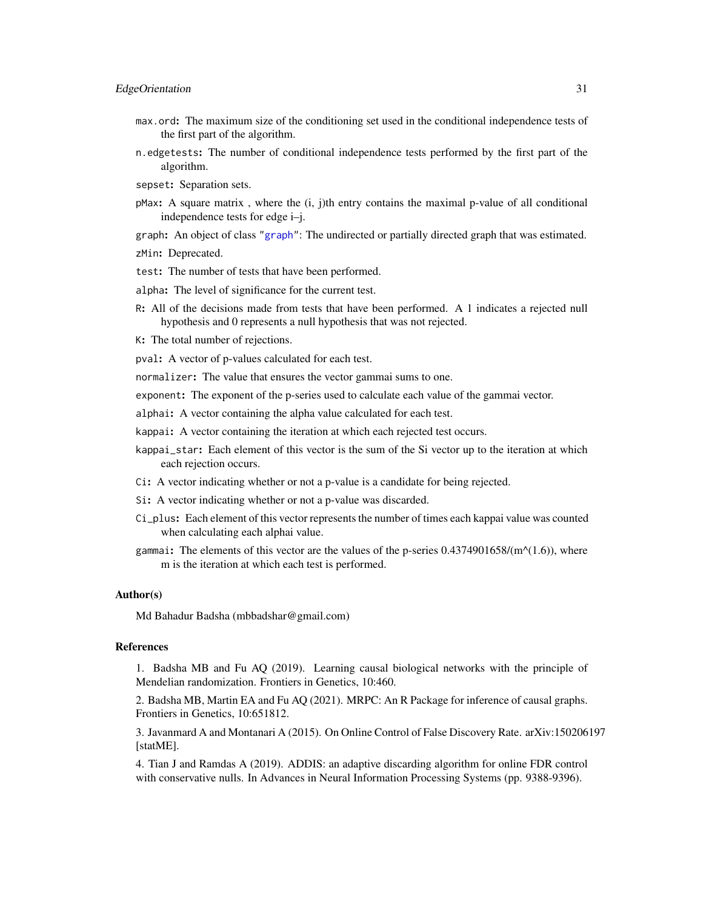max.ord: The maximum size of the conditioning set used in the conditional independence tests of the first part of the algorithm.

n.edgetests: The number of conditional independence tests performed by the first part of the algorithm.

sepset: Separation sets.

pMax: A square matrix , where the (i, j)th entry contains the maximal p-value of all conditional independence tests for edge i–j.

graph: An object of class "graph": The undirected or partially directed graph that was estimated.

zMin: Deprecated.

test: The number of tests that have been performed.

alpha: The level of significance for the current test.

R: All of the decisions made from tests that have been performed. A 1 indicates a rejected null hypothesis and 0 represents a null hypothesis that was not rejected.

K: The total number of rejections.

pval: A vector of p-values calculated for each test.

normalizer: The value that ensures the vector gammai sums to one.

exponent: The exponent of the p-series used to calculate each value of the gammai vector.

alphai: A vector containing the alpha value calculated for each test.

kappai: A vector containing the iteration at which each rejected test occurs.

kappai_star: Each element of this vector is the sum of the Si vector up to the iteration at which each rejection occurs.

Ci: A vector indicating whether or not a p-value is a candidate for being rejected.

Si: A vector indicating whether or not a p-value was discarded.

Ci_plus: Each element of this vector represents the number of times each kappai value was counted when calculating each alphai value.

gammai: The elements of this vector are the values of the p-series 0.4374901658/(m^(1.6)), where m is the iteration at which each test is performed.

### Author(s)

Md Bahadur Badsha (mbbadshar@gmail.com)

### References

1. Badsha MB and Fu AQ (2019). Learning causal biological networks with the principle of Mendelian randomization. Frontiers in Genetics, 10:460.

2. Badsha MB, Martin EA and Fu AQ (2021). MRPC: An R Package for inference of causal graphs. Frontiers in Genetics, 10:651812.

3. Javanmard A and Montanari A (2015). On Online Control of False Discovery Rate. arXiv:150206197 [statME].

4. Tian J and Ramdas A (2019). ADDIS: an adaptive discarding algorithm for online FDR control with conservative nulls. In Advances in Neural Information Processing Systems (pp. 9388-9396).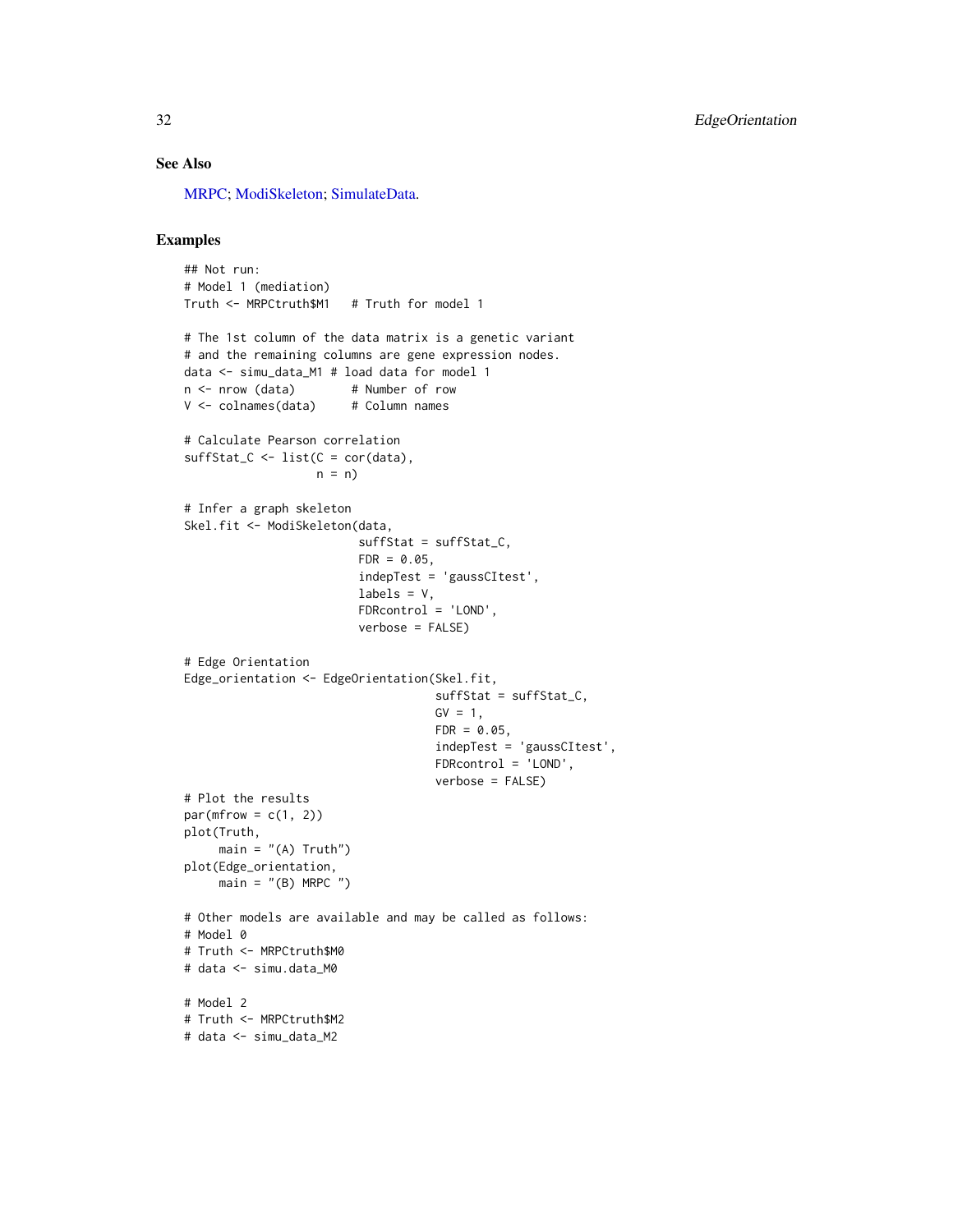### See Also

MRPC; ModiSkeleton; SimulateData.

### Examples

```
## Not run:
# Model 1 (mediation)
Truth <- MRPCtruth$M1   # Truth for model 1

# The 1st column of the data matrix is a genetic variant
# and the remaining columns are gene expression nodes.
data <- simu_data_M1 # load data for model 1
n <- nrow (data)        # Number of row
V <- colnames(data)     # Column names

# Calculate Pearson correlation
suffStat_C <- list(C = cor(data),
                   n = n)

# Infer a graph skeleton
Skel.fit <- ModiSkeleton(data,
                         suffStat = suffStat_C,
                         FDR = 0.05,
                         indepTest = 'gaussCItest',
                         labels = V,
                         FDRcontrol = 'LOND',
                         verbose = FALSE)

# Edge Orientation
Edge_orientation <- EdgeOrientation(Skel.fit,
                                    suffStat = suffStat_C,
                                    GV = 1,
                                    FDR = 0.05,
                                    indepTest = 'gaussCItest',
                                    FDRcontrol = 'LOND',
                                    verbose = FALSE)
# Plot the results
par(mfrow = c(1, 2))
plot(Truth,
     main = "(A) Truth")
plot(Edge_orientation,
     main = "(B) MRPC ")

# Other models are available and may be called as follows:
# Model 0
# Truth <- MRPCtruth$M0
# data <- simu.data_M0

# Model 2
# Truth <- MRPCtruth$M2
# data <- simu_data_M2
```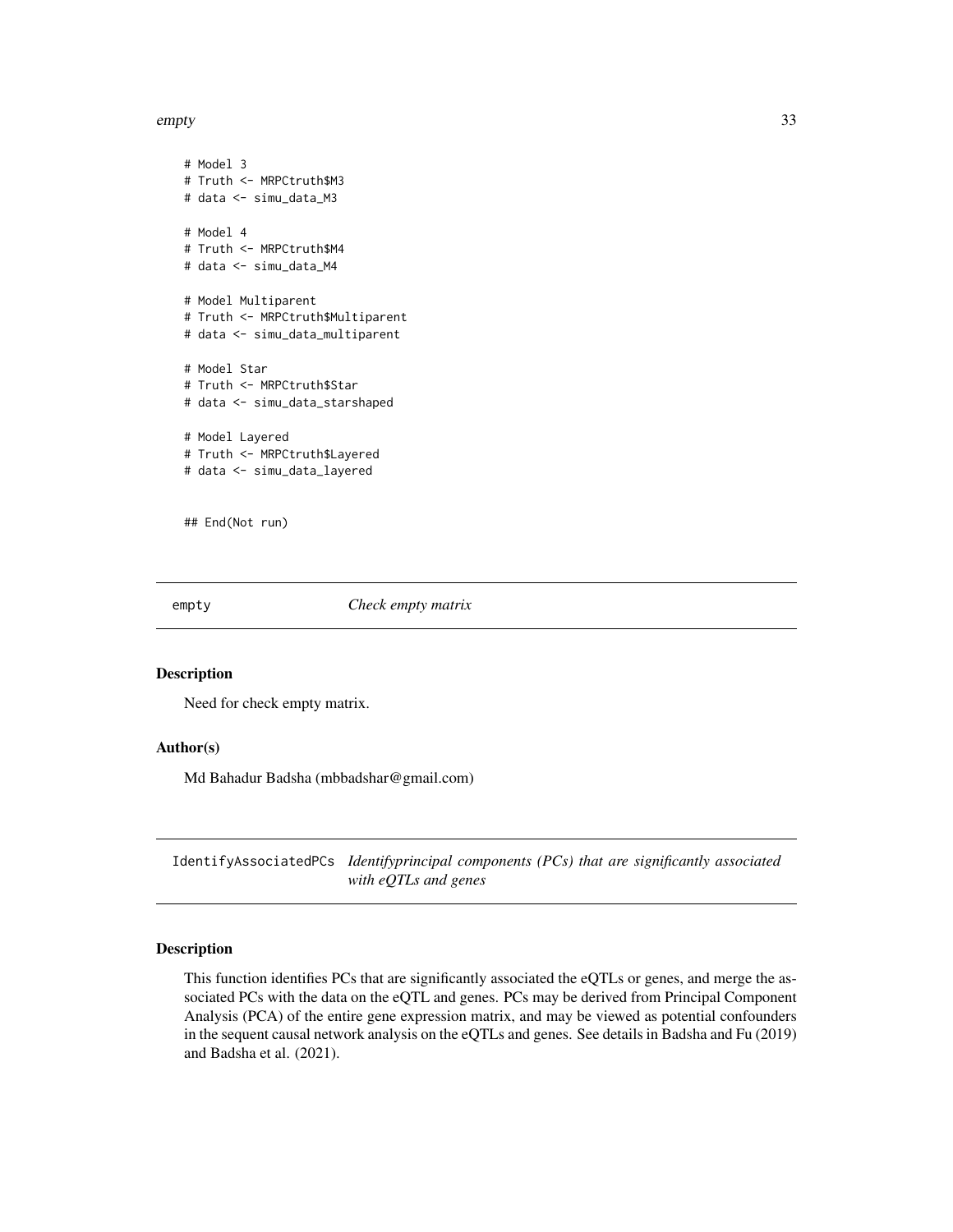```
# Model 3
# Truth <- MRPCtruth$M3
# data <- simu_data_M3

# Model 4
# Truth <- MRPCtruth$M4
# data <- simu_data_M4

# Model Multiparent
# Truth <- MRPCtruth$Multiparent
# data <- simu_data_multiparent

# Model Star
# Truth <- MRPCtruth$Star
# data <- simu_data_starshaped

# Model Layered
# Truth <- MRPCtruth$Layered
# data <- simu_data_layered


## End(Not run)
```

## empty — *Check empty matrix*

### Description

Need for check empty matrix.

### Author(s)

Md Bahadur Badsha (mbbadshar@gmail.com)

## IdentifyAssociatedPCs — *Identifyprincipal components (PCs) that are significantly associated with eQTLs and genes*

### Description

This function identifies PCs that are significantly associated the eQTLs or genes, and merge the associated PCs with the data on the eQTL and genes. PCs may be derived from Principal Component Analysis (PCA) of the entire gene expression matrix, and may be viewed as potential confounders in the sequent causal network analysis on the eQTLs and genes. See details in Badsha and Fu (2019) and Badsha et al. (2021).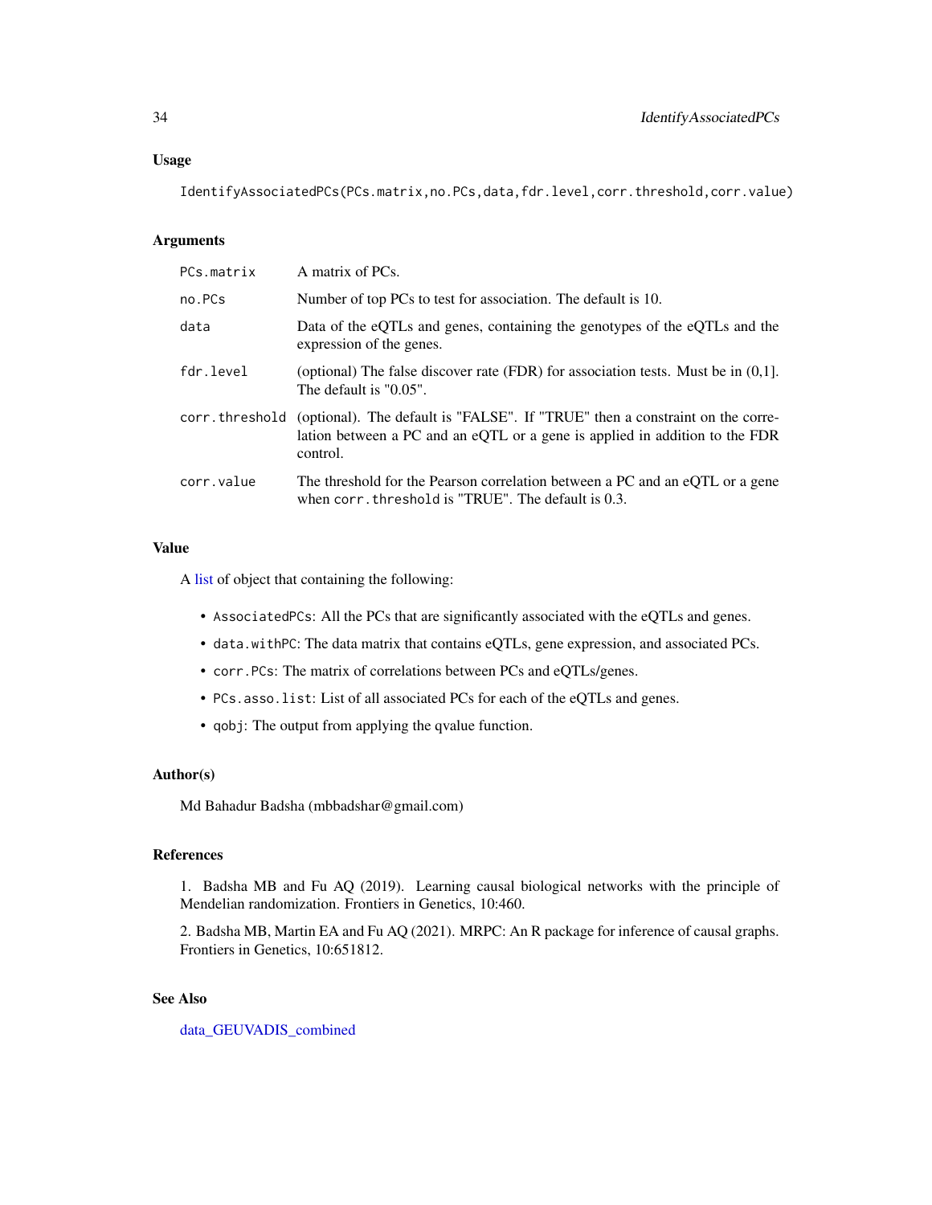## Usage

```
IdentifyAssociatedPCs(PCs.matrix,no.PCs,data,fdr.level,corr.threshold,corr.value)
```

## Arguments

| | |
|---|---|
| PCs.matrix | A matrix of PCs. |
| no.PCs | Number of top PCs to test for association. The default is 10. |
| data | Data of the eQTLs and genes, containing the genotypes of the eQTLs and the expression of the genes. |
| fdr.level | (optional) The false discover rate (FDR) for association tests. Must be in (0,1]. The default is "0.05". |
| corr.threshold | (optional). The default is "FALSE". If "TRUE" then a constraint on the correlation between a PC and an eQTL or a gene is applied in addition to the FDR control. |
| corr.value | The threshold for the Pearson correlation between a PC and an eQTL or a gene when `corr.threshold` is "TRUE". The default is 0.3. |

## Value

A list of object that containing the following:

- `AssociatedPCs`: All the PCs that are significantly associated with the eQTLs and genes.
- `data.withPC`: The data matrix that contains eQTLs, gene expression, and associated PCs.
- `corr.PCs`: The matrix of correlations between PCs and eQTLs/genes.
- `PCs.asso.list`: List of all associated PCs for each of the eQTLs and genes.
- `qobj`: The output from applying the qvalue function.

## Author(s)

Md Bahadur Badsha (mbbadshar@gmail.com)

## References

1. Badsha MB and Fu AQ (2019). Learning causal biological networks with the principle of Mendelian randomization. Frontiers in Genetics, 10:460.

2. Badsha MB, Martin EA and Fu AQ (2021). MRPC: An R package for inference of causal graphs. Frontiers in Genetics, 10:651812.

## See Also

data_GEUVADIS_combined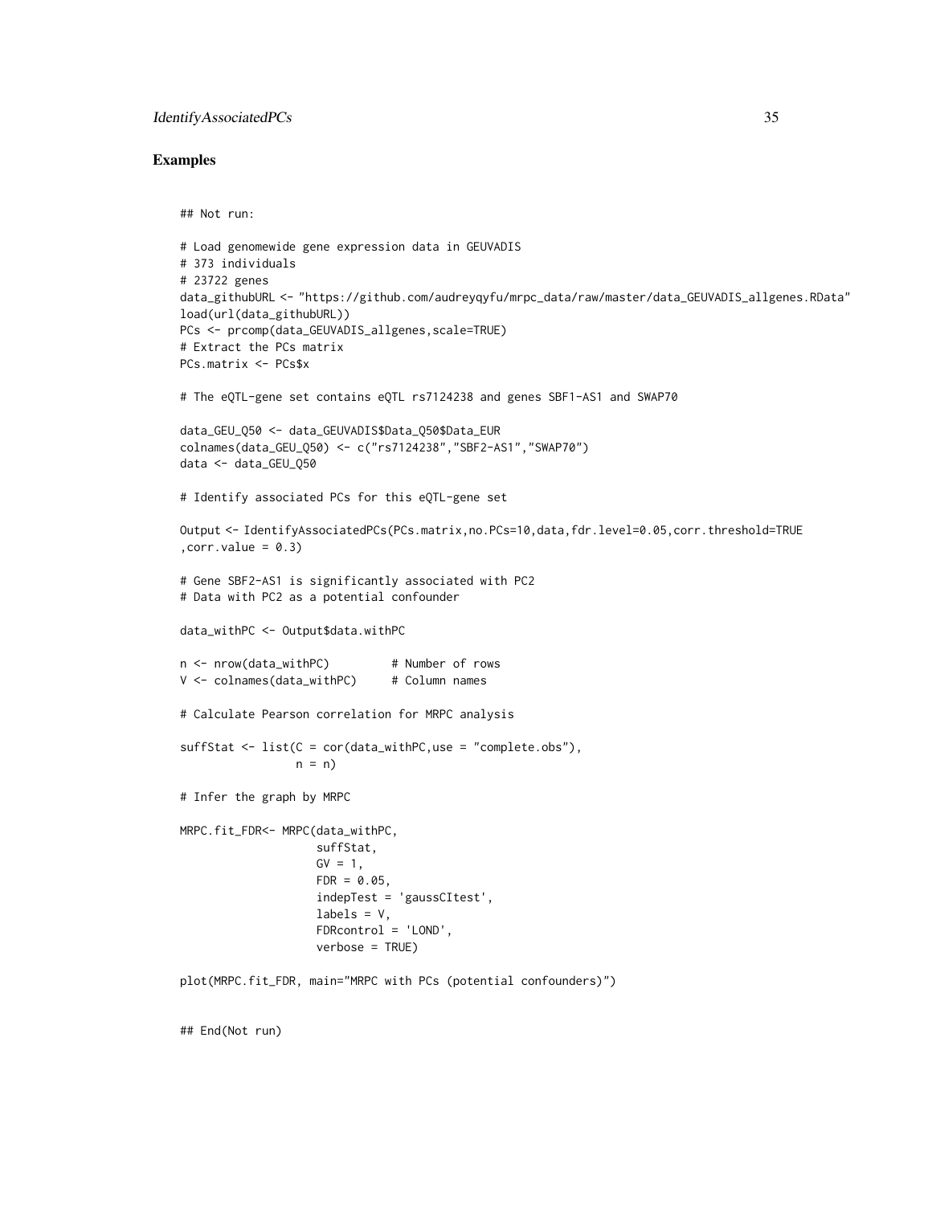## Examples

```
## Not run:

# Load genomewide gene expression data in GEUVADIS
# 373 individuals
# 23722 genes
data_githubURL <- "https://github.com/audreyqyfu/mrpc_data/raw/master/data_GEUVADIS_allgenes.RData"
load(url(data_githubURL))
PCs <- prcomp(data_GEUVADIS_allgenes,scale=TRUE)
# Extract the PCs matrix
PCs.matrix <- PCs$x

# The eQTL-gene set contains eQTL rs7124238 and genes SBF1-AS1 and SWAP70

data_GEU_Q50 <- data_GEUVADIS$Data_Q50$Data_EUR
colnames(data_GEU_Q50) <- c("rs7124238","SBF2-AS1","SWAP70")
data <- data_GEU_Q50

# Identify associated PCs for this eQTL-gene set

Output <- IdentifyAssociatedPCs(PCs.matrix,no.PCs=10,data,fdr.level=0.05,corr.threshold=TRUE
,corr.value = 0.3)

# Gene SBF2-AS1 is significantly associated with PC2
# Data with PC2 as a potential confounder

data_withPC <- Output$data.withPC

n <- nrow(data_withPC)         # Number of rows
V <- colnames(data_withPC)     # Column names

# Calculate Pearson correlation for MRPC analysis

suffStat <- list(C = cor(data_withPC,use = "complete.obs"),
                 n = n)

# Infer the graph by MRPC

MRPC.fit_FDR<- MRPC(data_withPC,
                    suffStat,
                    GV = 1,
                    FDR = 0.05,
                    indepTest = 'gaussCItest',
                    labels = V,
                    FDRcontrol = 'LOND',
                    verbose = TRUE)

plot(MRPC.fit_FDR, main="MRPC with PCs (potential confounders)")


## End(Not run)
```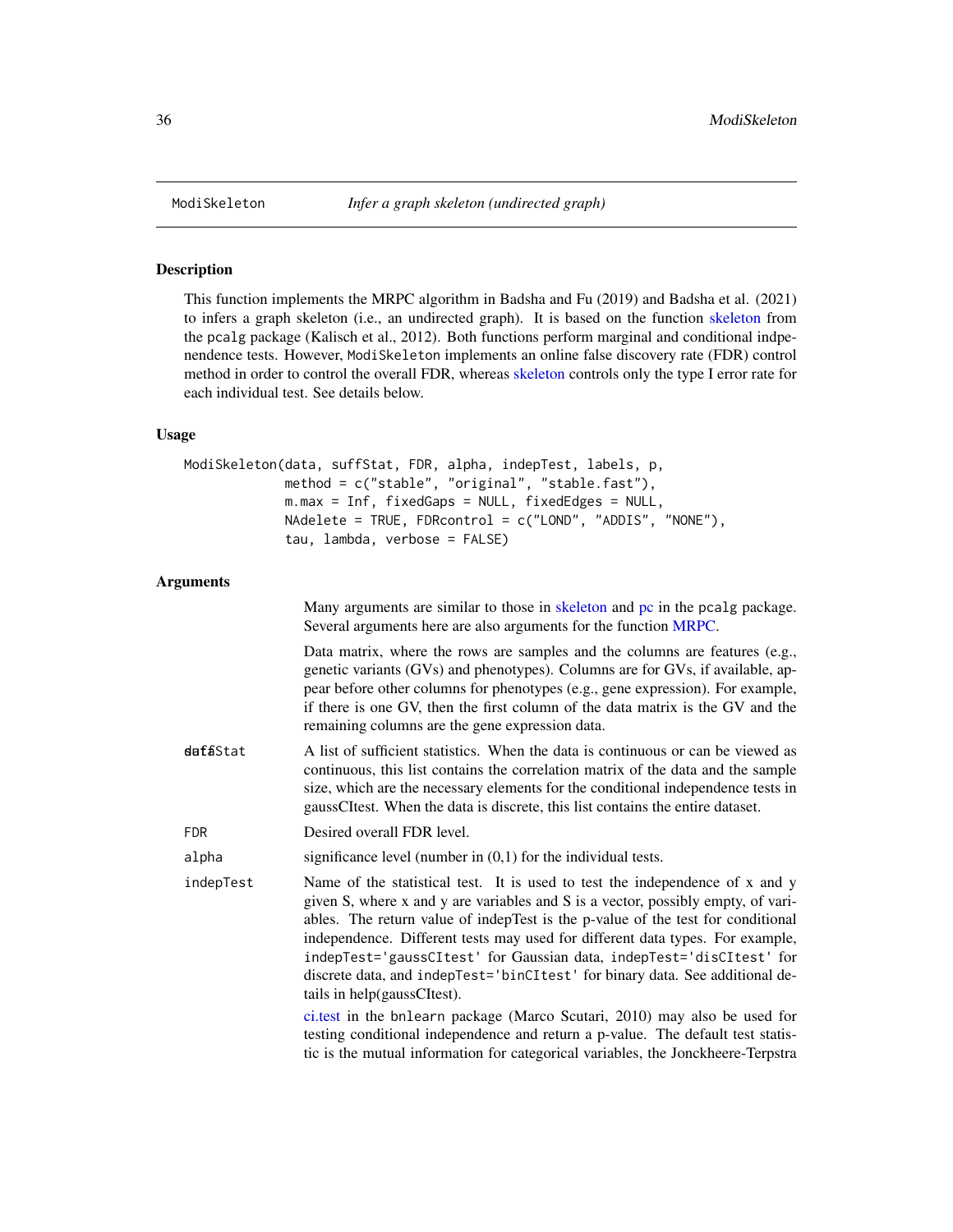## ModiSkeleton — *Infer a graph skeleton (undirected graph)*

### Description

This function implements the MRPC algorithm in Badsha and Fu (2019) and Badsha et al. (2021) to infers a graph skeleton (i.e., an undirected graph). It is based on the function skeleton from the pcalg package (Kalisch et al., 2012). Both functions perform marginal and conditional indpenendence tests. However, ModiSkeleton implements an online false discovery rate (FDR) control method in order to control the overall FDR, whereas skeleton controls only the type I error rate for each individual test. See details below.

### Usage

```
ModiSkeleton(data, suffStat, FDR, alpha, indepTest, labels, p,
             method = c("stable", "original", "stable.fast"),
             m.max = Inf, fixedGaps = NULL, fixedEdges = NULL,
             NAdelete = TRUE, FDRcontrol = c("LOND", "ADDIS", "NONE"),
             tau, lambda, verbose = FALSE)
```

### Arguments

Many arguments are similar to those in skeleton and pc in the pcalg package. Several arguments here are also arguments for the function MRPC.

| | |
|---|---|
| data | Data matrix, where the rows are samples and the columns are features (e.g., genetic variants (GVs) and phenotypes). Columns are for GVs, if available, appear before other columns for phenotypes (e.g., gene expression). For example, if there is one GV, then the first column of the data matrix is the GV and the remaining columns are the gene expression data. |
| suffStat | A list of sufficient statistics. When the data is continuous or can be viewed as continuous, this list contains the correlation matrix of the data and the sample size, which are the necessary elements for the conditional independence tests in gaussCItest. When the data is discrete, this list contains the entire dataset. |
| FDR | Desired overall FDR level. |
| alpha | significance level (number in (0,1) for the individual tests. |
| indepTest | Name of the statistical test. It is used to test the independence of x and y given S, where x and y are variables and S is a vector, possibly empty, of variables. The return value of indepTest is the p-value of the test for conditional independence. Different tests may used for different data types. For example, indepTest='gaussCItest' for Gaussian data, indepTest='disCItest' for discrete data, and indepTest='binCItest' for binary data. See additional details in help(gaussCItest).<br><br>ci.test in the bnlearn package (Marco Scutari, 2010) may also be used for testing conditional independence and return a p-value. The default test statistic is the mutual information for categorical variables, the Jonckheere-Terpstra |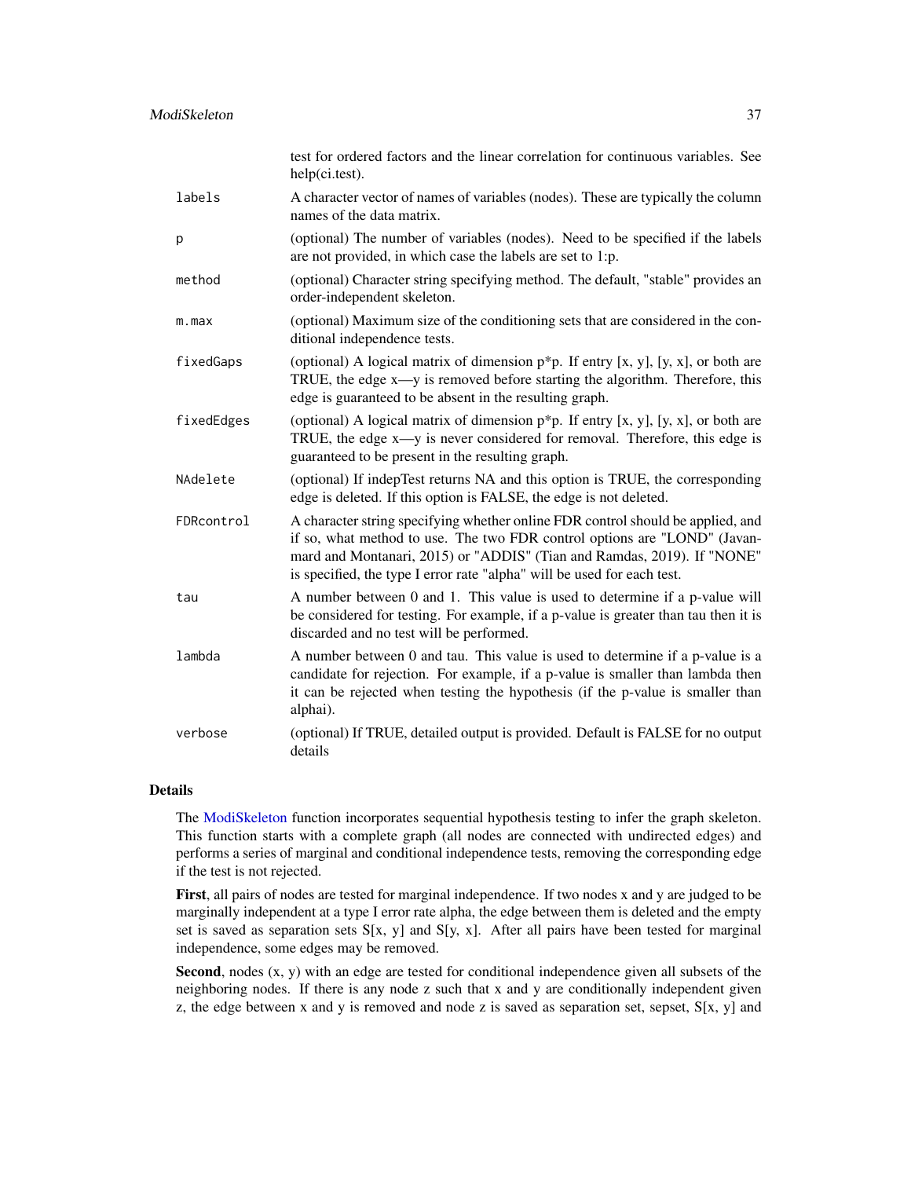| | |
|---|---|
| | test for ordered factors and the linear correlation for continuous variables. See help(ci.test). |
| `labels` | A character vector of names of variables (nodes). These are typically the column names of the data matrix. |
| `p` | (optional) The number of variables (nodes). Need to be specified if the labels are not provided, in which case the labels are set to 1:p. |
| `method` | (optional) Character string specifying method. The default, "stable" provides an order-independent skeleton. |
| `m.max` | (optional) Maximum size of the conditioning sets that are considered in the conditional independence tests. |
| `fixedGaps` | (optional) A logical matrix of dimension p*p. If entry [x, y], [y, x], or both are TRUE, the edge x—y is removed before starting the algorithm. Therefore, this edge is guaranteed to be absent in the resulting graph. |
| `fixedEdges` | (optional) A logical matrix of dimension p*p. If entry [x, y], [y, x], or both are TRUE, the edge x—y is never considered for removal. Therefore, this edge is guaranteed to be present in the resulting graph. |
| `NAdelete` | (optional) If indepTest returns NA and this option is TRUE, the corresponding edge is deleted. If this option is FALSE, the edge is not deleted. |
| `FDRcontrol` | A character string specifying whether online FDR control should be applied, and if so, what method to use. The two FDR control options are "LOND" (Javanmard and Montanari, 2015) or "ADDIS" (Tian and Ramdas, 2019). If "NONE" is specified, the type I error rate "alpha" will be used for each test. |
| `tau` | A number between 0 and 1. This value is used to determine if a p-value will be considered for testing. For example, if a p-value is greater than tau then it is discarded and no test will be performed. |
| `lambda` | A number between 0 and tau. This value is used to determine if a p-value is a candidate for rejection. For example, if a p-value is smaller than lambda then it can be rejected when testing the hypothesis (if the p-value is smaller than alphai). |
| `verbose` | (optional) If TRUE, detailed output is provided. Default is FALSE for no output details |

### Details

The ModiSkeleton function incorporates sequential hypothesis testing to infer the graph skeleton. This function starts with a complete graph (all nodes are connected with undirected edges) and performs a series of marginal and conditional independence tests, removing the corresponding edge if the test is not rejected.

**First**, all pairs of nodes are tested for marginal independence. If two nodes x and y are judged to be marginally independent at a type I error rate alpha, the edge between them is deleted and the empty set is saved as separation sets S[x, y] and S[y, x]. After all pairs have been tested for marginal independence, some edges may be removed.

**Second**, nodes (x, y) with an edge are tested for conditional independence given all subsets of the neighboring nodes. If there is any node z such that x and y are conditionally independent given z, the edge between x and y is removed and node z is saved as separation set, sepset, S[x, y] and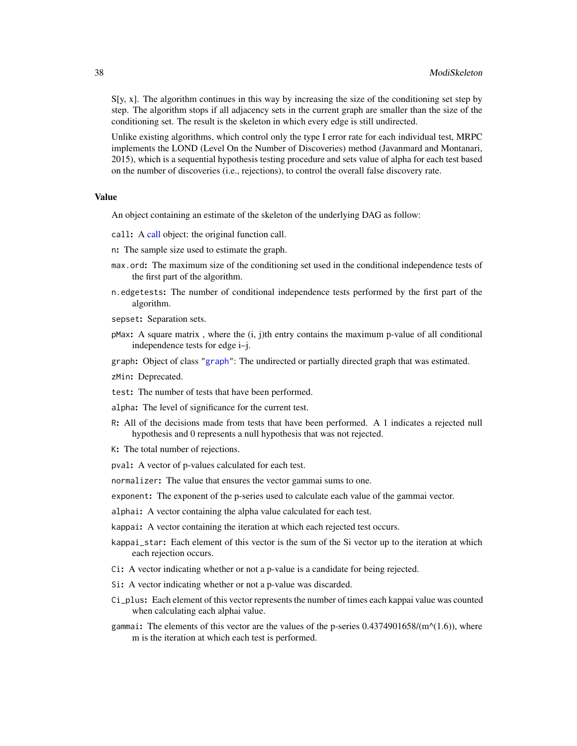S[y, x]. The algorithm continues in this way by increasing the size of the conditioning set step by step. The algorithm stops if all adjacency sets in the current graph are smaller than the size of the conditioning set. The result is the skeleton in which every edge is still undirected.

Unlike existing algorithms, which control only the type I error rate for each individual test, MRPC implements the LOND (Level On the Number of Discoveries) method (Javanmard and Montanari, 2015), which is a sequential hypothesis testing procedure and sets value of alpha for each test based on the number of discoveries (i.e., rejections), to control the overall false discovery rate.

### Value

An object containing an estimate of the skeleton of the underlying DAG as follow:

- `call`: A call object: the original function call.
- `n`: The sample size used to estimate the graph.
- `max.ord`: The maximum size of the conditioning set used in the conditional independence tests of the first part of the algorithm.
- `n.edgetests`: The number of conditional independence tests performed by the first part of the algorithm.
- `sepset`: Separation sets.
- `pMax`: A square matrix , where the (i, j)th entry contains the maximum p-value of all conditional independence tests for edge i–j.
- `graph`: Object of class "graph": The undirected or partially directed graph that was estimated.
- `zMin`: Deprecated.
- `test`: The number of tests that have been performed.
- `alpha`: The level of significance for the current test.
- `R`: All of the decisions made from tests that have been performed. A 1 indicates a rejected null hypothesis and 0 represents a null hypothesis that was not rejected.
- `K`: The total number of rejections.
- `pval`: A vector of p-values calculated for each test.
- `normalizer`: The value that ensures the vector gammai sums to one.
- `exponent`: The exponent of the p-series used to calculate each value of the gammai vector.
- `alphai`: A vector containing the alpha value calculated for each test.
- `kappai`: A vector containing the iteration at which each rejected test occurs.
- `kappai_star`: Each element of this vector is the sum of the Si vector up to the iteration at which each rejection occurs.
- `Ci`: A vector indicating whether or not a p-value is a candidate for being rejected.
- `Si`: A vector indicating whether or not a p-value was discarded.
- `Ci_plus`: Each element of this vector represents the number of times each kappai value was counted when calculating each alphai value.
- `gammai`: The elements of this vector are the values of the p-series 0.4374901658/(m^(1.6)), where m is the iteration at which each test is performed.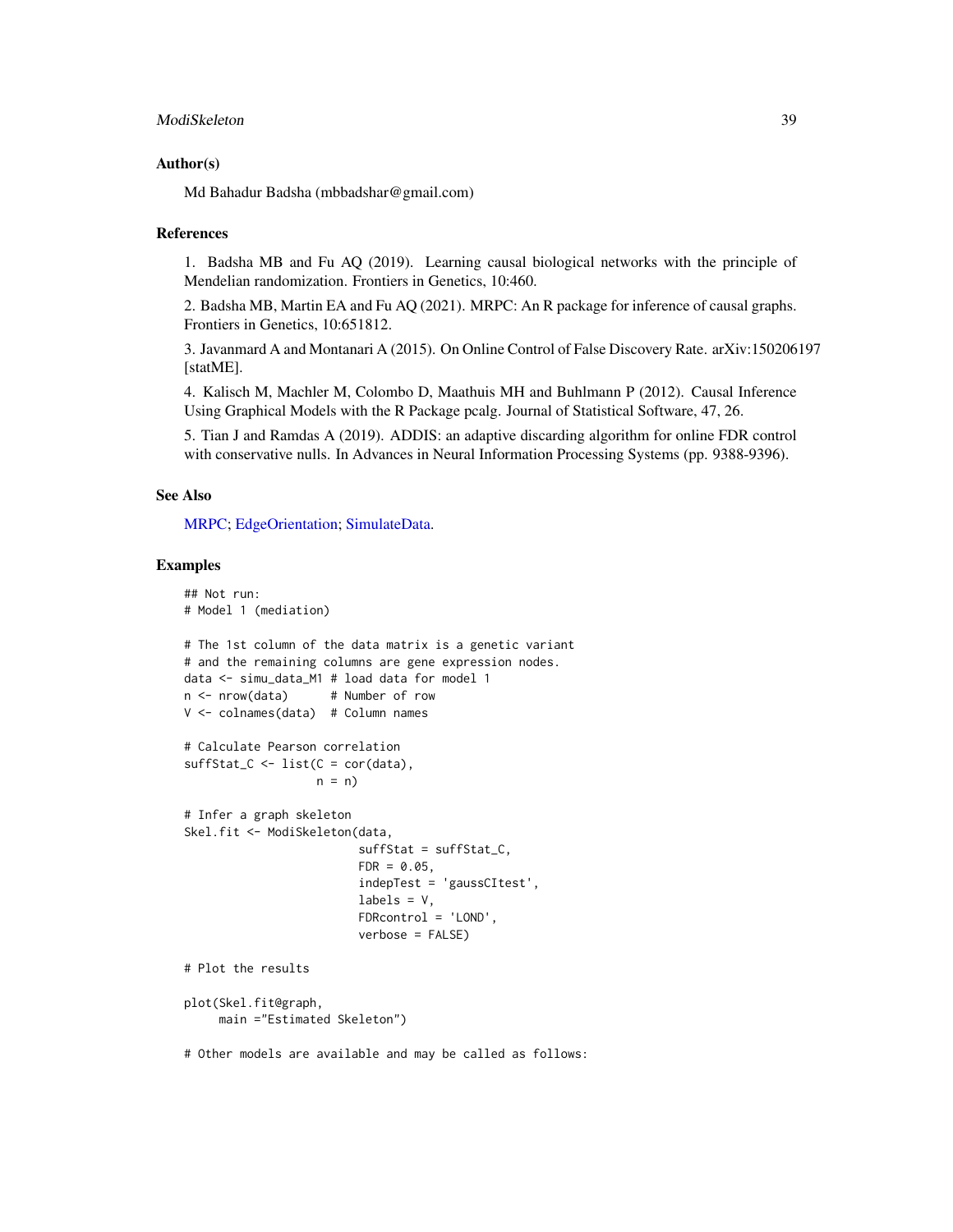## Author(s)

Md Bahadur Badsha (mbbadshar@gmail.com)

## References

1. Badsha MB and Fu AQ (2019). Learning causal biological networks with the principle of Mendelian randomization. Frontiers in Genetics, 10:460.

2. Badsha MB, Martin EA and Fu AQ (2021). MRPC: An R package for inference of causal graphs. Frontiers in Genetics, 10:651812.

3. Javanmard A and Montanari A (2015). On Online Control of False Discovery Rate. arXiv:150206197 [statME].

4. Kalisch M, Machler M, Colombo D, Maathuis MH and Buhlmann P (2012). Causal Inference Using Graphical Models with the R Package pcalg. Journal of Statistical Software, 47, 26.

5. Tian J and Ramdas A (2019). ADDIS: an adaptive discarding algorithm for online FDR control with conservative nulls. In Advances in Neural Information Processing Systems (pp. 9388-9396).

## See Also

MRPC; EdgeOrientation; SimulateData.

## Examples

```
## Not run:
# Model 1 (mediation)

# The 1st column of the data matrix is a genetic variant
# and the remaining columns are gene expression nodes.
data <- simu_data_M1 # load data for model 1
n <- nrow(data)      # Number of row
V <- colnames(data)  # Column names

# Calculate Pearson correlation
suffStat_C <- list(C = cor(data),
                   n = n)

# Infer a graph skeleton
Skel.fit <- ModiSkeleton(data,
                         suffStat = suffStat_C,
                         FDR = 0.05,
                         indepTest = 'gaussCItest',
                         labels = V,
                         FDRcontrol = 'LOND',
                         verbose = FALSE)

# Plot the results

plot(Skel.fit@graph,
     main ="Estimated Skeleton")

# Other models are available and may be called as follows:
```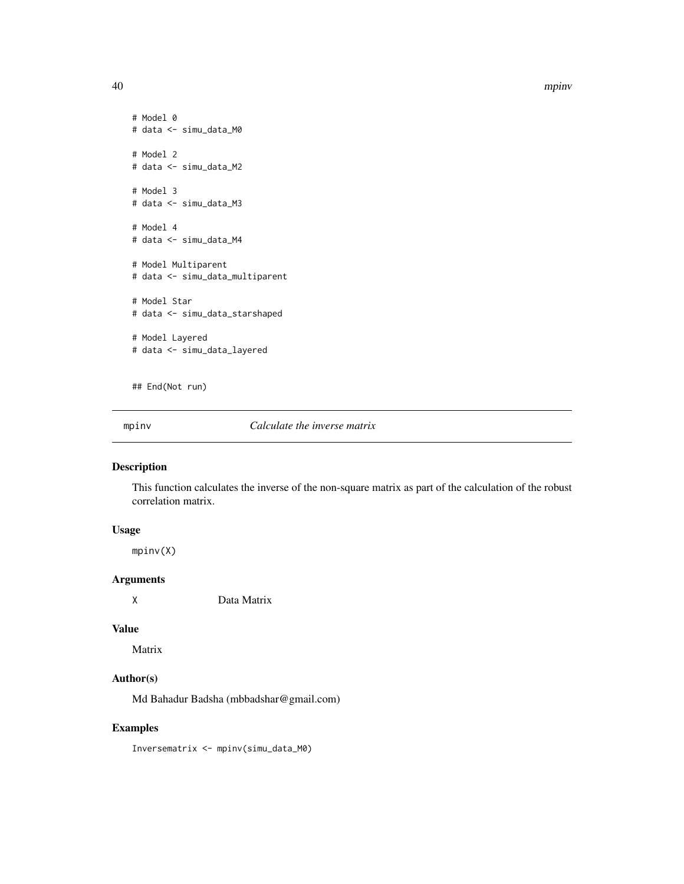```
# Model 0
# data <- simu_data_M0

# Model 2
# data <- simu_data_M2

# Model 3
# data <- simu_data_M3

# Model 4
# data <- simu_data_M4

# Model Multiparent
# data <- simu_data_multiparent

# Model Star
# data <- simu_data_starshaped

# Model Layered
# data <- simu_data_layered


## End(Not run)
```

---

## mpinv — *Calculate the inverse matrix*

---

### Description

This function calculates the inverse of the non-square matrix as part of the calculation of the robust correlation matrix.

### Usage

```
mpinv(X)
```

### Arguments

| | |
|---|---|
| X | Data Matrix |

### Value

Matrix

### Author(s)

Md Bahadur Badsha (mbbadshar@gmail.com)

### Examples

```
Inversematrix <- mpinv(simu_data_M0)
```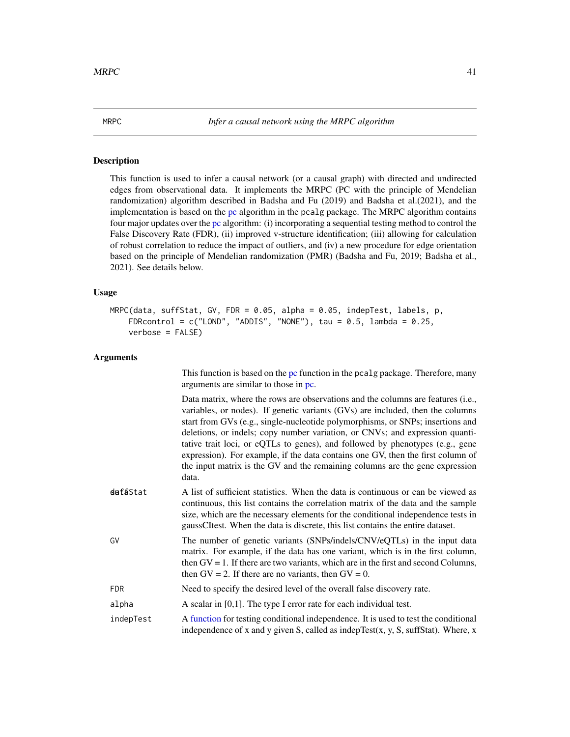| MRPC | *Infer a causal network using the MRPC algorithm* |
|---|---|

## Description

This function is used to infer a causal network (or a causal graph) with directed and undirected edges from observational data. It implements the MRPC (PC with the principle of Mendelian randomization) algorithm described in Badsha and Fu (2019) and Badsha et al.(2021), and the implementation is based on the pc algorithm in the pcalg package. The MRPC algorithm contains four major updates over the pc algorithm: (i) incorporating a sequential testing method to control the False Discovery Rate (FDR), (ii) improved v-structure identification; (iii) allowing for calculation of robust correlation to reduce the impact of outliers, and (iv) a new procedure for edge orientation based on the principle of Mendelian randomization (PMR) (Badsha and Fu, 2019; Badsha et al., 2021). See details below.

## Usage

```
MRPC(data, suffStat, GV, FDR = 0.05, alpha = 0.05, indepTest, labels, p,
    FDRcontrol = c("LOND", "ADDIS", "NONE"), tau = 0.5, lambda = 0.25,
    verbose = FALSE)
```

## Arguments

| | |
|---|---|
| data | This function is based on the pc function in the pcalg package. Therefore, many arguments are similar to those in pc.<br><br>Data matrix, where the rows are observations and the columns are features (i.e., variables, or nodes). If genetic variants (GVs) are included, then the columns start from GVs (e.g., single-nucleotide polymorphisms, or SNPs; insertions and deletions, or indels; copy number variation, or CNVs; and expression quantitative trait loci, or eQTLs to genes), and followed by phenotypes (e.g., gene expression). For example, if the data contains one GV, then the first column of the input matrix is the GV and the remaining columns are the gene expression data. |
| suffStat | A list of sufficient statistics. When the data is continuous or can be viewed as continuous, this list contains the correlation matrix of the data and the sample size, which are the necessary elements for the conditional independence tests in gaussCItest. When the data is discrete, this list contains the entire dataset. |
| GV | The number of genetic variants (SNPs/indels/CNV/eQTLs) in the input data matrix. For example, if the data has one variant, which is in the first column, then GV = 1. If there are two variants, which are in the first and second Columns, then GV = 2. If there are no variants, then GV = 0. |
| FDR | Need to specify the desired level of the overall false discovery rate. |
| alpha | A scalar in [0,1]. The type I error rate for each individual test. |
| indepTest | A function for testing conditional independence. It is used to test the conditional independence of x and y given S, called as indepTest(x, y, S, suffStat). Where, x |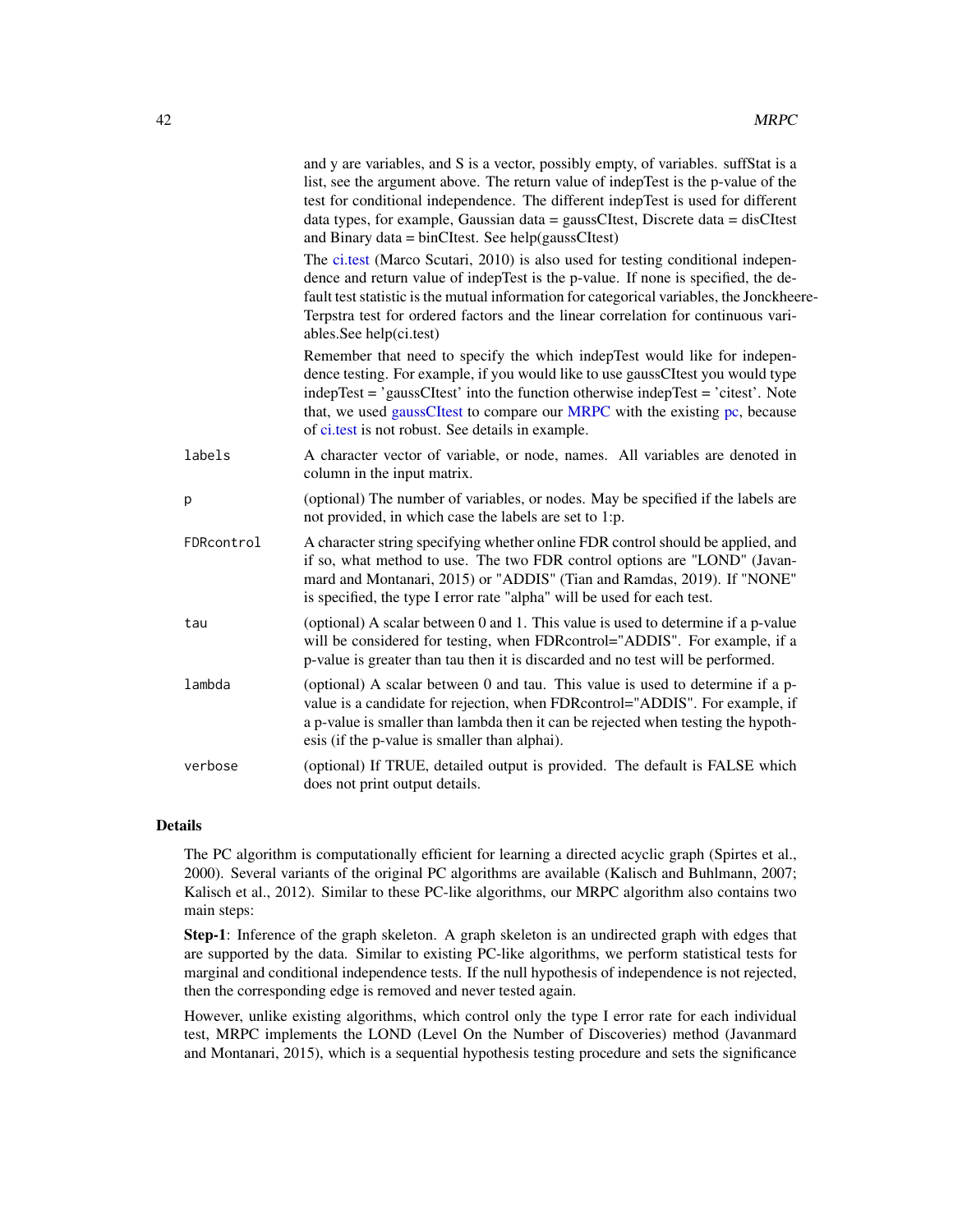and y are variables, and S is a vector, possibly empty, of variables. suffStat is a list, see the argument above. The return value of indepTest is the p-value of the test for conditional independence. The different indepTest is used for different data types, for example, Gaussian data = gaussCItest, Discrete data = disCItest and Binary data = binCItest. See help(gaussCItest)

The ci.test (Marco Scutari, 2010) is also used for testing conditional independence and return value of indepTest is the p-value. If none is specified, the default test statistic is the mutual information for categorical variables, the Jonckheere-Terpstra test for ordered factors and the linear correlation for continuous variables.See help(ci.test)

Remember that need to specify the which indepTest would like for independence testing. For example, if you would like to use gaussCItest you would type indepTest = 'gaussCItest' into the function otherwise indepTest = 'citest'. Note that, we used gaussCItest to compare our MRPC with the existing pc, because of ci.test is not robust. See details in example.

**labels** A character vector of variable, or node, names. All variables are denoted in column in the input matrix.

**p** (optional) The number of variables, or nodes. May be specified if the labels are not provided, in which case the labels are set to 1:p.

**FDRcontrol** A character string specifying whether online FDR control should be applied, and if so, what method to use. The two FDR control options are "LOND" (Javanmard and Montanari, 2015) or "ADDIS" (Tian and Ramdas, 2019). If "NONE" is specified, the type I error rate "alpha" will be used for each test.

**tau** (optional) A scalar between 0 and 1. This value is used to determine if a p-value will be considered for testing, when FDRcontrol="ADDIS". For example, if a p-value is greater than tau then it is discarded and no test will be performed.

**lambda** (optional) A scalar between 0 and tau. This value is used to determine if a p-value is a candidate for rejection, when FDRcontrol="ADDIS". For example, if a p-value is smaller than lambda then it can be rejected when testing the hypothesis (if the p-value is smaller than alphai).

**verbose** (optional) If TRUE, detailed output is provided. The default is FALSE which does not print output details.

## Details

The PC algorithm is computationally efficient for learning a directed acyclic graph (Spirtes et al., 2000). Several variants of the original PC algorithms are available (Kalisch and Buhlmann, 2007; Kalisch et al., 2012). Similar to these PC-like algorithms, our MRPC algorithm also contains two main steps:

**Step-1**: Inference of the graph skeleton. A graph skeleton is an undirected graph with edges that are supported by the data. Similar to existing PC-like algorithms, we perform statistical tests for marginal and conditional independence tests. If the null hypothesis of independence is not rejected, then the corresponding edge is removed and never tested again.

However, unlike existing algorithms, which control only the type I error rate for each individual test, MRPC implements the LOND (Level On the Number of Discoveries) method (Javanmard and Montanari, 2015), which is a sequential hypothesis testing procedure and sets the significance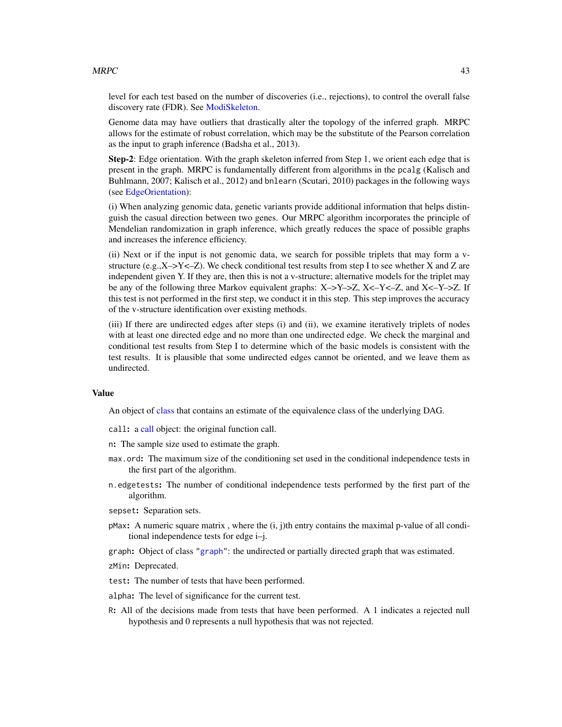level for each test based on the number of discoveries (i.e., rejections), to control the overall false discovery rate (FDR). See ModiSkeleton.

Genome data may have outliers that drastically alter the topology of the inferred graph. MRPC allows for the estimate of robust correlation, which may be the substitute of the Pearson correlation as the input to graph inference (Badsha et al., 2013).

**Step-2**: Edge orientation. With the graph skeleton inferred from Step 1, we orient each edge that is present in the graph. MRPC is fundamentally different from algorithms in the `pcalg` (Kalisch and Buhlmann, 2007; Kalisch et al., 2012) and `bnlearn` (Scutari, 2010) packages in the following ways (see EdgeOrientation):

(i) When analyzing genomic data, genetic variants provide additional information that helps distinguish the casual direction between two genes. Our MRPC algorithm incorporates the principle of Mendelian randomization in graph inference, which greatly reduces the space of possible graphs and increases the inference efficiency.

(ii) Next or if the input is not genomic data, we search for possible triplets that may form a v-structure (e.g.,X–>Y<–Z). We check conditional test results from step I to see whether X and Z are independent given Y. If they are, then this is not a v-structure; alternative models for the triplet may be any of the following three Markov equivalent graphs: X–>Y–>Z, X<–Y<–Z, and X<–Y–>Z. If this test is not performed in the first step, we conduct it in this step. This step improves the accuracy of the v-structure identification over existing methods.

(iii) If there are undirected edges after steps (i) and (ii), we examine iteratively triplets of nodes with at least one directed edge and no more than one undirected edge. We check the marginal and conditional test results from Step I to determine which of the basic models is consistent with the test results. It is plausible that some undirected edges cannot be oriented, and we leave them as undirected.

### Value

An object of class that contains an estimate of the equivalence class of the underlying DAG.

- `call`: a call object: the original function call.
- `n`: The sample size used to estimate the graph.
- `max.ord`: The maximum size of the conditioning set used in the conditional independence tests in the first part of the algorithm.
- `n.edgetests`: The number of conditional independence tests performed by the first part of the algorithm.
- `sepset`: Separation sets.
- `pMax`: A numeric square matrix , where the (i, j)th entry contains the maximal p-value of all conditional independence tests for edge i–j.
- `graph`: Object of class `"graph"`: the undirected or partially directed graph that was estimated.
- `zMin`: Deprecated.
- `test`: The number of tests that have been performed.
- `alpha`: The level of significance for the current test.
- `R`: All of the decisions made from tests that have been performed. A 1 indicates a rejected null hypothesis and 0 represents a null hypothesis that was not rejected.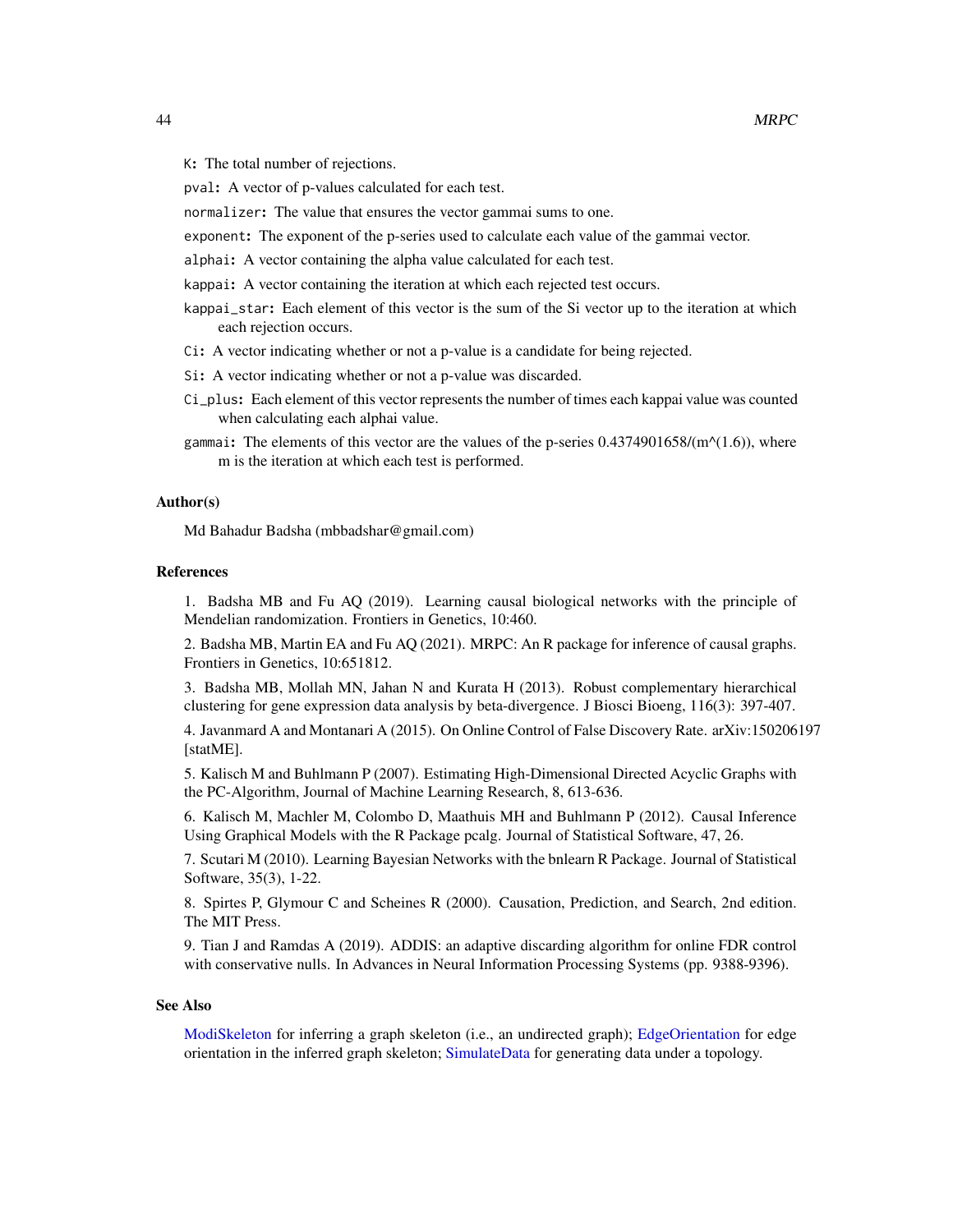`K`: The total number of rejections.

`pval`: A vector of p-values calculated for each test.

`normalizer`: The value that ensures the vector gammai sums to one.

`exponent`: The exponent of the p-series used to calculate each value of the gammai vector.

`alphai`: A vector containing the alpha value calculated for each test.

`kappai`: A vector containing the iteration at which each rejected test occurs.

`kappai_star`: Each element of this vector is the sum of the Si vector up to the iteration at which each rejection occurs.

`Ci`: A vector indicating whether or not a p-value is a candidate for being rejected.

`Si`: A vector indicating whether or not a p-value was discarded.

`Ci_plus`: Each element of this vector represents the number of times each kappai value was counted when calculating each alphai value.

`gammai`: The elements of this vector are the values of the p-series 0.4374901658/(m^(1.6)), where m is the iteration at which each test is performed.

### Author(s)

Md Bahadur Badsha (mbbadshar@gmail.com)

### References

1. Badsha MB and Fu AQ (2019). Learning causal biological networks with the principle of Mendelian randomization. Frontiers in Genetics, 10:460.

2. Badsha MB, Martin EA and Fu AQ (2021). MRPC: An R package for inference of causal graphs. Frontiers in Genetics, 10:651812.

3. Badsha MB, Mollah MN, Jahan N and Kurata H (2013). Robust complementary hierarchical clustering for gene expression data analysis by beta-divergence. J Biosci Bioeng, 116(3): 397-407.

4. Javanmard A and Montanari A (2015). On Online Control of False Discovery Rate. arXiv:150206197 [statME].

5. Kalisch M and Buhlmann P (2007). Estimating High-Dimensional Directed Acyclic Graphs with the PC-Algorithm, Journal of Machine Learning Research, 8, 613-636.

6. Kalisch M, Machler M, Colombo D, Maathuis MH and Buhlmann P (2012). Causal Inference Using Graphical Models with the R Package pcalg. Journal of Statistical Software, 47, 26.

7. Scutari M (2010). Learning Bayesian Networks with the bnlearn R Package. Journal of Statistical Software, 35(3), 1-22.

8. Spirtes P, Glymour C and Scheines R (2000). Causation, Prediction, and Search, 2nd edition. The MIT Press.

9. Tian J and Ramdas A (2019). ADDIS: an adaptive discarding algorithm for online FDR control with conservative nulls. In Advances in Neural Information Processing Systems (pp. 9388-9396).

### See Also

ModiSkeleton for inferring a graph skeleton (i.e., an undirected graph); EdgeOrientation for edge orientation in the inferred graph skeleton; SimulateData for generating data under a topology.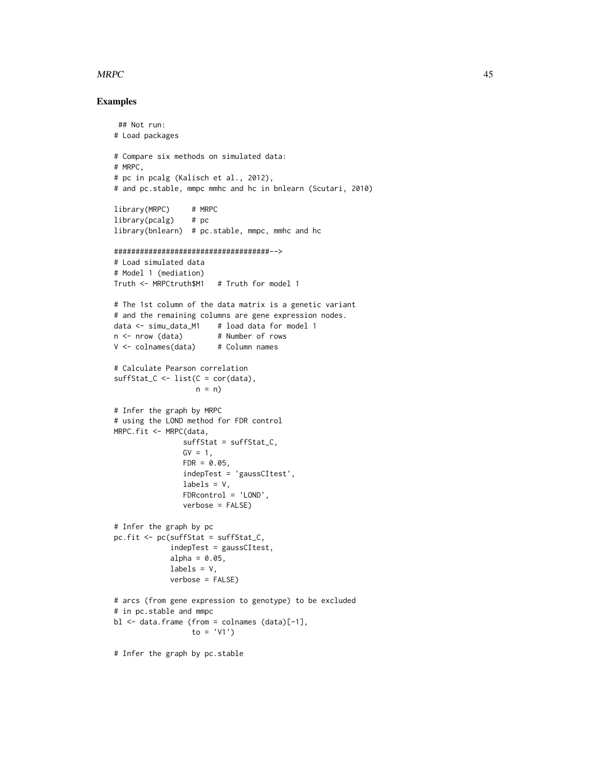### Examples

```
 ## Not run:
# Load packages

# Compare six methods on simulated data:
# MRPC,
# pc in pcalg (Kalisch et al., 2012),
# and pc.stable, mmpc mmhc and hc in bnlearn (Scutari, 2010)

library(MRPC)     # MRPC
library(pcalg)    # pc
library(bnlearn)  # pc.stable, mmpc, mmhc and hc

####################################-->
# Load simulated data
# Model 1 (mediation)
Truth <- MRPCtruth$M1   # Truth for model 1

# The 1st column of the data matrix is a genetic variant
# and the remaining columns are gene expression nodes.
data <- simu_data_M1    # load data for model 1
n <- nrow (data)        # Number of rows
V <- colnames(data)     # Column names

# Calculate Pearson correlation
suffStat_C <- list(C = cor(data),
                   n = n)

# Infer the graph by MRPC
# using the LOND method for FDR control
MRPC.fit <- MRPC(data,
                suffStat = suffStat_C,
                GV = 1,
                FDR = 0.05,
                indepTest = 'gaussCItest',
                labels = V,
                FDRcontrol = 'LOND',
                verbose = FALSE)

# Infer the graph by pc
pc.fit <- pc(suffStat = suffStat_C,
             indepTest = gaussCItest,
             alpha = 0.05,
             labels = V,
             verbose = FALSE)

# arcs (from gene expression to genotype) to be excluded
# in pc.stable and mmpc
bl <- data.frame (from = colnames (data)[-1],
                  to = 'V1')

# Infer the graph by pc.stable
```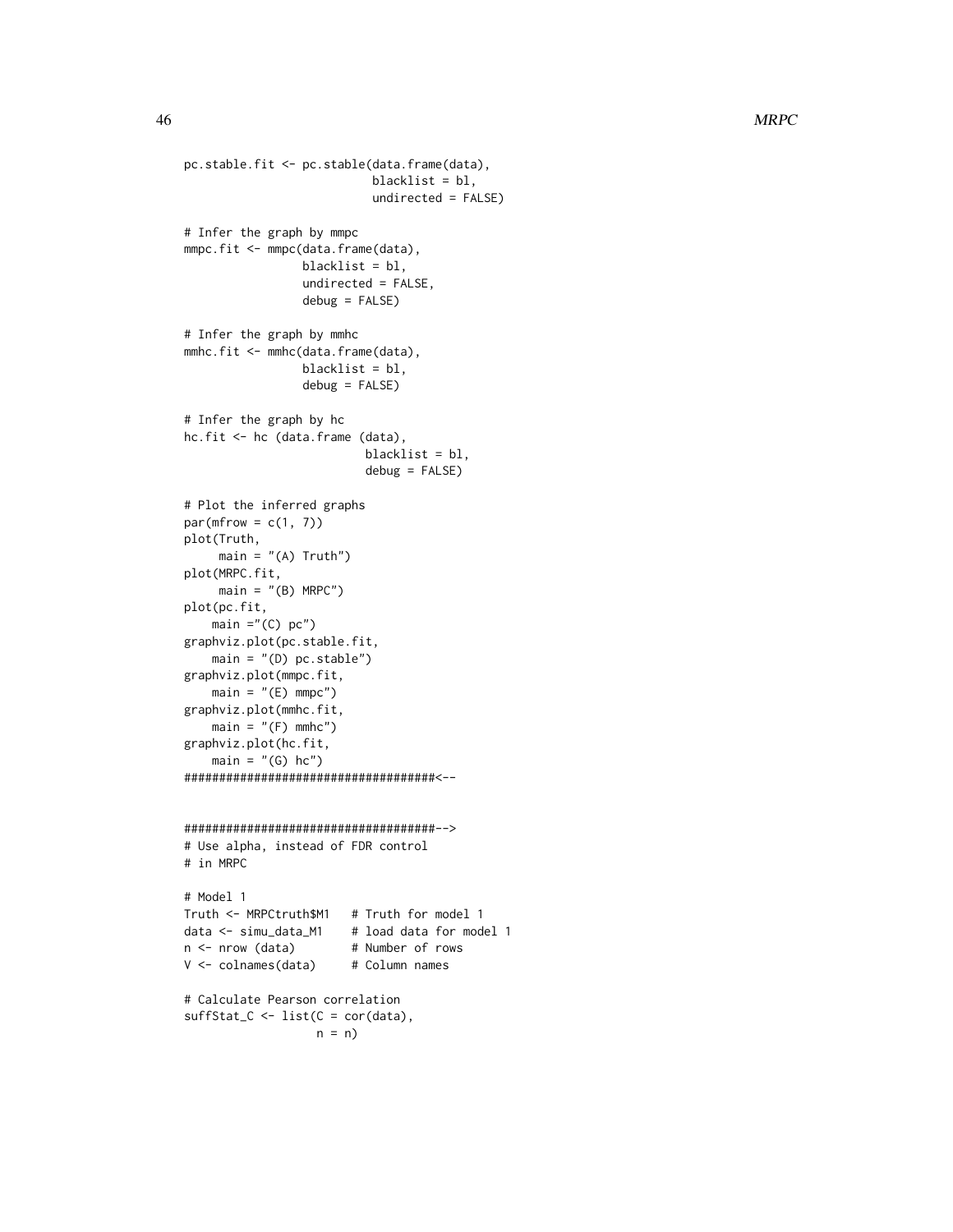```
pc.stable.fit <- pc.stable(data.frame(data),
                           blacklist = bl,
                           undirected = FALSE)

# Infer the graph by mmpc
mmpc.fit <- mmpc(data.frame(data),
                 blacklist = bl,
                 undirected = FALSE,
                 debug = FALSE)

# Infer the graph by mmhc
mmhc.fit <- mmhc(data.frame(data),
                 blacklist = bl,
                 debug = FALSE)

# Infer the graph by hc
hc.fit <- hc (data.frame (data),
                          blacklist = bl,
                          debug = FALSE)

# Plot the inferred graphs
par(mfrow = c(1, 7))
plot(Truth,
     main = "(A) Truth")
plot(MRPC.fit,
     main = "(B) MRPC")
plot(pc.fit,
    main ="(C) pc")
graphviz.plot(pc.stable.fit,
    main = "(D) pc.stable")
graphviz.plot(mmpc.fit,
    main = "(E) mmpc")
graphviz.plot(mmhc.fit,
    main = "(F) mmhc")
graphviz.plot(hc.fit,
    main = "(G) hc")
####################################<--


####################################-->
# Use alpha, instead of FDR control
# in MRPC

# Model 1
Truth <- MRPCtruth$M1   # Truth for model 1
data <- simu_data_M1    # load data for model 1
n <- nrow (data)        # Number of rows
V <- colnames(data)     # Column names

# Calculate Pearson correlation
suffStat_C <- list(C = cor(data),
                   n = n)
```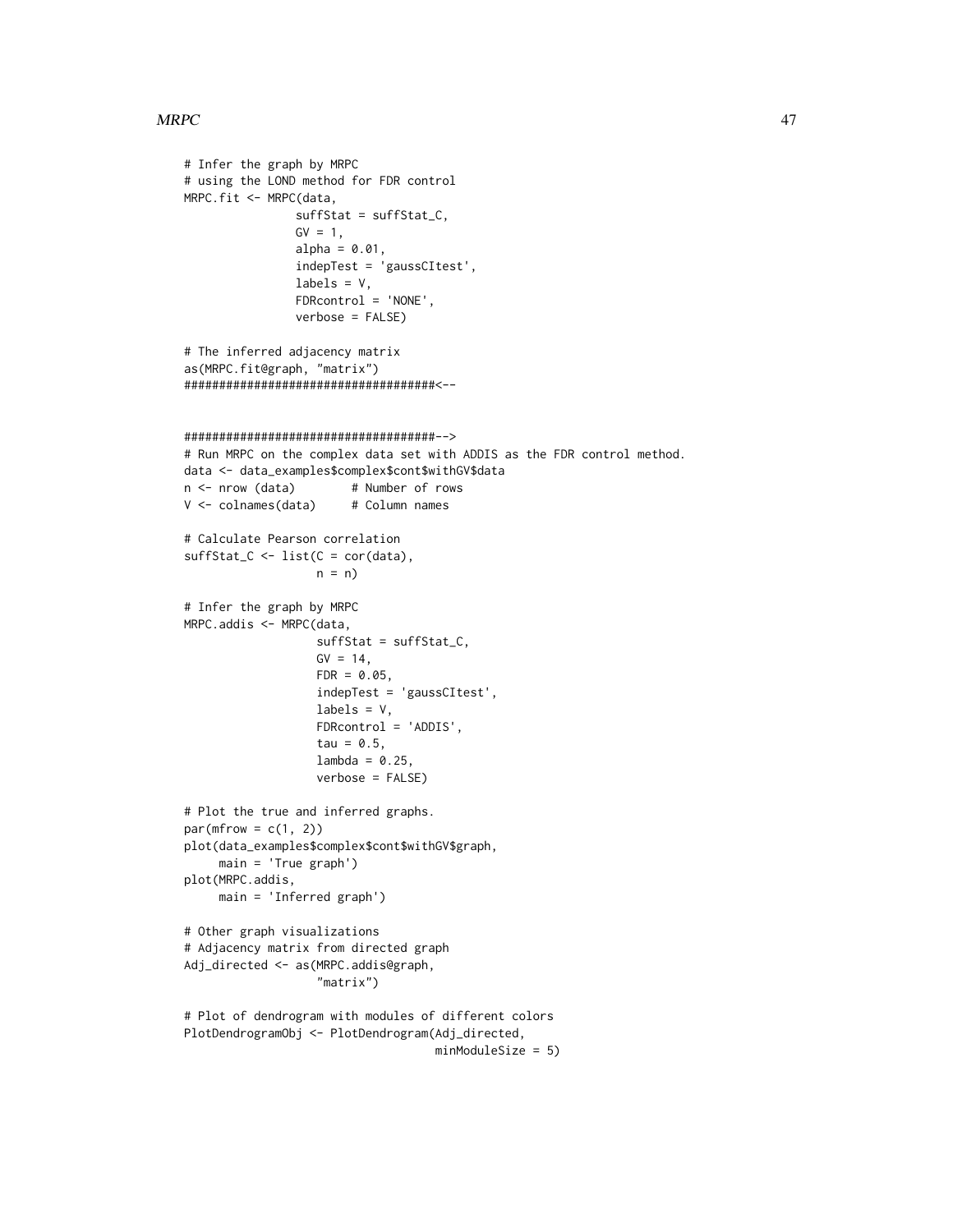```
# Infer the graph by MRPC
# using the LOND method for FDR control
MRPC.fit <- MRPC(data,
                 suffStat = suffStat_C,
                 GV = 1,
                 alpha = 0.01,
                 indepTest = 'gaussCItest',
                 labels = V,
                 FDRcontrol = 'NONE',
                 verbose = FALSE)

# The inferred adjacency matrix
as(MRPC.fit@graph, "matrix")
####################################<--


####################################-->
# Run MRPC on the complex data set with ADDIS as the FDR control method.
data <- data_examples$complex$cont$withGV$data
n <- nrow (data)        # Number of rows
V <- colnames(data)     # Column names

# Calculate Pearson correlation
suffStat_C <- list(C = cor(data),
                   n = n)

# Infer the graph by MRPC
MRPC.addis <- MRPC(data,
                   suffStat = suffStat_C,
                   GV = 14,
                   FDR = 0.05,
                   indepTest = 'gaussCItest',
                   labels = V,
                   FDRcontrol = 'ADDIS',
                   tau = 0.5,
                   lambda = 0.25,
                   verbose = FALSE)

# Plot the true and inferred graphs.
par(mfrow = c(1, 2))
plot(data_examples$complex$cont$withGV$graph,
     main = 'True graph')
plot(MRPC.addis,
     main = 'Inferred graph')

# Other graph visualizations
# Adjacency matrix from directed graph
Adj_directed <- as(MRPC.addis@graph,
                   "matrix")

# Plot of dendrogram with modules of different colors
PlotDendrogramObj <- PlotDendrogram(Adj_directed,
                                    minModuleSize = 5)
```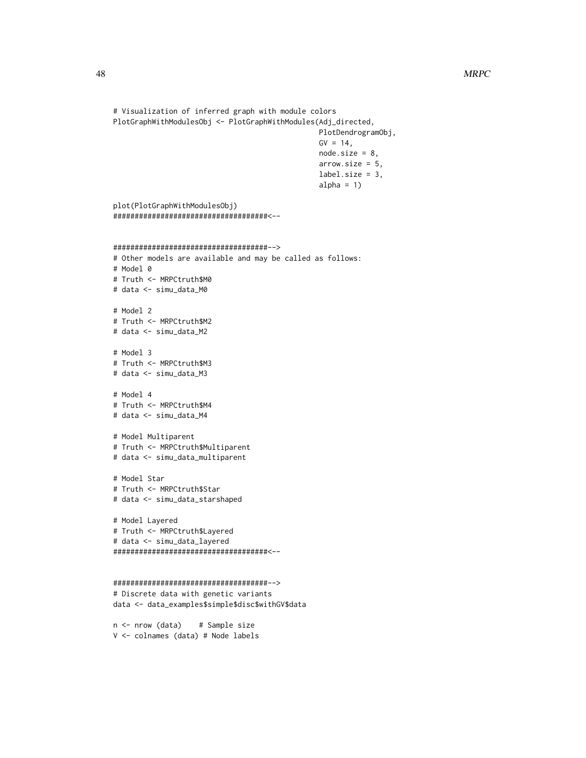```
# Visualization of inferred graph with module colors
PlotGraphWithModulesObj <- PlotGraphWithModules(Adj_directed,
                                                PlotDendrogramObj,
                                                GV = 14,
                                                node.size = 8,
                                                arrow.size = 5,
                                                label.size = 3,
                                                alpha = 1)

plot(PlotGraphWithModulesObj)
####################################<--


####################################-->
# Other models are available and may be called as follows:
# Model 0
# Truth <- MRPCtruth$M0
# data <- simu_data_M0

# Model 2
# Truth <- MRPCtruth$M2
# data <- simu_data_M2

# Model 3
# Truth <- MRPCtruth$M3
# data <- simu_data_M3

# Model 4
# Truth <- MRPCtruth$M4
# data <- simu_data_M4

# Model Multiparent
# Truth <- MRPCtruth$Multiparent
# data <- simu_data_multiparent

# Model Star
# Truth <- MRPCtruth$Star
# data <- simu_data_starshaped

# Model Layered
# Truth <- MRPCtruth$Layered
# data <- simu_data_layered
####################################<--


####################################-->
# Discrete data with genetic variants
data <- data_examples$simple$disc$withGV$data

n <- nrow (data)    # Sample size
V <- colnames (data) # Node labels
```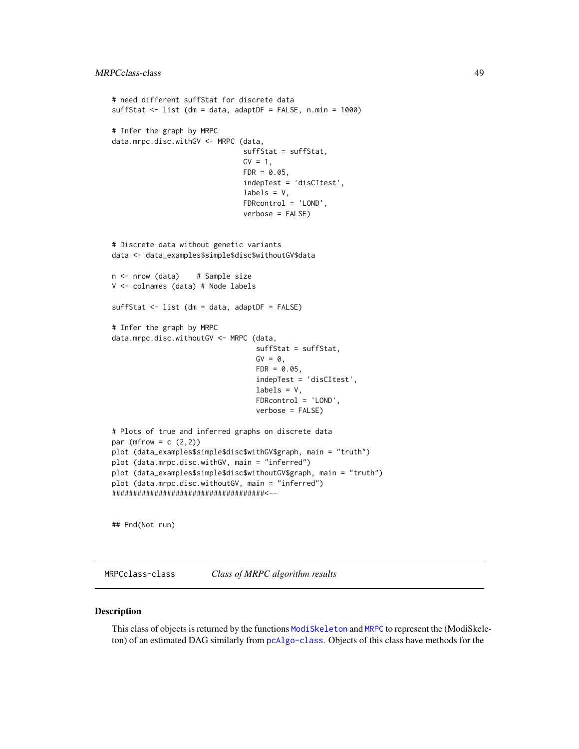```
# need different suffStat for discrete data
suffStat <- list (dm = data, adaptDF = FALSE, n.min = 1000)

# Infer the graph by MRPC
data.mrpc.disc.withGV <- MRPC (data,
                               suffStat = suffStat,
                               GV = 1,
                               FDR = 0.05,
                               indepTest = 'disCItest',
                               labels = V,
                               FDRcontrol = 'LOND',
                               verbose = FALSE)


# Discrete data without genetic variants
data <- data_examples$simple$disc$withoutGV$data

n <- nrow (data)    # Sample size
V <- colnames (data) # Node labels

suffStat <- list (dm = data, adaptDF = FALSE)

# Infer the graph by MRPC
data.mrpc.disc.withoutGV <- MRPC (data,
                                  suffStat = suffStat,
                                  GV = 0,
                                  FDR = 0.05,
                                  indepTest = 'disCItest',
                                  labels = V,
                                  FDRcontrol = 'LOND',
                                  verbose = FALSE)

# Plots of true and inferred graphs on discrete data
par (mfrow = c (2,2))
plot (data_examples$simple$disc$withGV$graph, main = "truth")
plot (data.mrpc.disc.withGV, main = "inferred")
plot (data_examples$simple$disc$withoutGV$graph, main = "truth")
plot (data.mrpc.disc.withoutGV, main = "inferred")
####################################<--


## End(Not run)
```

---

MRPCclass-class *Class of MRPC algorithm results*

---

## Description

This class of objects is returned by the functions ModiSkeleton and MRPC to represent the (ModiSkeleton) of an estimated DAG similarly from pcAlgo-class. Objects of this class have methods for the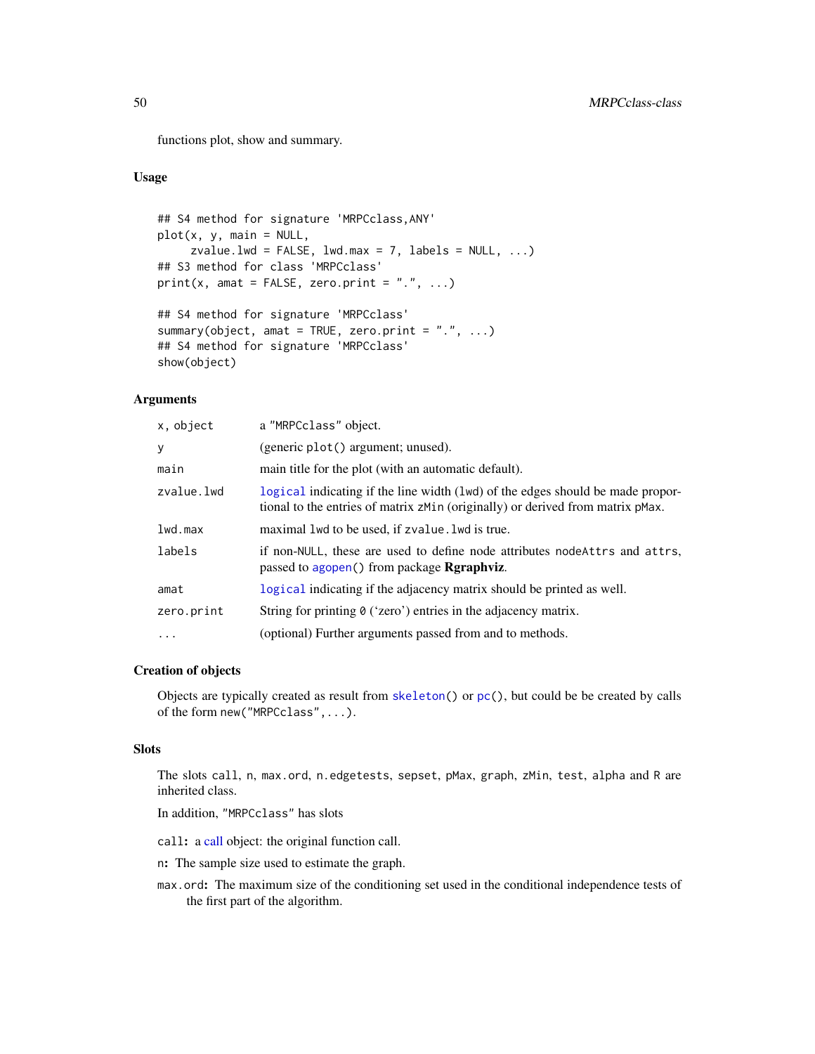functions plot, show and summary.

### Usage

```
## S4 method for signature 'MRPCclass,ANY'
plot(x, y, main = NULL,
     zvalue.lwd = FALSE, lwd.max = 7, labels = NULL, ...)
## S3 method for class 'MRPCclass'
print(x, amat = FALSE, zero.print = ".", ...)

## S4 method for signature 'MRPCclass'
summary(object, amat = TRUE, zero.print = ".", ...)
## S4 method for signature 'MRPCclass'
show(object)
```

### Arguments

| | |
|---|---|
| `x, object` | a "MRPCclass" object. |
| `y` | (generic `plot()` argument; unused). |
| `main` | main title for the plot (with an automatic default). |
| `zvalue.lwd` | `logical` indicating if the line width (`lwd`) of the edges should be made proportional to the entries of matrix `zMin` (originally) or derived from matrix `pMax`. |
| `lwd.max` | maximal `lwd` to be used, if `zvalue.lwd` is true. |
| `labels` | if non-NULL, these are used to define node attributes `nodeAttrs` and `attrs`, passed to `agopen()` from package **Rgraphviz**. |
| `amat` | `logical` indicating if the adjacency matrix should be printed as well. |
| `zero.print` | String for printing `0` ('zero') entries in the adjacency matrix. |
| `...` | (optional) Further arguments passed from and to methods. |

### Creation of objects

Objects are typically created as result from `skeleton()` or `pc()`, but could be be created by calls of the form `new("MRPCclass",...)`.

### Slots

The slots `call`, `n`, `max.ord`, `n.edgetests`, `sepset`, `pMax`, `graph`, `zMin`, `test`, `alpha` and `R` are inherited class.

In addition, "MRPCclass" has slots

**`call`:** a `call` object: the original function call.

**`n`:** The sample size used to estimate the graph.

**`max.ord`:** The maximum size of the conditioning set used in the conditional independence tests of the first part of the algorithm.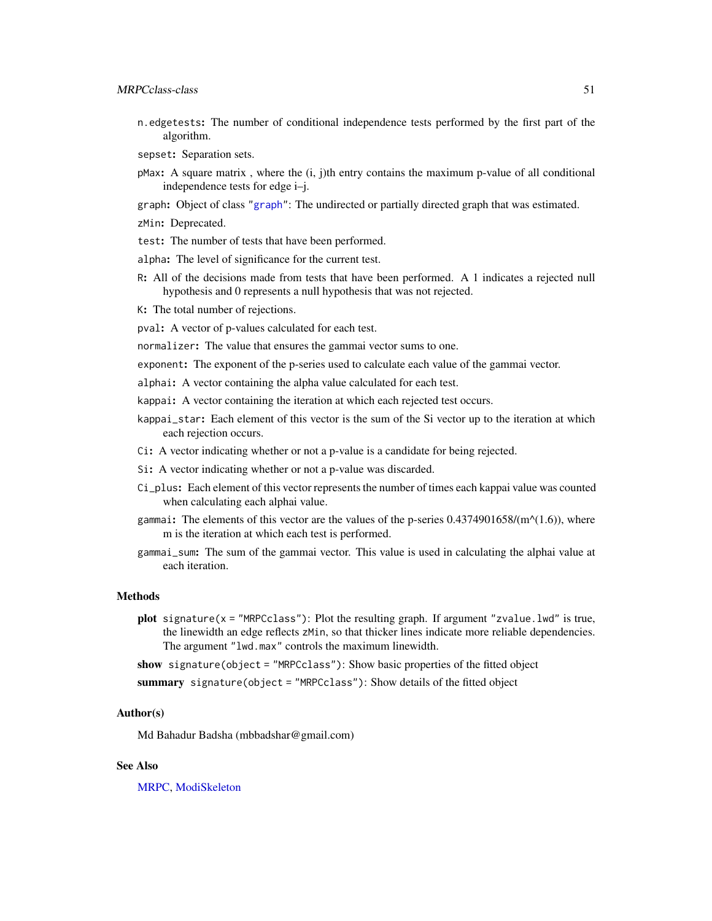`n.edgetests`: The number of conditional independence tests performed by the first part of the algorithm.

`sepset`: Separation sets.

`pMax`: A square matrix , where the (i, j)th entry contains the maximum p-value of all conditional independence tests for edge i–j.

`graph`: Object of class "graph": The undirected or partially directed graph that was estimated.

`zMin`: Deprecated.

`test`: The number of tests that have been performed.

`alpha`: The level of significance for the current test.

`R`: All of the decisions made from tests that have been performed. A 1 indicates a rejected null hypothesis and 0 represents a null hypothesis that was not rejected.

`K`: The total number of rejections.

`pval`: A vector of p-values calculated for each test.

`normalizer`: The value that ensures the gammai vector sums to one.

`exponent`: The exponent of the p-series used to calculate each value of the gammai vector.

`alphai`: A vector containing the alpha value calculated for each test.

`kappai`: A vector containing the iteration at which each rejected test occurs.

`kappai_star`: Each element of this vector is the sum of the Si vector up to the iteration at which each rejection occurs.

`Ci`: A vector indicating whether or not a p-value is a candidate for being rejected.

`Si`: A vector indicating whether or not a p-value was discarded.

`Ci_plus`: Each element of this vector represents the number of times each kappai value was counted when calculating each alphai value.

`gammai`: The elements of this vector are the values of the p-series 0.4374901658/(m^(1.6)), where m is the iteration at which each test is performed.

`gammai_sum`: The sum of the gammai vector. This value is used in calculating the alphai value at each iteration.

## Methods

**plot** `signature(x = "MRPCclass")`: Plot the resulting graph. If argument "`zvalue.lwd`" is true, the linewidth an edge reflects `zMin`, so that thicker lines indicate more reliable dependencies. The argument "`lwd.max`" controls the maximum linewidth.

**show** `signature(object = "MRPCclass")`: Show basic properties of the fitted object

**summary** `signature(object = "MRPCclass")`: Show details of the fitted object

## Author(s)

Md Bahadur Badsha (mbbadshar@gmail.com)

## See Also

MRPC, ModiSkeleton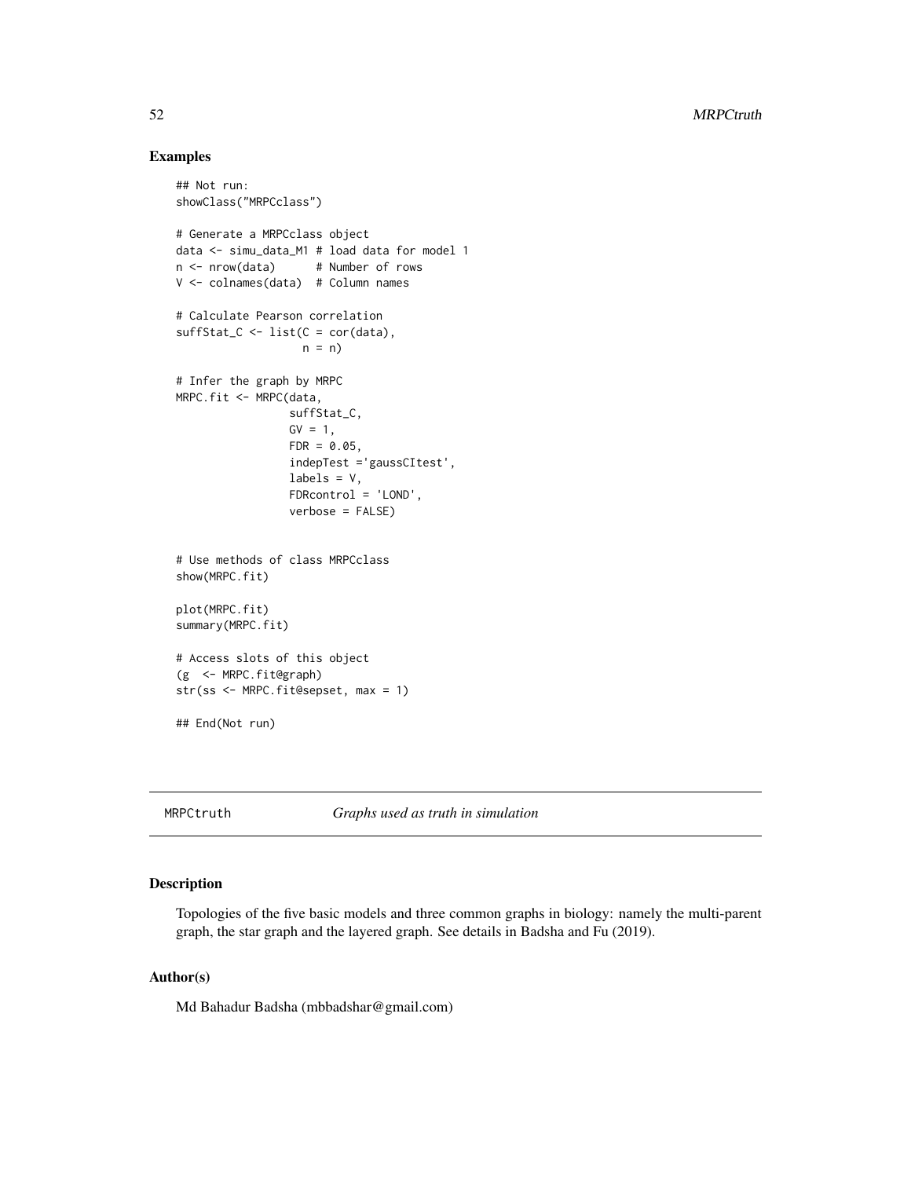## Examples

```
## Not run:
showClass("MRPCclass")

# Generate a MRPCclass object
data <- simu_data_M1 # load data for model 1
n <- nrow(data)      # Number of rows
V <- colnames(data)  # Column names

# Calculate Pearson correlation
suffStat_C <- list(C = cor(data),
                   n = n)

# Infer the graph by MRPC
MRPC.fit <- MRPC(data,
                 suffStat_C,
                 GV = 1,
                 FDR = 0.05,
                 indepTest ='gaussCItest',
                 labels = V,
                 FDRcontrol = 'LOND',
                 verbose = FALSE)


# Use methods of class MRPCclass
show(MRPC.fit)

plot(MRPC.fit)
summary(MRPC.fit)

# Access slots of this object
(g  <- MRPC.fit@graph)
str(ss <- MRPC.fit@sepset, max = 1)

## End(Not run)
```

---

# MRPCtruth *Graphs used as truth in simulation*

---

## Description

Topologies of the five basic models and three common graphs in biology: namely the multi-parent graph, the star graph and the layered graph. See details in Badsha and Fu (2019).

## Author(s)

Md Bahadur Badsha (mbbadshar@gmail.com)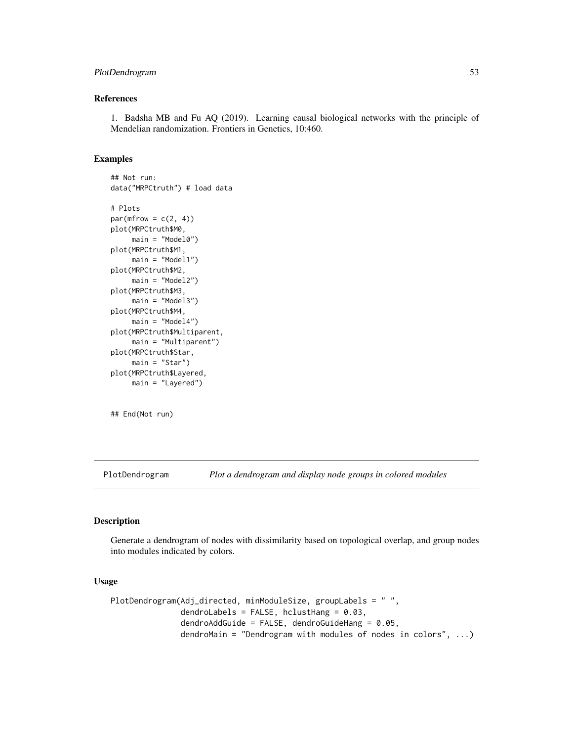### References

1. Badsha MB and Fu AQ (2019). Learning causal biological networks with the principle of Mendelian randomization. Frontiers in Genetics, 10:460.

### Examples

```
## Not run:
data("MRPCtruth") # load data

# Plots
par(mfrow = c(2, 4))
plot(MRPCtruth$M0,
     main = "Model0")
plot(MRPCtruth$M1,
     main = "Model1")
plot(MRPCtruth$M2,
     main = "Model2")
plot(MRPCtruth$M3,
     main = "Model3")
plot(MRPCtruth$M4,
     main = "Model4")
plot(MRPCtruth$Multiparent,
     main = "Multiparent")
plot(MRPCtruth$Star,
     main = "Star")
plot(MRPCtruth$Layered,
     main = "Layered")


## End(Not run)
```

---

## PlotDendrogram *Plot a dendrogram and display node groups in colored modules*

---

### Description

Generate a dendrogram of nodes with dissimilarity based on topological overlap, and group nodes into modules indicated by colors.

### Usage

```
PlotDendrogram(Adj_directed, minModuleSize, groupLabels = " ",
               dendroLabels = FALSE, hclustHang = 0.03,
               dendroAddGuide = FALSE, dendroGuideHang = 0.05,
               dendroMain = "Dendrogram with modules of nodes in colors", ...)
```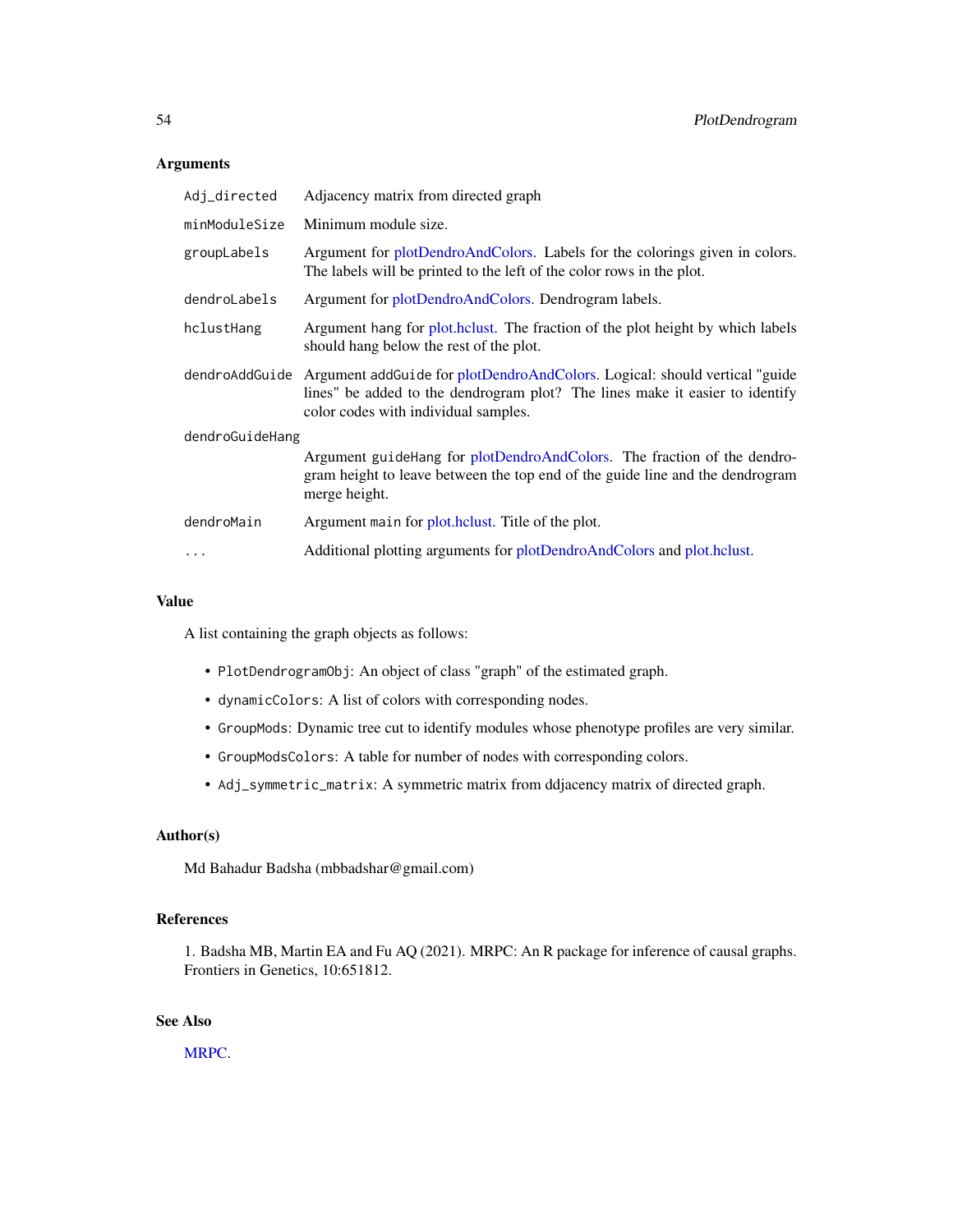### Arguments

| | |
|---|---|
| `Adj_directed` | Adjacency matrix from directed graph |
| `minModuleSize` | Minimum module size. |
| `groupLabels` | Argument for plotDendroAndColors. Labels for the colorings given in colors. The labels will be printed to the left of the color rows in the plot. |
| `dendroLabels` | Argument for plotDendroAndColors. Dendrogram labels. |
| `hclustHang` | Argument `hang` for plot.hclust. The fraction of the plot height by which labels should hang below the rest of the plot. |
| `dendroAddGuide` | Argument `addGuide` for plotDendroAndColors. Logical: should vertical "guide lines" be added to the dendrogram plot? The lines make it easier to identify color codes with individual samples. |
| `dendroGuideHang` | Argument `guideHang` for plotDendroAndColors. The fraction of the dendrogram height to leave between the top end of the guide line and the dendrogram merge height. |
| `dendroMain` | Argument `main` for plot.hclust. Title of the plot. |
| `...` | Additional plotting arguments for plotDendroAndColors and plot.hclust. |

### Value

A list containing the graph objects as follows:

- `PlotDendrogramObj`: An object of class "graph" of the estimated graph.
- `dynamicColors`: A list of colors with corresponding nodes.
- `GroupMods`: Dynamic tree cut to identify modules whose phenotype profiles are very similar.
- `GroupModsColors`: A table for number of nodes with corresponding colors.
- `Adj_symmetric_matrix`: A symmetric matrix from ddjacency matrix of directed graph.

### Author(s)

Md Bahadur Badsha (mbbadshar@gmail.com)

### References

1. Badsha MB, Martin EA and Fu AQ (2021). MRPC: An R package for inference of causal graphs. Frontiers in Genetics, 10:651812.

### See Also

MRPC.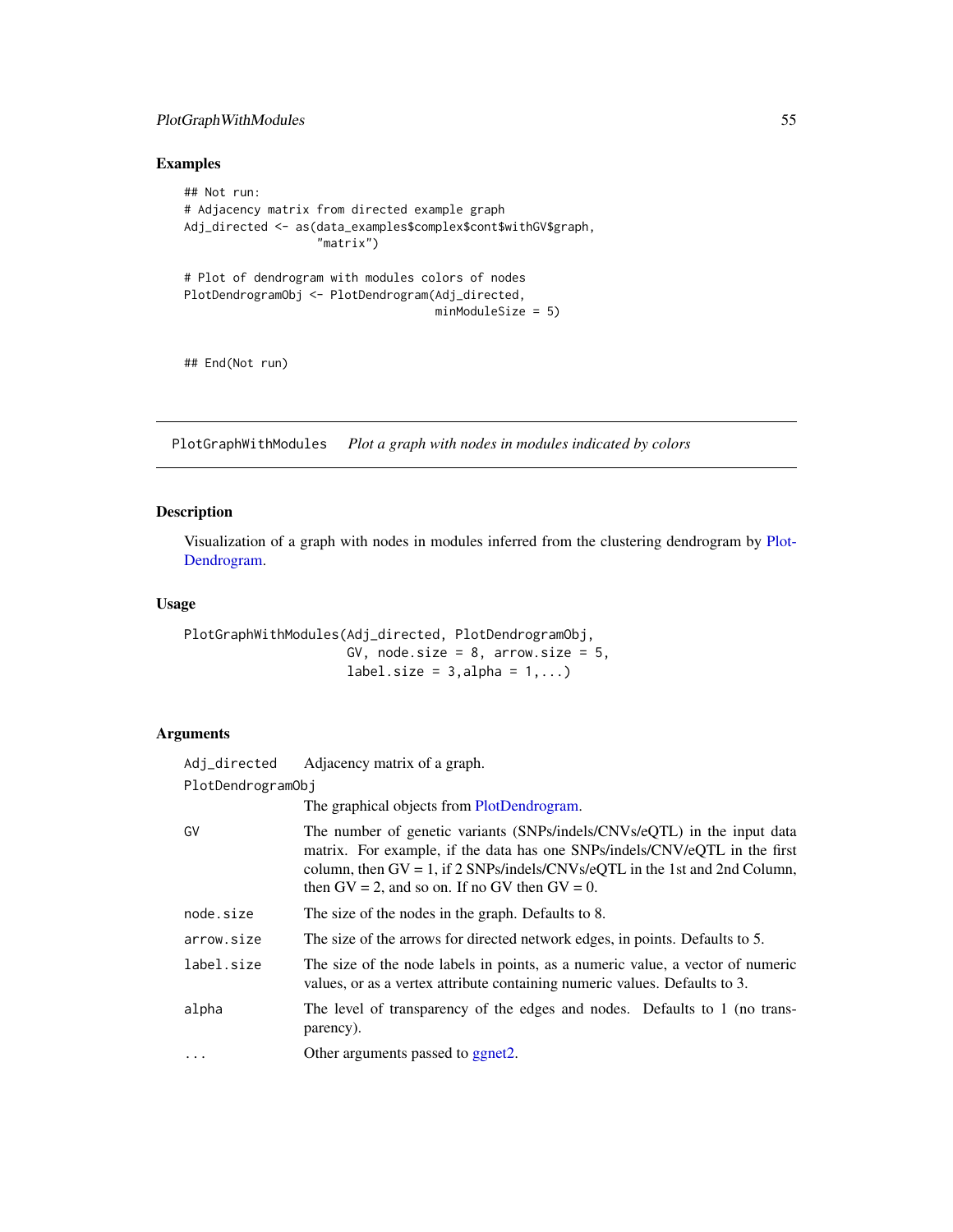## Examples

```
## Not run:
# Adjacency matrix from directed example graph
Adj_directed <- as(data_examples$complex$cont$withGV$graph,
                   "matrix")

# Plot of dendrogram with modules colors of nodes
PlotDendrogramObj <- PlotDendrogram(Adj_directed,
                                    minModuleSize = 5)


## End(Not run)
```

---

PlotGraphWithModules *Plot a graph with nodes in modules indicated by colors*

---

## Description

Visualization of a graph with nodes in modules inferred from the clustering dendrogram by PlotDendrogram.

## Usage

```
PlotGraphWithModules(Adj_directed, PlotDendrogramObj,
                     GV, node.size = 8, arrow.size = 5,
                     label.size = 3,alpha = 1,...)
```

## Arguments

| | |
|---|---|
| Adj_directed | Adjacency matrix of a graph. |
| PlotDendrogramObj | The graphical objects from PlotDendrogram. |
| GV | The number of genetic variants (SNPs/indels/CNVs/eQTL) in the input data matrix. For example, if the data has one SNPs/indels/CNV/eQTL in the first column, then GV = 1, if 2 SNPs/indels/CNVs/eQTL in the 1st and 2nd Column, then GV = 2, and so on. If no GV then GV = 0. |
| node.size | The size of the nodes in the graph. Defaults to 8. |
| arrow.size | The size of the arrows for directed network edges, in points. Defaults to 5. |
| label.size | The size of the node labels in points, as a numeric value, a vector of numeric values, or as a vertex attribute containing numeric values. Defaults to 3. |
| alpha | The level of transparency of the edges and nodes. Defaults to 1 (no transparency). |
| ... | Other arguments passed to ggnet2. |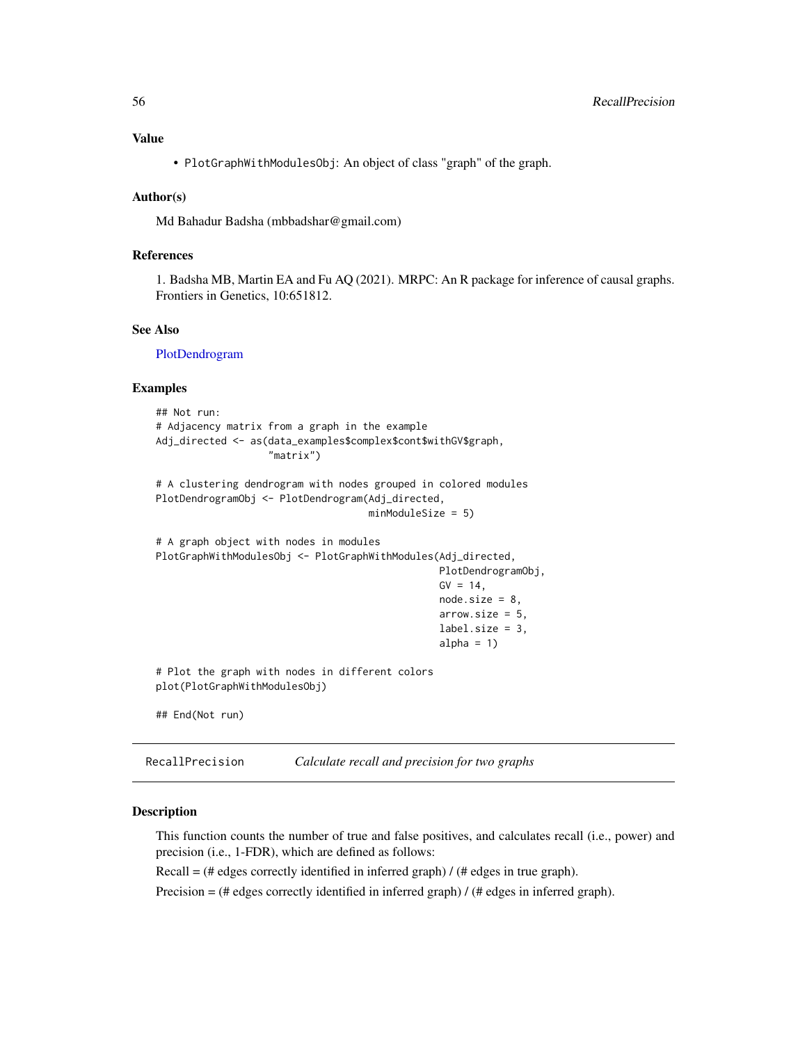### Value

- `PlotGraphWithModulesObj`: An object of class "graph" of the graph.

### Author(s)

Md Bahadur Badsha (mbbadshar@gmail.com)

### References

1. Badsha MB, Martin EA and Fu AQ (2021). MRPC: An R package for inference of causal graphs. Frontiers in Genetics, 10:651812.

### See Also

PlotDendrogram

### Examples

```
## Not run:
# Adjacency matrix from a graph in the example
Adj_directed <- as(data_examples$complex$cont$withGV$graph,
                   "matrix")

# A clustering dendrogram with nodes grouped in colored modules
PlotDendrogramObj <- PlotDendrogram(Adj_directed,
                                    minModuleSize = 5)

# A graph object with nodes in modules
PlotGraphWithModulesObj <- PlotGraphWithModules(Adj_directed,
                                                PlotDendrogramObj,
                                                GV = 14,
                                                node.size = 8,
                                                arrow.size = 5,
                                                label.size = 3,
                                                alpha = 1)

# Plot the graph with nodes in different colors
plot(PlotGraphWithModulesObj)

## End(Not run)
```

---

## RecallPrecision — *Calculate recall and precision for two graphs*

### Description

This function counts the number of true and false positives, and calculates recall (i.e., power) and precision (i.e., 1-FDR), which are defined as follows:

Recall = (# edges correctly identified in inferred graph) / (# edges in true graph).

Precision = (# edges correctly identified in inferred graph) / (# edges in inferred graph).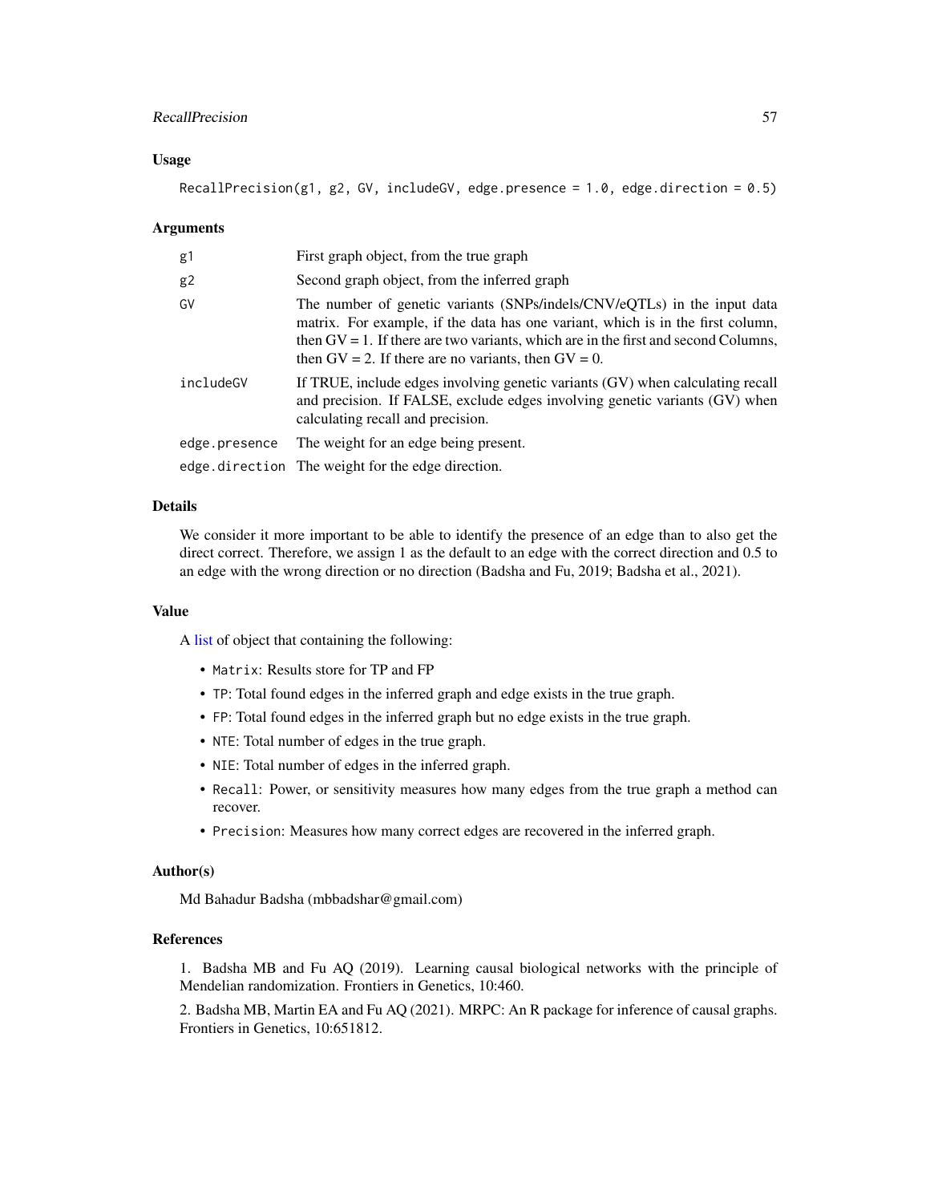### Usage

```
RecallPrecision(g1, g2, GV, includeGV, edge.presence = 1.0, edge.direction = 0.5)
```

### Arguments

| | |
|---|---|
| g1 | First graph object, from the true graph |
| g2 | Second graph object, from the inferred graph |
| GV | The number of genetic variants (SNPs/indels/CNV/eQTLs) in the input data matrix. For example, if the data has one variant, which is in the first column, then GV = 1. If there are two variants, which are in the first and second Columns, then GV = 2. If there are no variants, then GV = 0. |
| includeGV | If TRUE, include edges involving genetic variants (GV) when calculating recall and precision. If FALSE, exclude edges involving genetic variants (GV) when calculating recall and precision. |
| edge.presence | The weight for an edge being present. |
| edge.direction | The weight for the edge direction. |

### Details

We consider it more important to be able to identify the presence of an edge than to also get the direct correct. Therefore, we assign 1 as the default to an edge with the correct direction and 0.5 to an edge with the wrong direction or no direction (Badsha and Fu, 2019; Badsha et al., 2021).

### Value

A list of object that containing the following:

- Matrix: Results store for TP and FP
- TP: Total found edges in the inferred graph and edge exists in the true graph.
- FP: Total found edges in the inferred graph but no edge exists in the true graph.
- NTE: Total number of edges in the true graph.
- NIE: Total number of edges in the inferred graph.
- Recall: Power, or sensitivity measures how many edges from the true graph a method can recover.
- Precision: Measures how many correct edges are recovered in the inferred graph.

### Author(s)

Md Bahadur Badsha (mbbadshar@gmail.com)

### References

1. Badsha MB and Fu AQ (2019). Learning causal biological networks with the principle of Mendelian randomization. Frontiers in Genetics, 10:460.

2. Badsha MB, Martin EA and Fu AQ (2021). MRPC: An R package for inference of causal graphs. Frontiers in Genetics, 10:651812.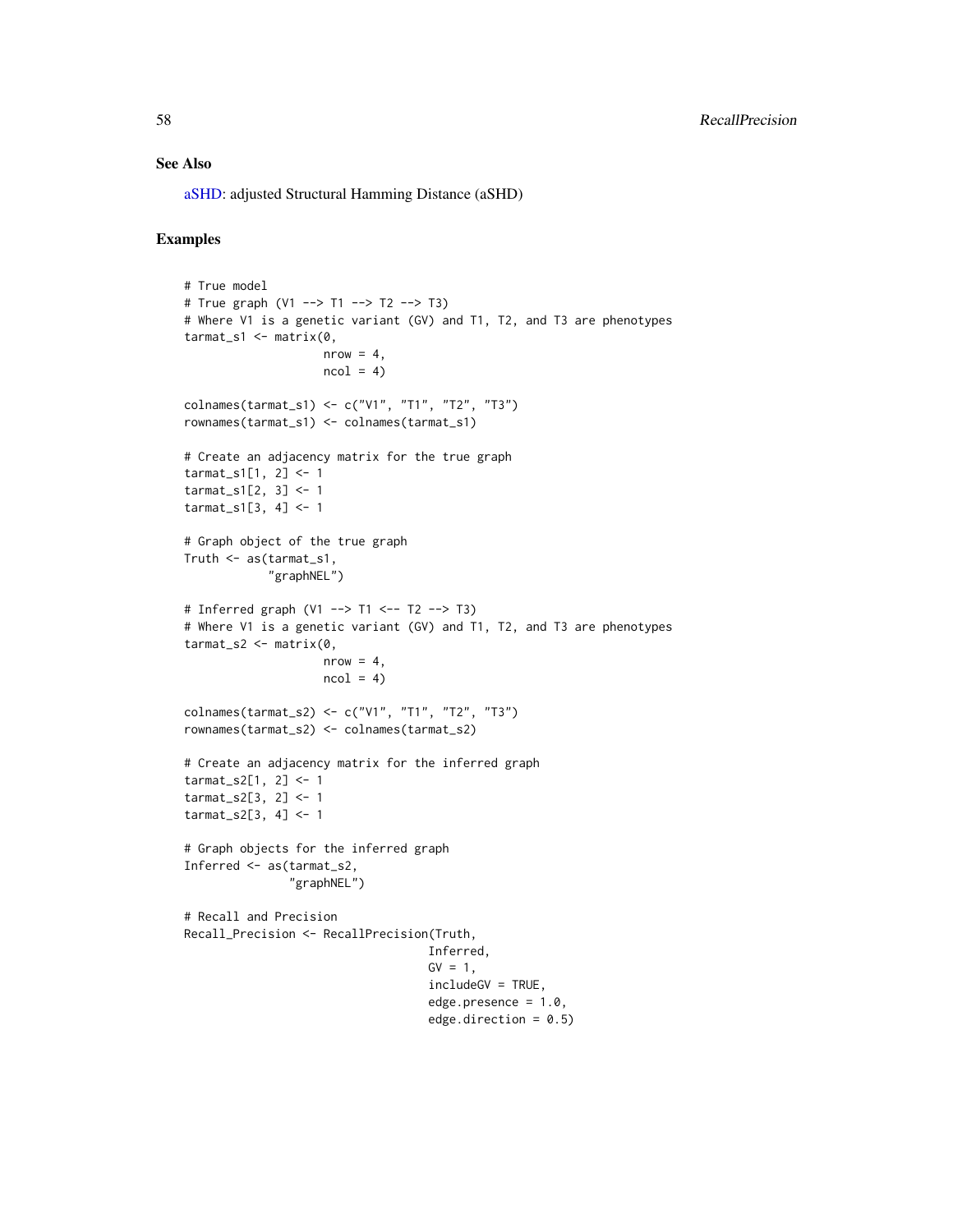## See Also

aSHD: adjusted Structural Hamming Distance (aSHD)

## Examples

```
# True model
# True graph (V1 --> T1 --> T2 --> T3)
# Where V1 is a genetic variant (GV) and T1, T2, and T3 are phenotypes
tarmat_s1 <- matrix(0,
                    nrow = 4,
                    ncol = 4)

colnames(tarmat_s1) <- c("V1", "T1", "T2", "T3")
rownames(tarmat_s1) <- colnames(tarmat_s1)

# Create an adjacency matrix for the true graph
tarmat_s1[1, 2] <- 1
tarmat_s1[2, 3] <- 1
tarmat_s1[3, 4] <- 1

# Graph object of the true graph
Truth <- as(tarmat_s1,
            "graphNEL")

# Inferred graph (V1 --> T1 <-- T2 --> T3)
# Where V1 is a genetic variant (GV) and T1, T2, and T3 are phenotypes
tarmat_s2 <- matrix(0,
                    nrow = 4,
                    ncol = 4)

colnames(tarmat_s2) <- c("V1", "T1", "T2", "T3")
rownames(tarmat_s2) <- colnames(tarmat_s2)

# Create an adjacency matrix for the inferred graph
tarmat_s2[1, 2] <- 1
tarmat_s2[3, 2] <- 1
tarmat_s2[3, 4] <- 1

# Graph objects for the inferred graph
Inferred <- as(tarmat_s2,
               "graphNEL")

# Recall and Precision
Recall_Precision <- RecallPrecision(Truth,
                                    Inferred,
                                    GV = 1,
                                    includeGV = TRUE,
                                    edge.presence = 1.0,
                                    edge.direction = 0.5)
```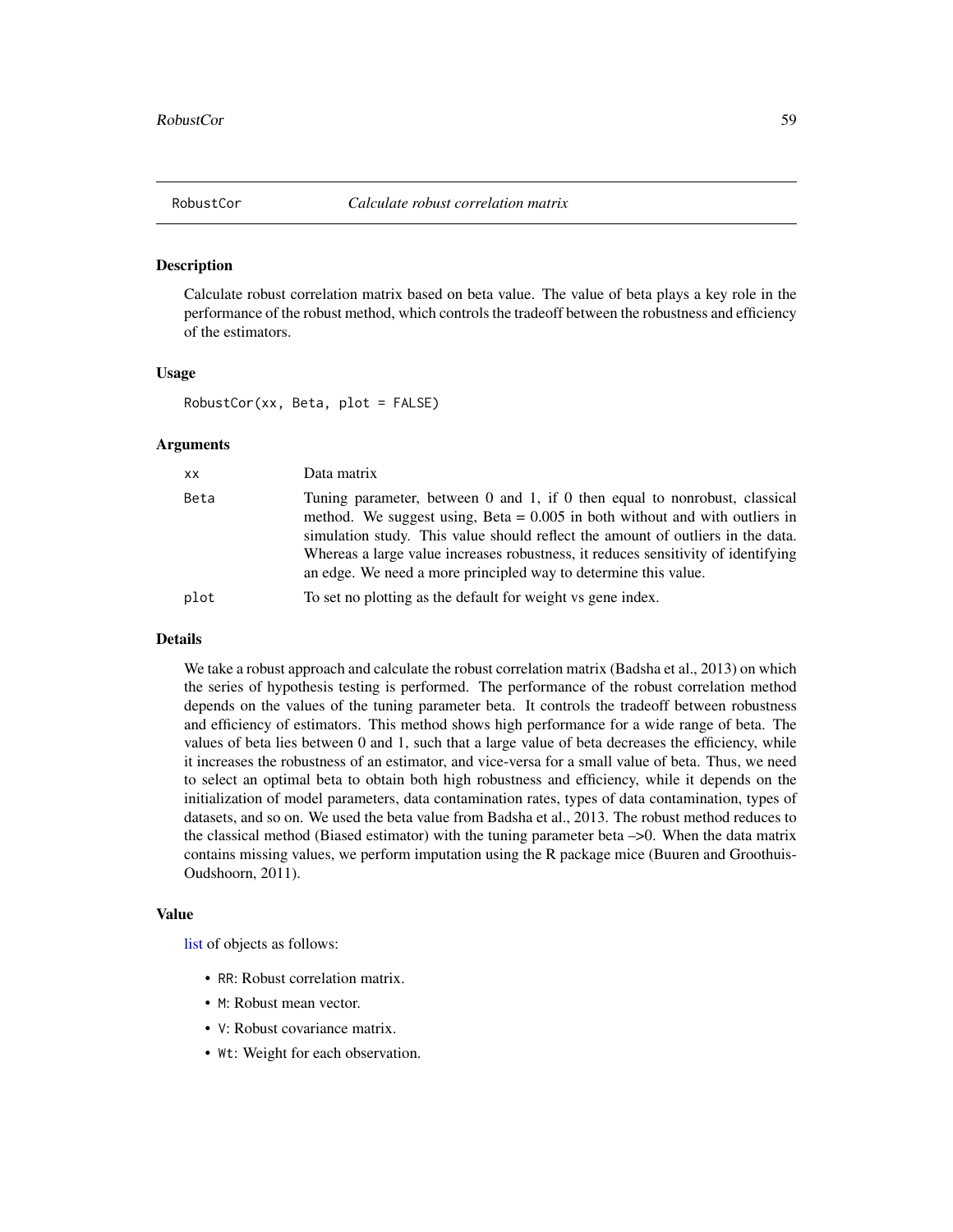## RobustCor *Calculate robust correlation matrix*

### Description

Calculate robust correlation matrix based on beta value. The value of beta plays a key role in the performance of the robust method, which controls the tradeoff between the robustness and efficiency of the estimators.

### Usage

```
RobustCor(xx, Beta, plot = FALSE)
```

### Arguments

| | |
|---|---|
| xx | Data matrix |
| Beta | Tuning parameter, between 0 and 1, if 0 then equal to nonrobust, classical method. We suggest using, Beta = 0.005 in both without and with outliers in simulation study. This value should reflect the amount of outliers in the data. Whereas a large value increases robustness, it reduces sensitivity of identifying an edge. We need a more principled way to determine this value. |
| plot | To set no plotting as the default for weight vs gene index. |

### Details

We take a robust approach and calculate the robust correlation matrix (Badsha et al., 2013) on which the series of hypothesis testing is performed. The performance of the robust correlation method depends on the values of the tuning parameter beta. It controls the tradeoff between robustness and efficiency of estimators. This method shows high performance for a wide range of beta. The values of beta lies between 0 and 1, such that a large value of beta decreases the efficiency, while it increases the robustness of an estimator, and vice-versa for a small value of beta. Thus, we need to select an optimal beta to obtain both high robustness and efficiency, while it depends on the initialization of model parameters, data contamination rates, types of data contamination, types of datasets, and so on. We used the beta value from Badsha et al., 2013. The robust method reduces to the classical method (Biased estimator) with the tuning parameter beta –>0. When the data matrix contains missing values, we perform imputation using the R package mice (Buuren and Groothuis-Oudshoorn, 2011).

### Value

list of objects as follows:

- `RR`: Robust correlation matrix.
- `M`: Robust mean vector.
- `V`: Robust covariance matrix.
- `Wt`: Weight for each observation.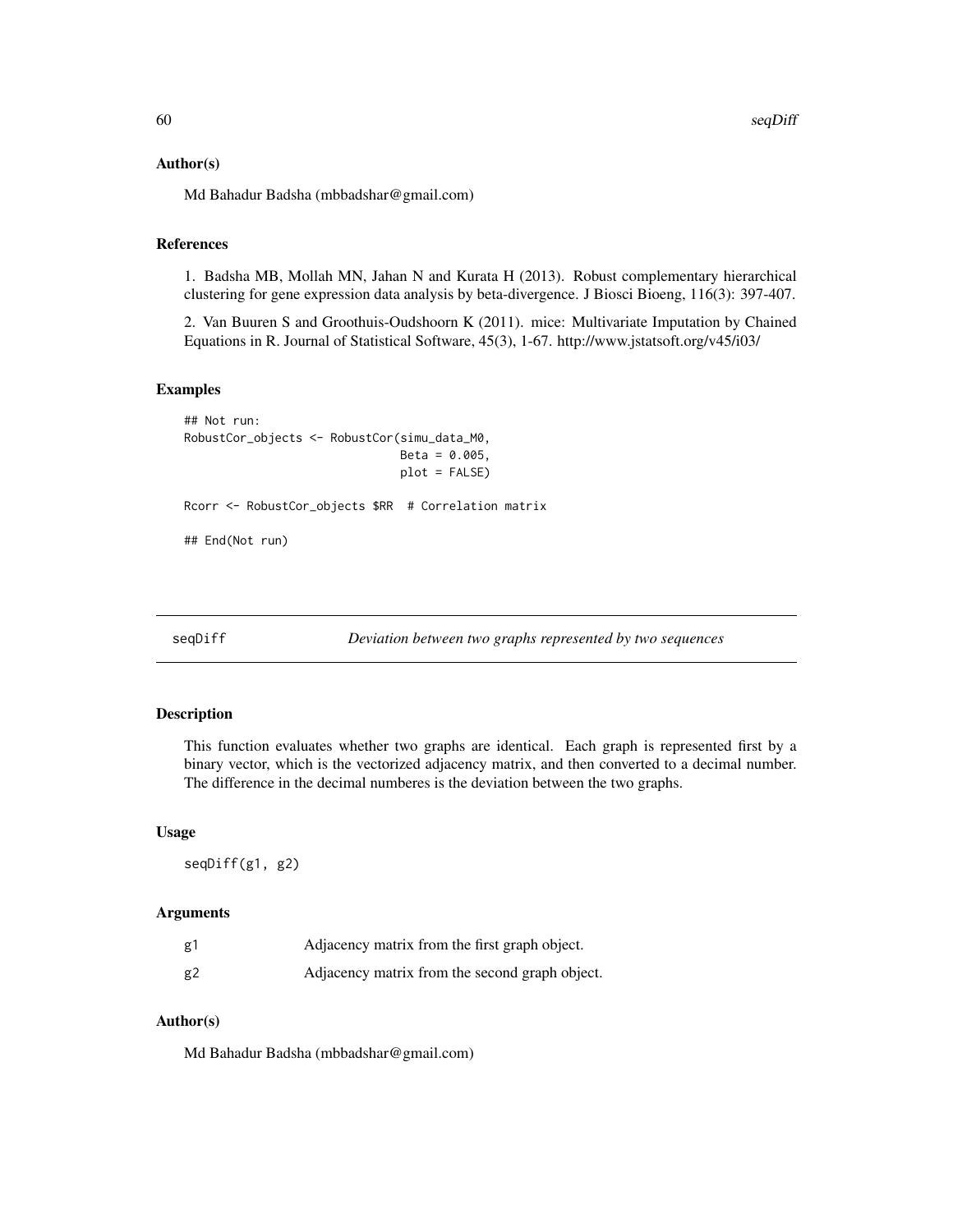### Author(s)

Md Bahadur Badsha (mbbadshar@gmail.com)

### References

1. Badsha MB, Mollah MN, Jahan N and Kurata H (2013). Robust complementary hierarchical clustering for gene expression data analysis by beta-divergence. J Biosci Bioeng, 116(3): 397-407.

2. Van Buuren S and Groothuis-Oudshoorn K (2011). mice: Multivariate Imputation by Chained Equations in R. Journal of Statistical Software, 45(3), 1-67. http://www.jstatsoft.org/v45/i03/

### Examples

```
## Not run:
RobustCor_objects <- RobustCor(simu_data_M0,
                               Beta = 0.005,
                               plot = FALSE)

Rcorr <- RobustCor_objects $RR  # Correlation matrix

## End(Not run)
```

---

## seqDiff *Deviation between two graphs represented by two sequences*

---

### Description

This function evaluates whether two graphs are identical. Each graph is represented first by a binary vector, which is the vectorized adjacency matrix, and then converted to a decimal number. The difference in the decimal numberes is the deviation between the two graphs.

### Usage

```
seqDiff(g1, g2)
```

### Arguments

| | |
|---|---|
| g1 | Adjacency matrix from the first graph object. |
| g2 | Adjacency matrix from the second graph object. |

### Author(s)

Md Bahadur Badsha (mbbadshar@gmail.com)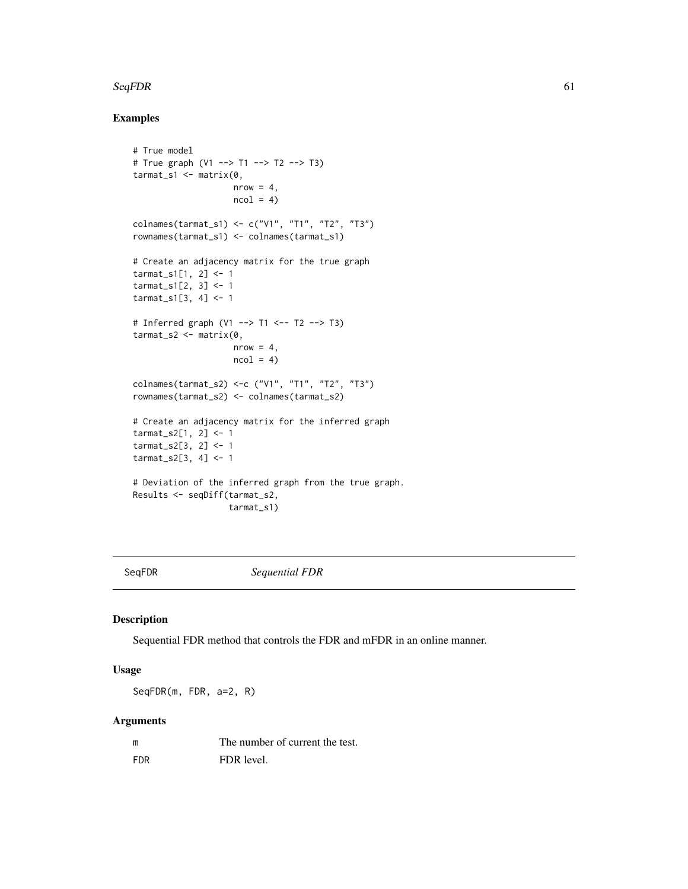## Examples

```
# True model
# True graph (V1 --> T1 --> T2 --> T3)
tarmat_s1 <- matrix(0,
                    nrow = 4,
                    ncol = 4)

colnames(tarmat_s1) <- c("V1", "T1", "T2", "T3")
rownames(tarmat_s1) <- colnames(tarmat_s1)

# Create an adjacency matrix for the true graph
tarmat_s1[1, 2] <- 1
tarmat_s1[2, 3] <- 1
tarmat_s1[3, 4] <- 1

# Inferred graph (V1 --> T1 <-- T2 --> T3)
tarmat_s2 <- matrix(0,
                    nrow = 4,
                    ncol = 4)

colnames(tarmat_s2) <-c ("V1", "T1", "T2", "T3")
rownames(tarmat_s2) <- colnames(tarmat_s2)

# Create an adjacency matrix for the inferred graph
tarmat_s2[1, 2] <- 1
tarmat_s2[3, 2] <- 1
tarmat_s2[3, 4] <- 1

# Deviation of the inferred graph from the true graph.
Results <- seqDiff(tarmat_s2,
                   tarmat_s1)
```

---

# SeqFDR — *Sequential FDR*

## Description

Sequential FDR method that controls the FDR and mFDR in an online manner.

## Usage

```
SeqFDR(m, FDR, a=2, R)
```

## Arguments

| | |
|---|---|
| m | The number of current the test. |
| FDR | FDR level. |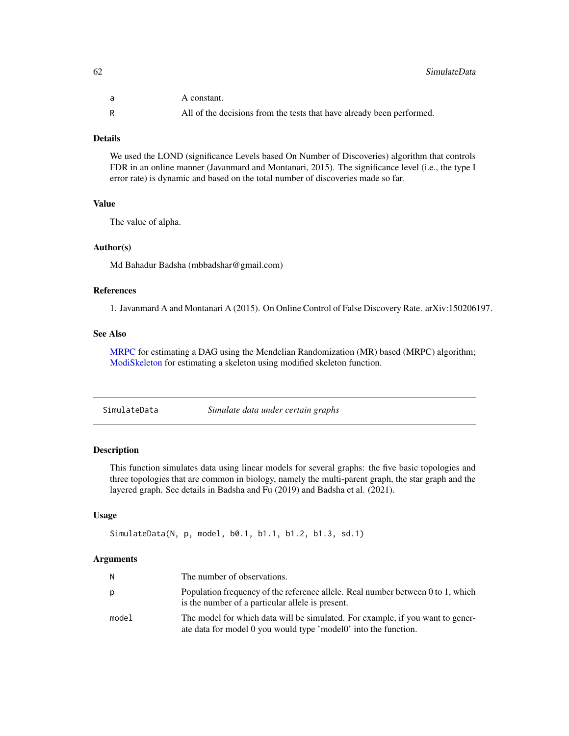| | |
|---|---|
| a | A constant. |
| R | All of the decisions from the tests that have already been performed. |

### Details

We used the LOND (significance Levels based On Number of Discoveries) algorithm that controls FDR in an online manner (Javanmard and Montanari, 2015). The significance level (i.e., the type I error rate) is dynamic and based on the total number of discoveries made so far.

### Value

The value of alpha.

### Author(s)

Md Bahadur Badsha (mbbadshar@gmail.com)

### References

1. Javanmard A and Montanari A (2015). On Online Control of False Discovery Rate. arXiv:150206197.

### See Also

MRPC for estimating a DAG using the Mendelian Randomization (MR) based (MRPC) algorithm; ModiSkeleton for estimating a skeleton using modified skeleton function.

---

## SimulateData — *Simulate data under certain graphs*

### Description

This function simulates data using linear models for several graphs: the five basic topologies and three topologies that are common in biology, namely the multi-parent graph, the star graph and the layered graph. See details in Badsha and Fu (2019) and Badsha et al. (2021).

### Usage

```
SimulateData(N, p, model, b0.1, b1.1, b1.2, b1.3, sd.1)
```

### Arguments

| | |
|---|---|
| N | The number of observations. |
| p | Population frequency of the reference allele. Real number between 0 to 1, which is the number of a particular allele is present. |
| model | The model for which data will be simulated. For example, if you want to generate data for model 0 you would type 'model0' into the function. |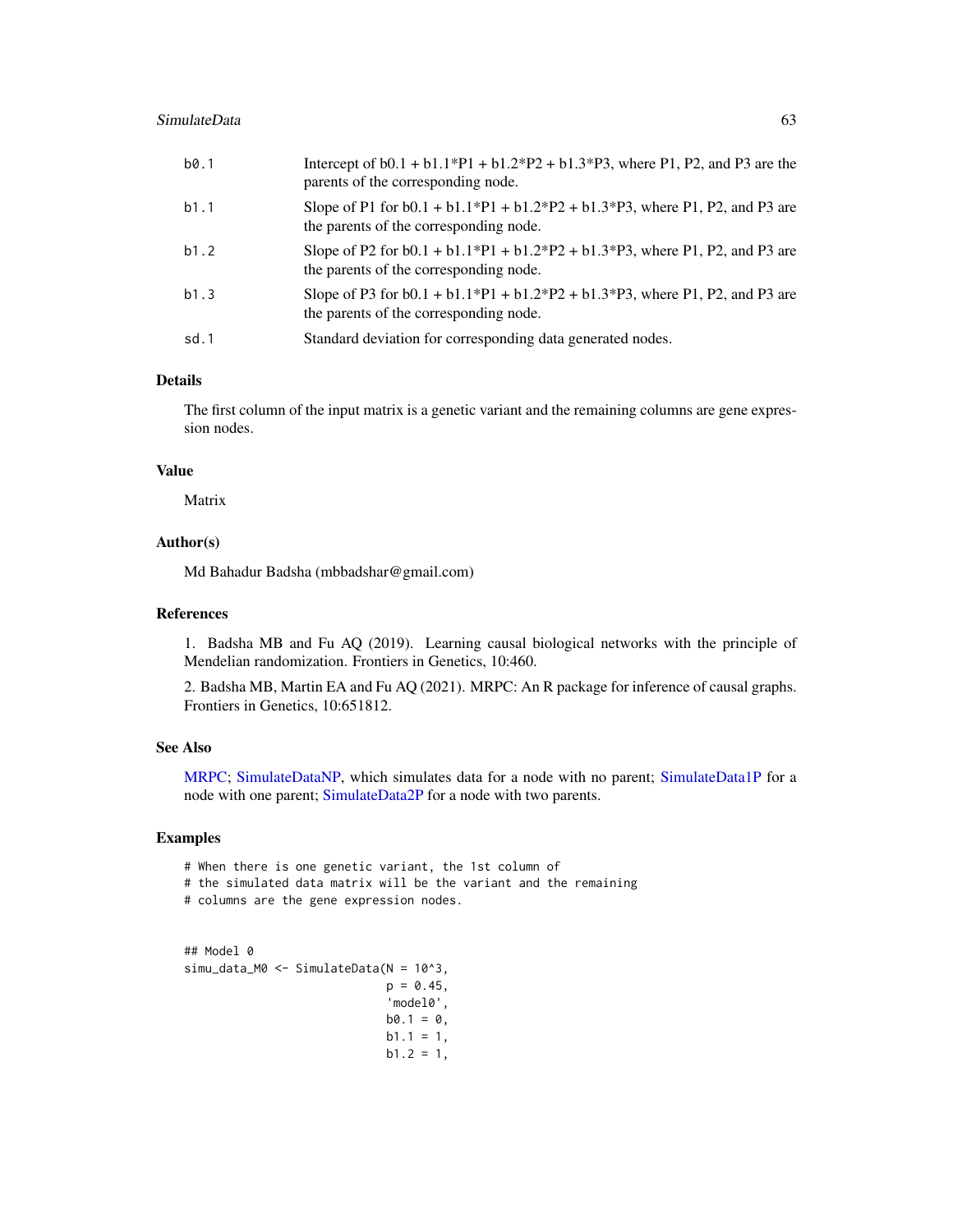| | |
|---|---|
| b0.1 | Intercept of b0.1 + b1.1*P1 + b1.2*P2 + b1.3*P3, where P1, P2, and P3 are the parents of the corresponding node. |
| b1.1 | Slope of P1 for b0.1 + b1.1*P1 + b1.2*P2 + b1.3*P3, where P1, P2, and P3 are the parents of the corresponding node. |
| b1.2 | Slope of P2 for b0.1 + b1.1*P1 + b1.2*P2 + b1.3*P3, where P1, P2, and P3 are the parents of the corresponding node. |
| b1.3 | Slope of P3 for b0.1 + b1.1*P1 + b1.2*P2 + b1.3*P3, where P1, P2, and P3 are the parents of the corresponding node. |
| sd.1 | Standard deviation for corresponding data generated nodes. |

### Details

The first column of the input matrix is a genetic variant and the remaining columns are gene expression nodes.

### Value

Matrix

### Author(s)

Md Bahadur Badsha (mbbadshar@gmail.com)

### References

1. Badsha MB and Fu AQ (2019). Learning causal biological networks with the principle of Mendelian randomization. Frontiers in Genetics, 10:460.

2. Badsha MB, Martin EA and Fu AQ (2021). MRPC: An R package for inference of causal graphs. Frontiers in Genetics, 10:651812.

### See Also

MRPC; SimulateDataNP, which simulates data for a node with no parent; SimulateData1P for a node with one parent; SimulateData2P for a node with two parents.

### Examples

```
# When there is one genetic variant, the 1st column of
# the simulated data matrix will be the variant and the remaining
# columns are the gene expression nodes.


## Model 0
simu_data_M0 <- SimulateData(N = 10^3,
                             p = 0.45,
                             'model0',
                             b0.1 = 0,
                             b1.1 = 1,
                             b1.2 = 1,
```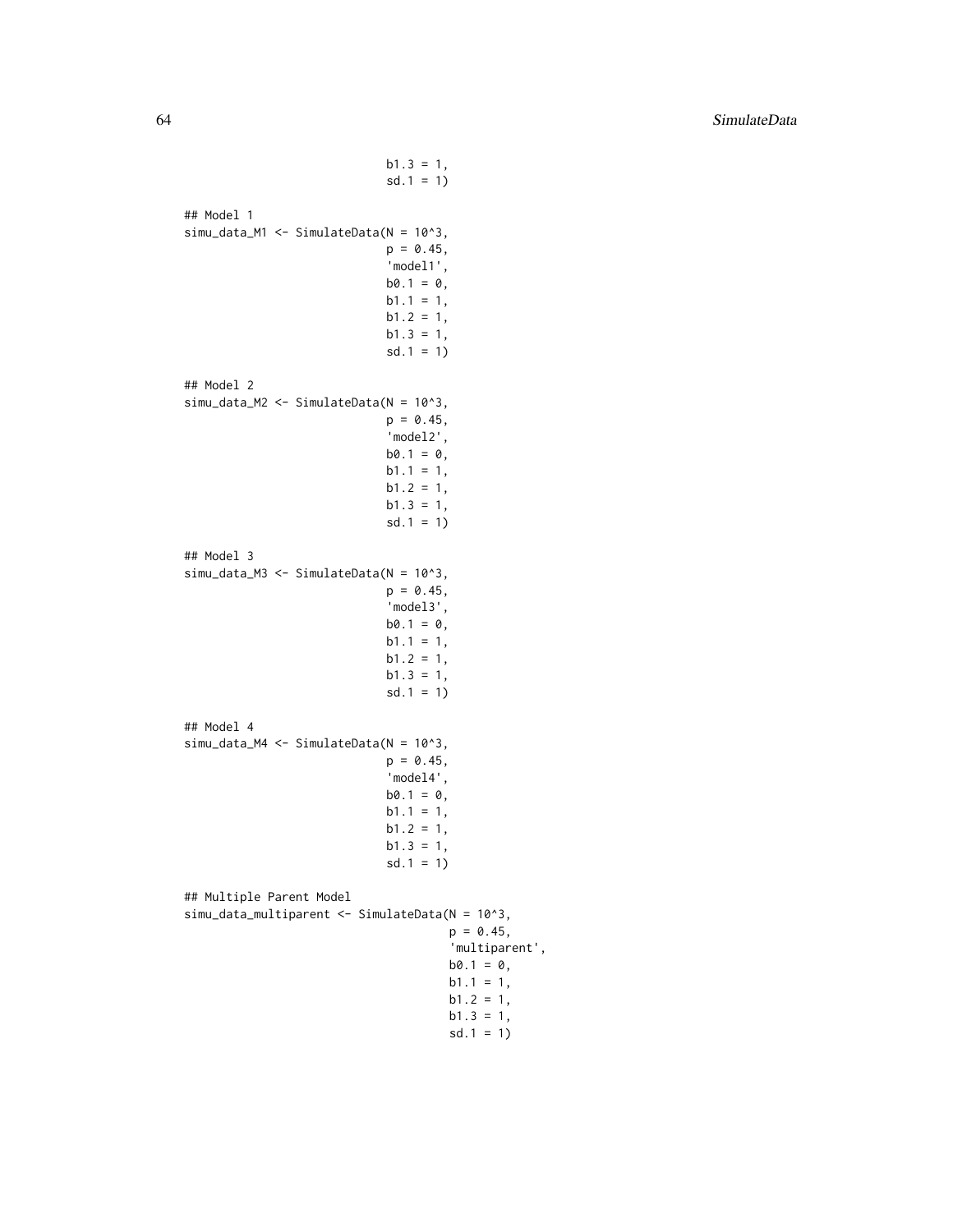```
                             b1.3 = 1,
                             sd.1 = 1)

## Model 1
simu_data_M1 <- SimulateData(N = 10^3,
                             p = 0.45,
                             'model1',
                             b0.1 = 0,
                             b1.1 = 1,
                             b1.2 = 1,
                             b1.3 = 1,
                             sd.1 = 1)

## Model 2
simu_data_M2 <- SimulateData(N = 10^3,
                             p = 0.45,
                             'model2',
                             b0.1 = 0,
                             b1.1 = 1,
                             b1.2 = 1,
                             b1.3 = 1,
                             sd.1 = 1)

## Model 3
simu_data_M3 <- SimulateData(N = 10^3,
                             p = 0.45,
                             'model3',
                             b0.1 = 0,
                             b1.1 = 1,
                             b1.2 = 1,
                             b1.3 = 1,
                             sd.1 = 1)

## Model 4
simu_data_M4 <- SimulateData(N = 10^3,
                             p = 0.45,
                             'model4',
                             b0.1 = 0,
                             b1.1 = 1,
                             b1.2 = 1,
                             b1.3 = 1,
                             sd.1 = 1)

## Multiple Parent Model
simu_data_multiparent <- SimulateData(N = 10^3,
                                      p = 0.45,
                                      'multiparent',
                                      b0.1 = 0,
                                      b1.1 = 1,
                                      b1.2 = 1,
                                      b1.3 = 1,
                                      sd.1 = 1)
```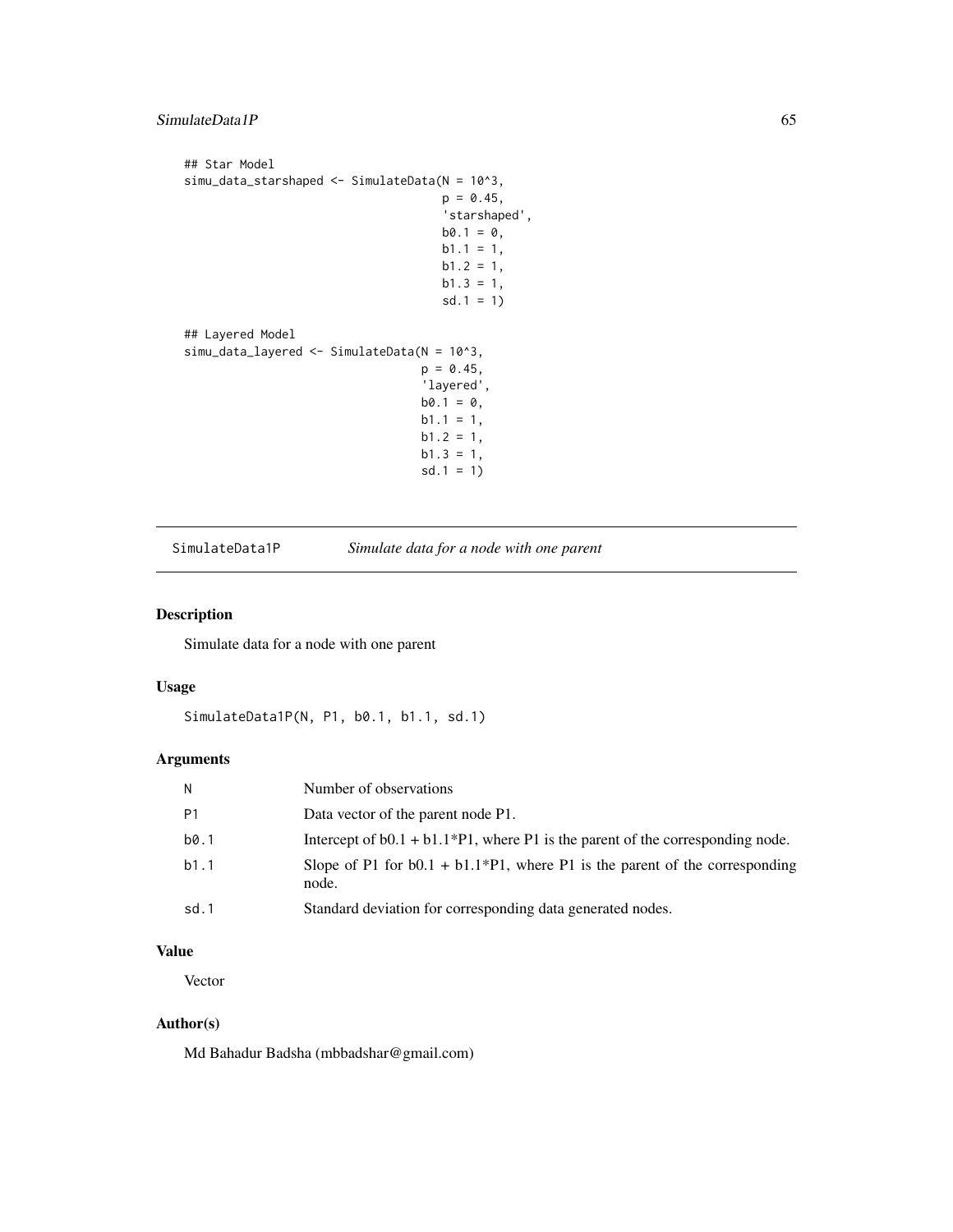```
## Star Model
simu_data_starshaped <- SimulateData(N = 10^3,
                                     p = 0.45,
                                     'starshaped',
                                     b0.1 = 0,
                                     b1.1 = 1,
                                     b1.2 = 1,
                                     b1.3 = 1,
                                     sd.1 = 1)

## Layered Model
simu_data_layered <- SimulateData(N = 10^3,
                                  p = 0.45,
                                  'layered',
                                  b0.1 = 0,
                                  b1.1 = 1,
                                  b1.2 = 1,
                                  b1.3 = 1,
                                  sd.1 = 1)
```

---

## SimulateData1P — *Simulate data for a node with one parent*

---

### Description

Simulate data for a node with one parent

### Usage

```
SimulateData1P(N, P1, b0.1, b1.1, sd.1)
```

### Arguments

| | |
|---|---|
| N | Number of observations |
| P1 | Data vector of the parent node P1. |
| b0.1 | Intercept of b0.1 + b1.1*P1, where P1 is the parent of the corresponding node. |
| b1.1 | Slope of P1 for b0.1 + b1.1*P1, where P1 is the parent of the corresponding node. |
| sd.1 | Standard deviation for corresponding data generated nodes. |

### Value

Vector

### Author(s)

Md Bahadur Badsha (mbbadshar@gmail.com)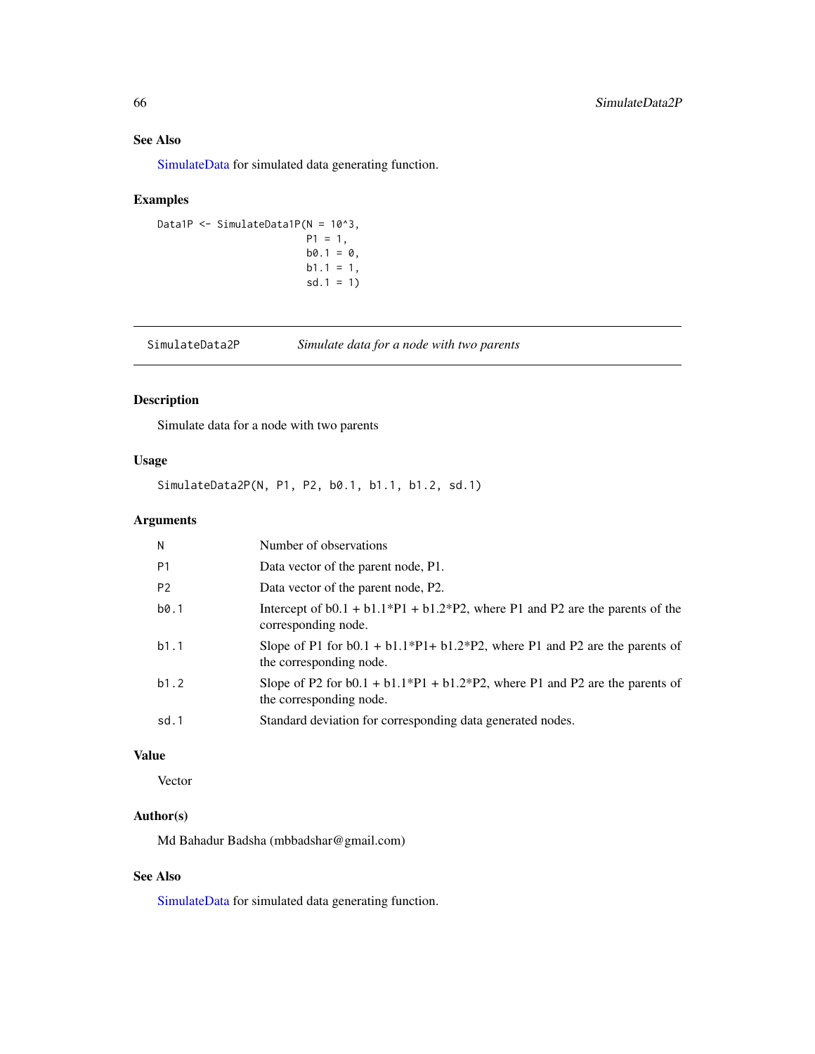## See Also

SimulateData for simulated data generating function.

## Examples

```
Data1P <- SimulateData1P(N = 10^3,
                         P1 = 1,
                         b0.1 = 0,
                         b1.1 = 1,
                         sd.1 = 1)
```

---

`SimulateData2P` &nbsp;&nbsp;&nbsp; *Simulate data for a node with two parents*

---

## Description

Simulate data for a node with two parents

## Usage

```
SimulateData2P(N, P1, P2, b0.1, b1.1, b1.2, sd.1)
```

## Arguments

| | |
|---|---|
| `N` | Number of observations |
| `P1` | Data vector of the parent node, P1. |
| `P2` | Data vector of the parent node, P2. |
| `b0.1` | Intercept of b0.1 + b1.1*P1 + b1.2*P2, where P1 and P2 are the parents of the corresponding node. |
| `b1.1` | Slope of P1 for b0.1 + b1.1*P1+ b1.2*P2, where P1 and P2 are the parents of the corresponding node. |
| `b1.2` | Slope of P2 for b0.1 + b1.1*P1 + b1.2*P2, where P1 and P2 are the parents of the corresponding node. |
| `sd.1` | Standard deviation for corresponding data generated nodes. |

## Value

Vector

## Author(s)

Md Bahadur Badsha (mbbadshar@gmail.com)

## See Also

SimulateData for simulated data generating function.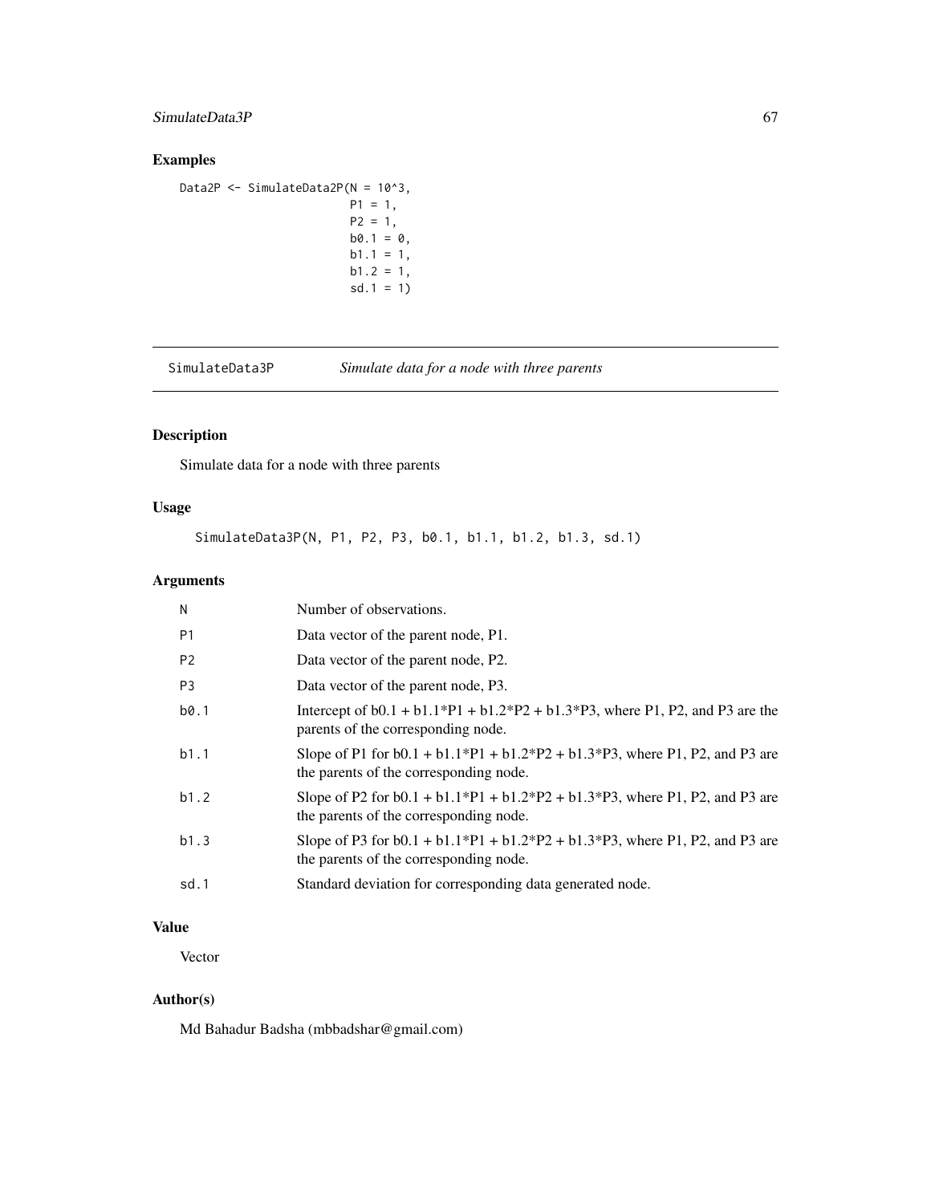## Examples

```
Data2P <- SimulateData2P(N = 10^3,
                         P1 = 1,
                         P2 = 1,
                         b0.1 = 0,
                         b1.1 = 1,
                         b1.2 = 1,
                         sd.1 = 1)
```

---

SimulateData3P &nbsp;&nbsp;&nbsp;&nbsp; *Simulate data for a node with three parents*

---

## Description

Simulate data for a node with three parents

## Usage

```
SimulateData3P(N, P1, P2, P3, b0.1, b1.1, b1.2, b1.3, sd.1)
```

## Arguments

| | |
|---|---|
| N | Number of observations. |
| P1 | Data vector of the parent node, P1. |
| P2 | Data vector of the parent node, P2. |
| P3 | Data vector of the parent node, P3. |
| b0.1 | Intercept of b0.1 + b1.1*P1 + b1.2*P2 + b1.3*P3, where P1, P2, and P3 are the parents of the corresponding node. |
| b1.1 | Slope of P1 for b0.1 + b1.1*P1 + b1.2*P2 + b1.3*P3, where P1, P2, and P3 are the parents of the corresponding node. |
| b1.2 | Slope of P2 for b0.1 + b1.1*P1 + b1.2*P2 + b1.3*P3, where P1, P2, and P3 are the parents of the corresponding node. |
| b1.3 | Slope of P3 for b0.1 + b1.1*P1 + b1.2*P2 + b1.3*P3, where P1, P2, and P3 are the parents of the corresponding node. |
| sd.1 | Standard deviation for corresponding data generated node. |

## Value

Vector

## Author(s)

Md Bahadur Badsha (mbbadshar@gmail.com)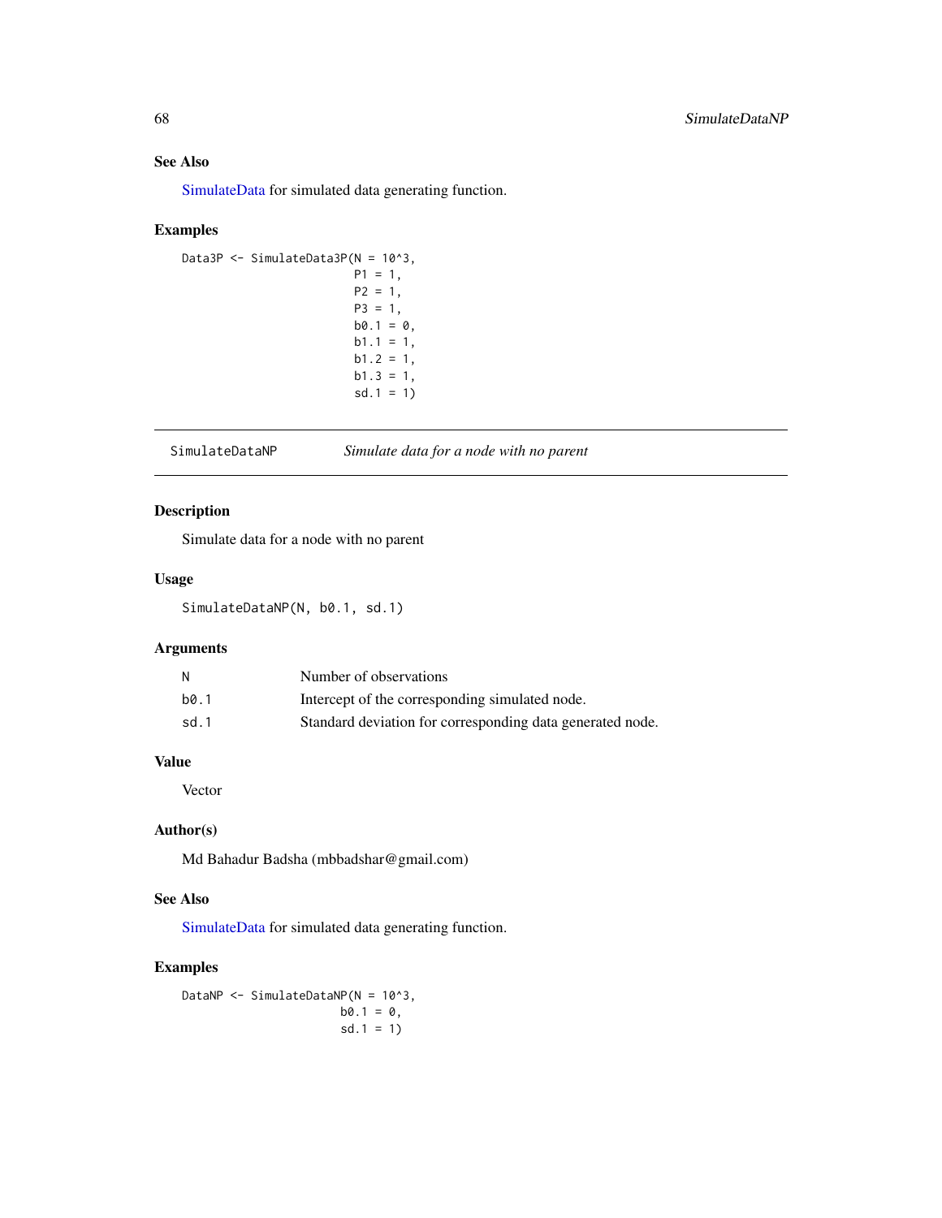## See Also

SimulateData for simulated data generating function.

## Examples

```
Data3P <- SimulateData3P(N = 10^3,
                         P1 = 1,
                         P2 = 1,
                         P3 = 1,
                         b0.1 = 0,
                         b1.1 = 1,
                         b1.2 = 1,
                         b1.3 = 1,
                         sd.1 = 1)
```

---

SimulateDataNP &emsp; *Simulate data for a node with no parent*

---

## Description

Simulate data for a node with no parent

## Usage

```
SimulateDataNP(N, b0.1, sd.1)
```

## Arguments

| | |
|---|---|
| N | Number of observations |
| b0.1 | Intercept of the corresponding simulated node. |
| sd.1 | Standard deviation for corresponding data generated node. |

## Value

Vector

## Author(s)

Md Bahadur Badsha (mbbadshar@gmail.com)

## See Also

SimulateData for simulated data generating function.

## Examples

```
DataNP <- SimulateDataNP(N = 10^3,
                         b0.1 = 0,
                         sd.1 = 1)
```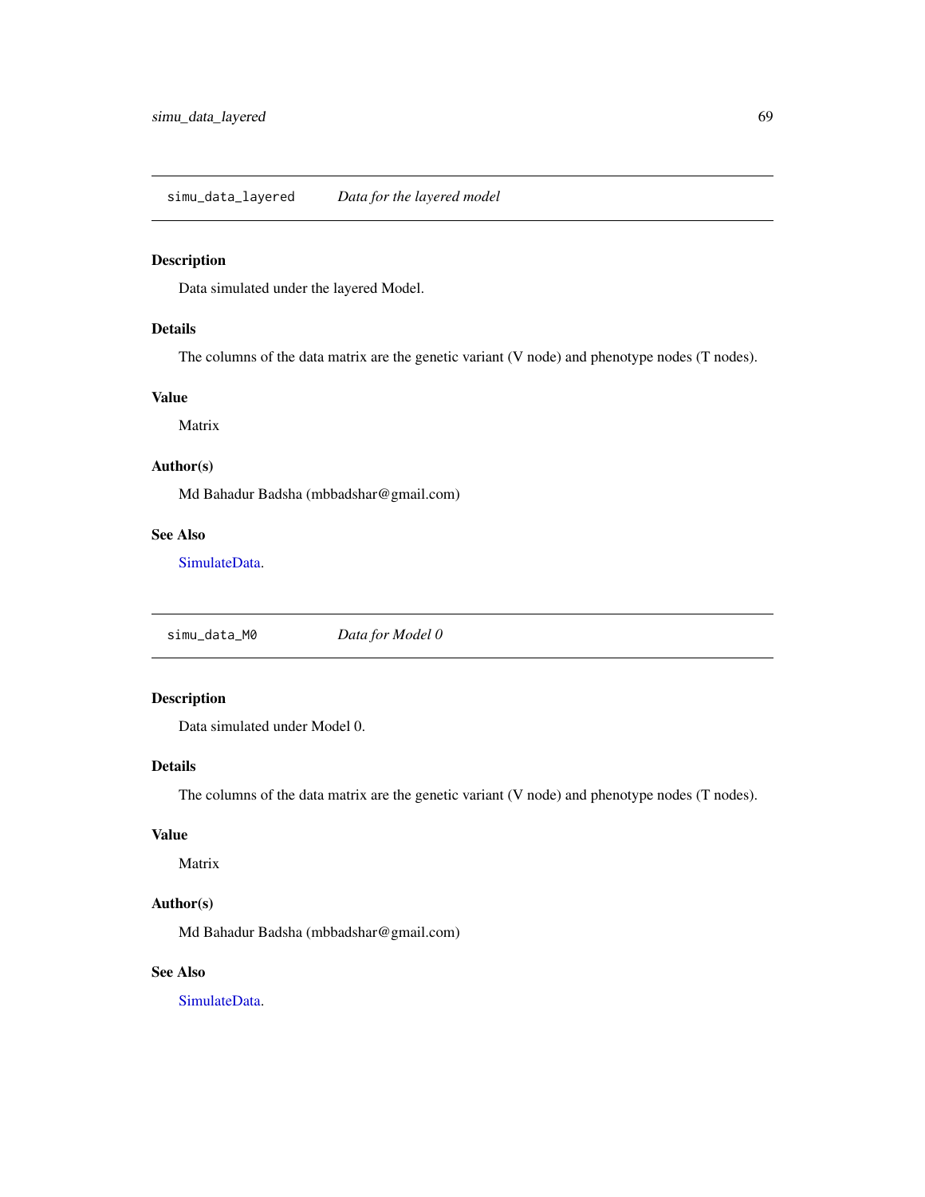## simu_data_layered *Data for the layered model*

### Description

Data simulated under the layered Model.

### Details

The columns of the data matrix are the genetic variant (V node) and phenotype nodes (T nodes).

### Value

Matrix

### Author(s)

Md Bahadur Badsha (mbbadshar@gmail.com)

### See Also

SimulateData.

## simu_data_M0 *Data for Model 0*

### Description

Data simulated under Model 0.

### Details

The columns of the data matrix are the genetic variant (V node) and phenotype nodes (T nodes).

### Value

Matrix

### Author(s)

Md Bahadur Badsha (mbbadshar@gmail.com)

### See Also

SimulateData.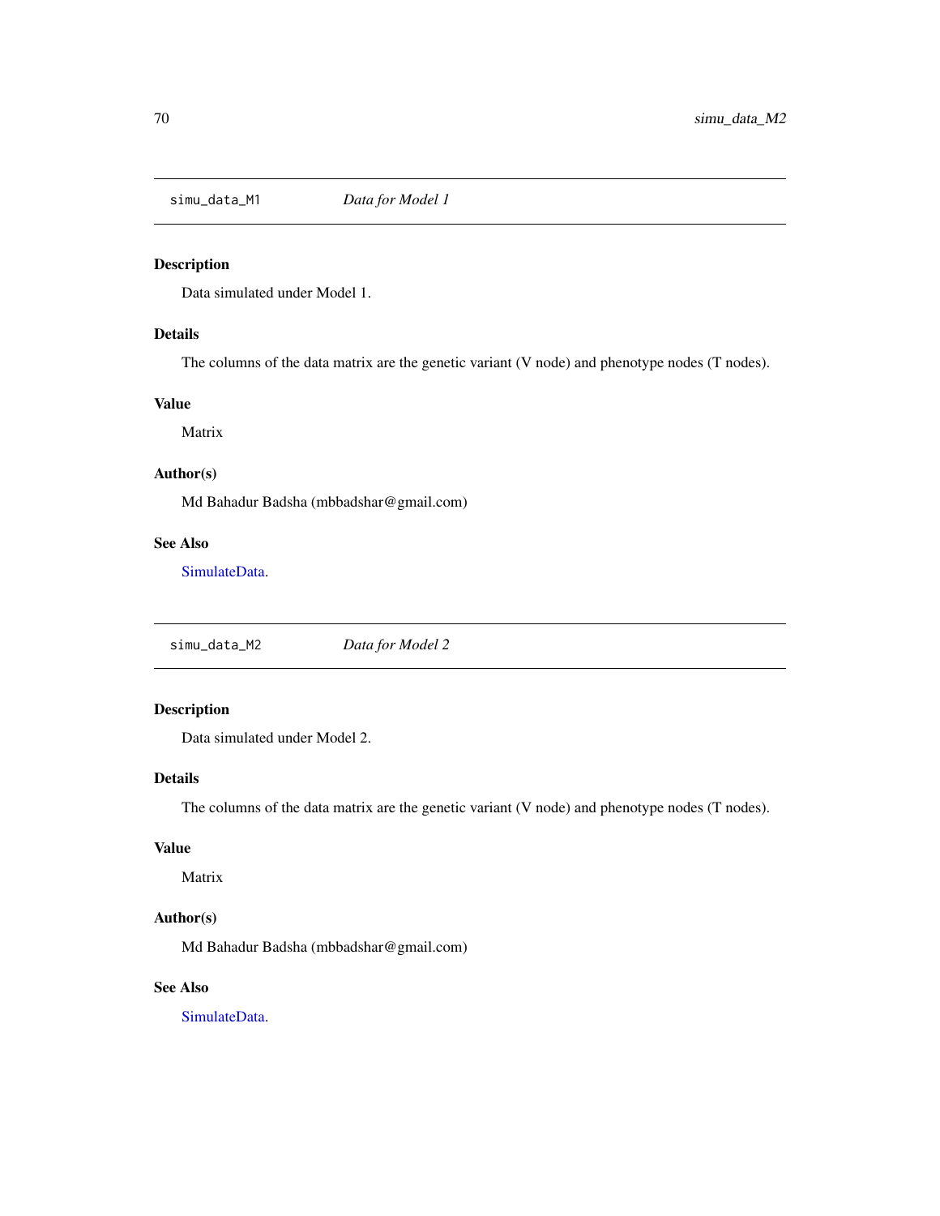## simu_data_M1 *Data for Model 1*

### Description

Data simulated under Model 1.

### Details

The columns of the data matrix are the genetic variant (V node) and phenotype nodes (T nodes).

### Value

Matrix

### Author(s)

Md Bahadur Badsha (mbbadshar@gmail.com)

### See Also

SimulateData.

## simu_data_M2 *Data for Model 2*

### Description

Data simulated under Model 2.

### Details

The columns of the data matrix are the genetic variant (V node) and phenotype nodes (T nodes).

### Value

Matrix

### Author(s)

Md Bahadur Badsha (mbbadshar@gmail.com)

### See Also

SimulateData.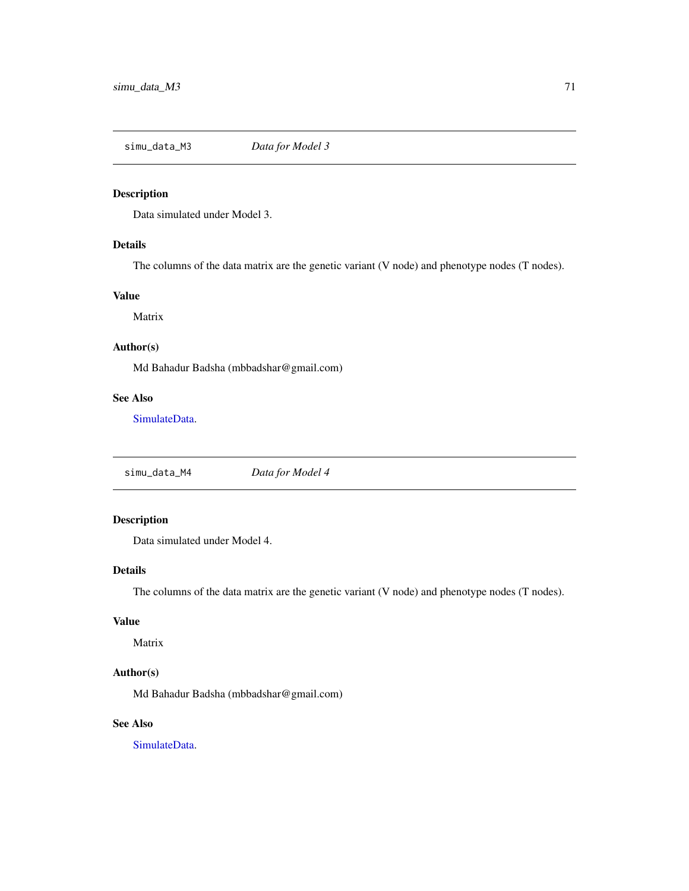## simu_data_M3 *Data for Model 3*

### Description

Data simulated under Model 3.

### Details

The columns of the data matrix are the genetic variant (V node) and phenotype nodes (T nodes).

### Value

Matrix

### Author(s)

Md Bahadur Badsha (mbbadshar@gmail.com)

### See Also

SimulateData.

## simu_data_M4 *Data for Model 4*

### Description

Data simulated under Model 4.

### Details

The columns of the data matrix are the genetic variant (V node) and phenotype nodes (T nodes).

### Value

Matrix

### Author(s)

Md Bahadur Badsha (mbbadshar@gmail.com)

### See Also

SimulateData.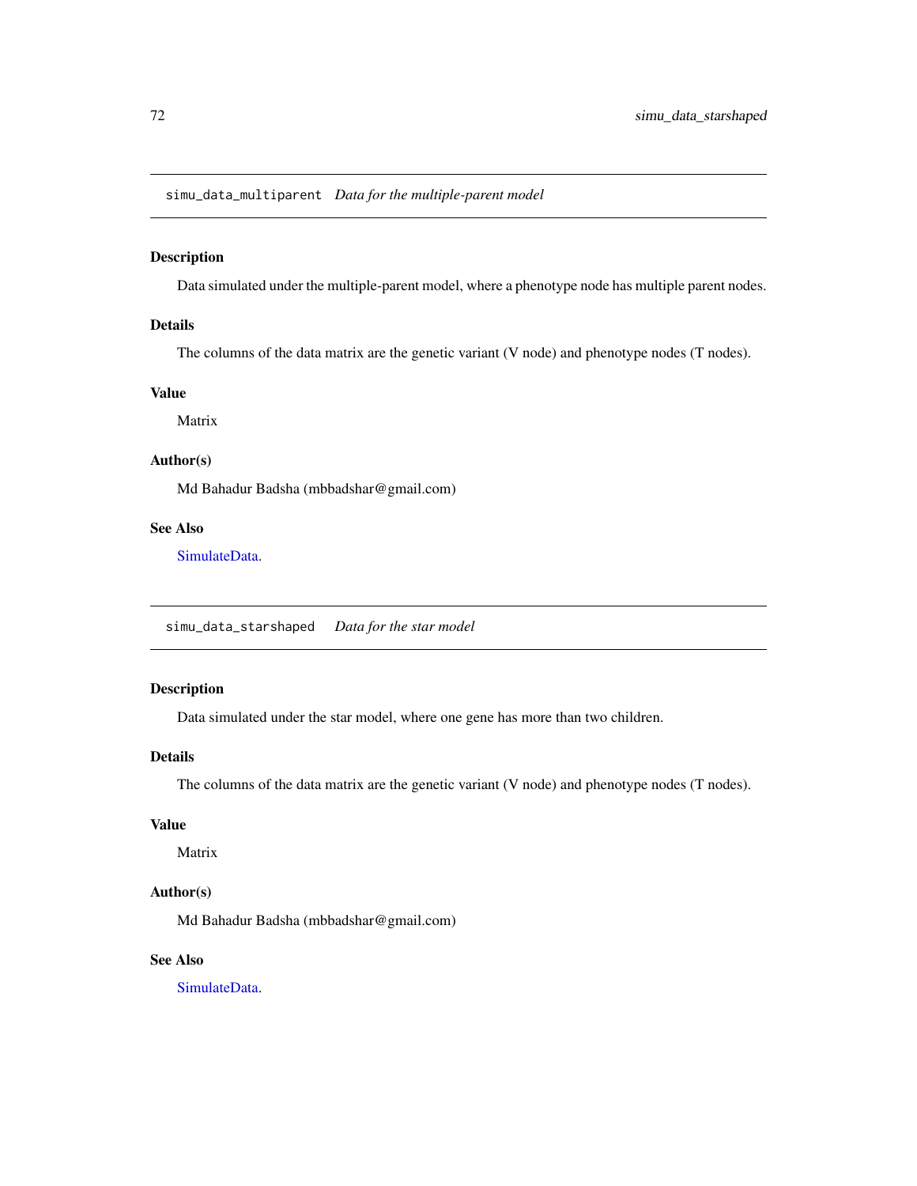## simu_data_multiparent *Data for the multiple-parent model*

### Description

Data simulated under the multiple-parent model, where a phenotype node has multiple parent nodes.

### Details

The columns of the data matrix are the genetic variant (V node) and phenotype nodes (T nodes).

### Value

Matrix

### Author(s)

Md Bahadur Badsha (mbbadshar@gmail.com)

### See Also

SimulateData.

## simu_data_starshaped *Data for the star model*

### Description

Data simulated under the star model, where one gene has more than two children.

### Details

The columns of the data matrix are the genetic variant (V node) and phenotype nodes (T nodes).

### Value

Matrix

### Author(s)

Md Bahadur Badsha (mbbadshar@gmail.com)

### See Also

SimulateData.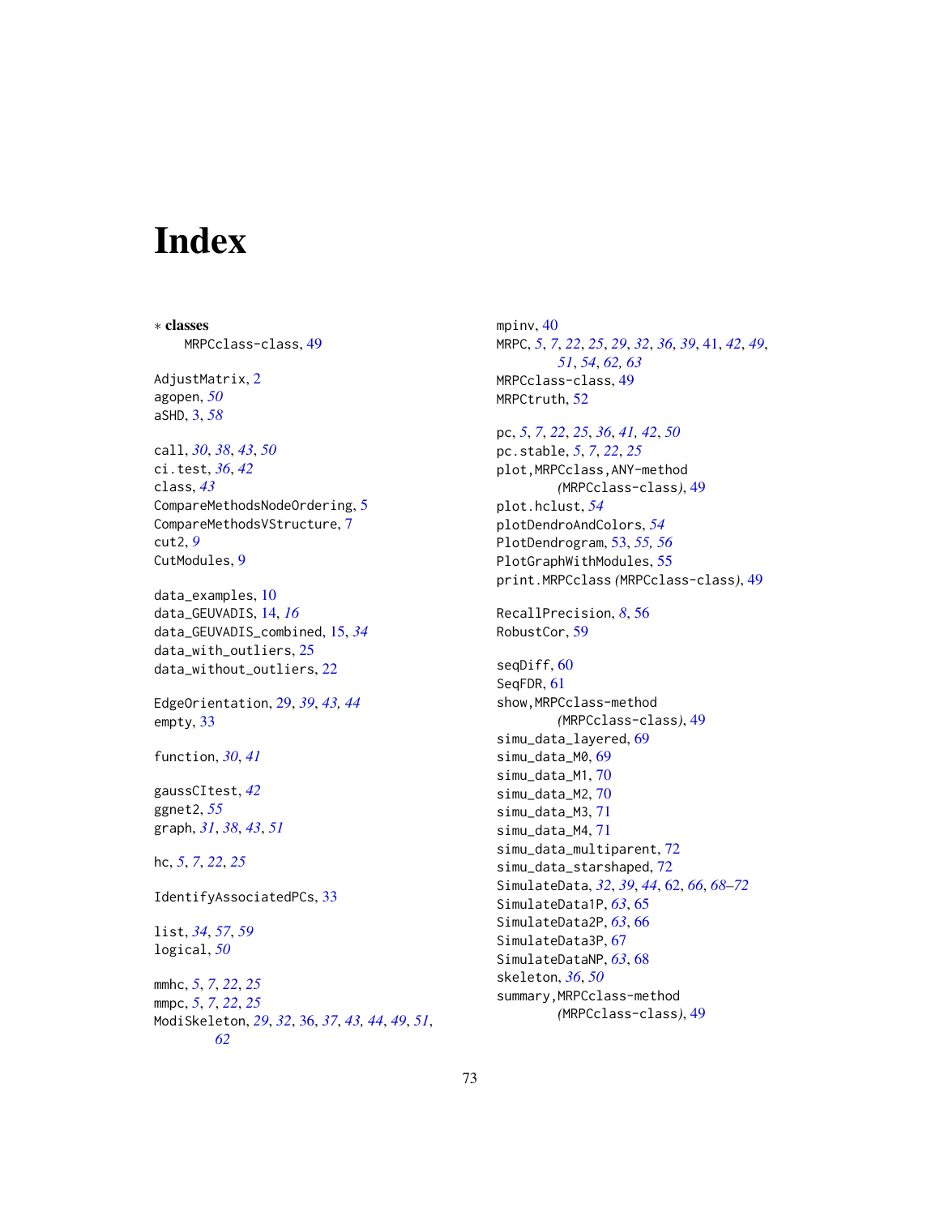# Index

∗ **classes**
  MRPCclass-class, 49

AdjustMatrix, 2
agopen, *50*
aSHD, 3, *58*

call, *30*, *38*, *43*, *50*
ci.test, *36*, *42*
class, *43*
CompareMethodsNodeOrdering, 5
CompareMethodsVStructure, 7
cut2, *9*
CutModules, 9

data_examples, 10
data_GEUVADIS, 14, *16*
data_GEUVADIS_combined, 15, *34*
data_with_outliers, 25
data_without_outliers, 22

EdgeOrientation, 29, *39*, *43, 44*
empty, 33

function, *30*, *41*

gaussCItest, *42*
ggnet2, *55*
graph, *31*, *38*, *43*, *51*

hc, *5*, *7*, *22*, *25*

IdentifyAssociatedPCs, 33

list, *34*, *57*, *59*
logical, *50*

mmhc, *5*, *7*, *22*, *25*
mmpc, *5*, *7*, *22*, *25*
ModiSkeleton, *29*, *32*, 36, *37*, *43, 44*, *49*, *51*, *62*

mpinv, 40
MRPC, *5*, *7*, *22*, *25*, *29*, *32*, *36*, *39*, 41, *42*, *49*, *51*, *54*, *62, 63*
MRPCclass-class, 49
MRPCtruth, 52

pc, *5*, *7*, *22*, *25*, *36*, *41, 42*, *50*
pc.stable, *5*, *7*, *22*, *25*
plot,MRPCclass,ANY-method *(MRPCclass-class)*, 49
plot.hclust, *54*
plotDendroAndColors, *54*
PlotDendrogram, 53, *55, 56*
PlotGraphWithModules, 55
print.MRPCclass *(MRPCclass-class)*, 49

RecallPrecision, *8*, 56
RobustCor, 59

seqDiff, 60
SeqFDR, 61
show,MRPCclass-method *(MRPCclass-class)*, 49
simu_data_layered, 69
simu_data_M0, 69
simu_data_M1, 70
simu_data_M2, 70
simu_data_M3, 71
simu_data_M4, 71
simu_data_multiparent, 72
simu_data_starshaped, 72
SimulateData, *32*, *39*, *44*, 62, *66*, *68–72*
SimulateData1P, *63*, 65
SimulateData2P, *63*, 66
SimulateData3P, 67
SimulateDataNP, *63*, 68
skeleton, *36*, *50*
summary,MRPCclass-method *(MRPCclass-class)*, 49